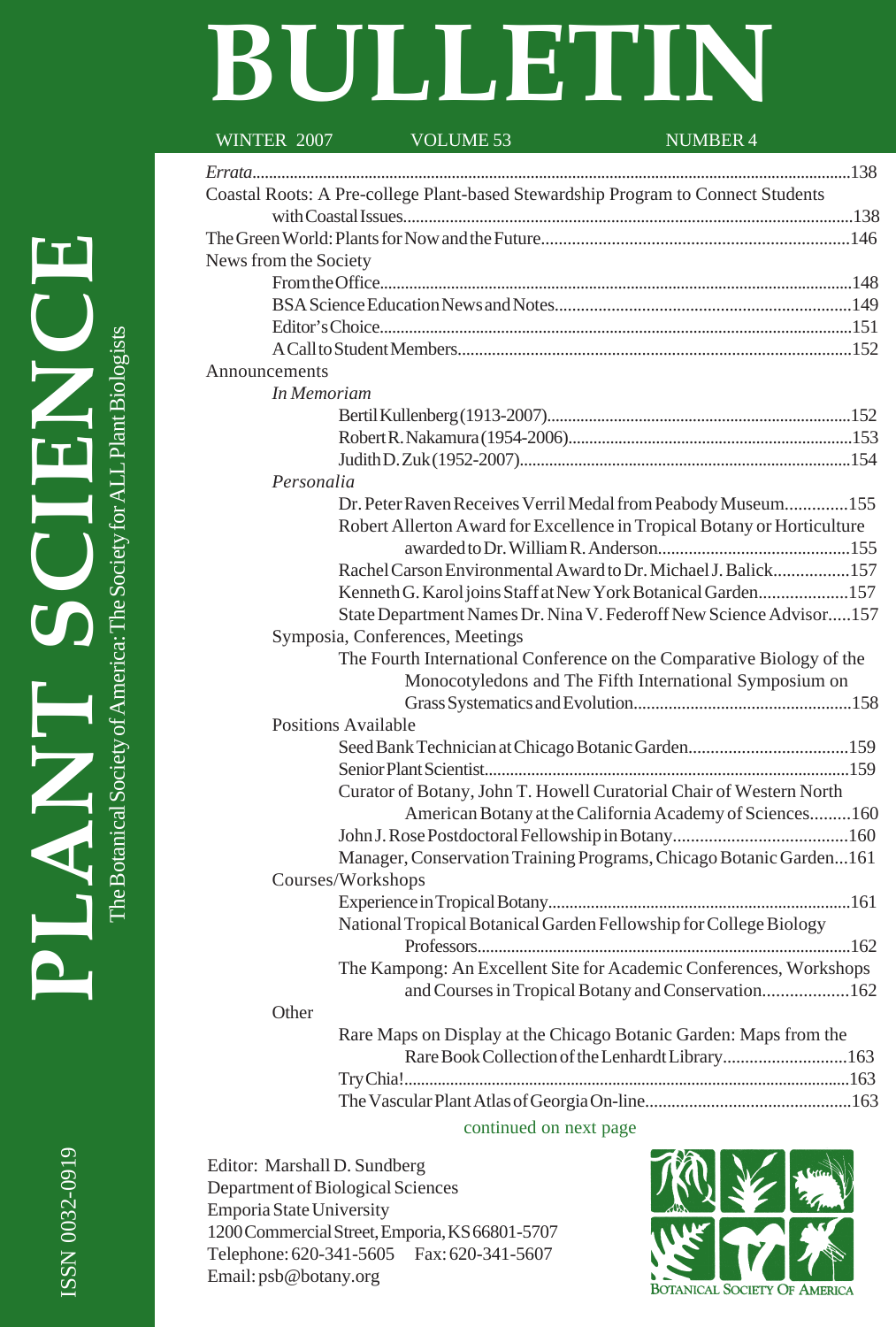# PLANT SCIENCE BULLETIN

The Botanical Society of America: The Society for ALL Plant Biologists

ISSN 0032-0919

WINTER 2007 VOLUME 53 NUMBER 4

*Errata*...138

Coastal Roots: A Pre-college Plant-based Stewardship Program to Connect Students with Coastal Issues...138

The Green World: Plants for Now and the Future...146

News from the Society

- From the Office...148
- BSA Science Education News and Notes...149
- Editor's Choice...151
- A Call to Student Members...152

Announcements

*In Memoriam*

- Bertil Kullenberg (1913-2007)...152
- Robert R. Nakamura (1954-2006)...153
- Judith D. Zuk (1952-2007)...154

*Personalia*

- Dr. Peter Raven Receives Verril Medal from Peabody Museum...155
- Robert Allerton Award for Excellence in Tropical Botany or Horticulture awarded to Dr. William R. Anderson...155
- Rachel Carson Environmental Award to Dr. Michael J. Balick...157
- Kenneth G. Karol joins Staff at New York Botanical Garden...157
- State Department Names Dr. Nina V. Federoff New Science Advisor...157

Symposia, Conferences, Meetings

- The Fourth International Conference on the Comparative Biology of the Monocotyledons and The Fifth International Symposium on Grass Systematics and Evolution...158

Positions Available

- Seed Bank Technician at Chicago Botanic Garden...159
- Senior Plant Scientist...159
- Curator of Botany, John T. Howell Curatorial Chair of Western North American Botany at the California Academy of Sciences...160
- John J. Rose Postdoctoral Fellowship in Botany...160
- Manager, Conservation Training Programs, Chicago Botanic Garden...161

Courses/Workshops

- Experience in Tropical Botany...161
- National Tropical Botanical Garden Fellowship for College Biology Professors...162
- The Kampong: An Excellent Site for Academic Conferences, Workshops and Courses in Tropical Botany and Conservation...162

Other

- Rare Maps on Display at the Chicago Botanic Garden: Maps from the Rare Book Collection of the Lenhardt Library...163
- Try Chia!...163
- The Vascular Plant Atlas of Georgia On-line...163

continued on next page

Editor: Marshall D. Sundberg
Department of Biological Sciences
Emporia State University
1200 Commercial Street, Emporia, KS 66801-5707
Telephone: 620-341-5605 Fax: 620-341-5607
Email: psb@botany.org

BOTANICAL SOCIETY OF AMERICA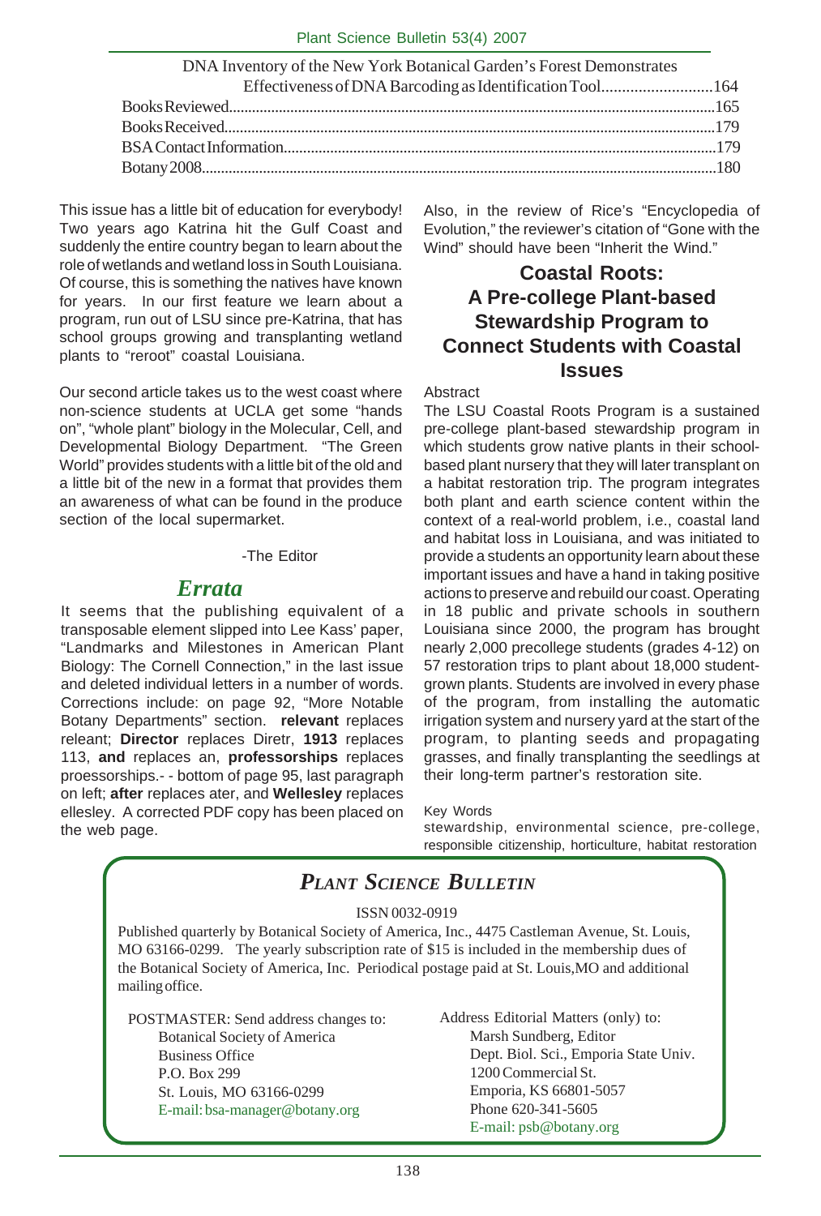| | |
|---|---|
| DNA Inventory of the New York Botanical Garden's Forest Demonstrates Effectiveness of DNA Barcoding as Identification Tool | 164 |
| Books Reviewed | 165 |
| Books Received | 179 |
| BSA Contact Information | 179 |
| Botany 2008 | 180 |

This issue has a little bit of education for everybody! Two years ago Katrina hit the Gulf Coast and suddenly the entire country began to learn about the role of wetlands and wetland loss in South Louisiana. Of course, this is something the natives have known for years. In our first feature we learn about a program, run out of LSU since pre-Katrina, that has school groups growing and transplanting wetland plants to "reroot" coastal Louisiana.

Our second article takes us to the west coast where non-science students at UCLA get some "hands on", "whole plant" biology in the Molecular, Cell, and Developmental Biology Department. "The Green World" provides students with a little bit of the old and a little bit of the new in a format that provides them an awareness of what can be found in the produce section of the local supermarket.

-The Editor

## *Errata*

It seems that the publishing equivalent of a transposable element slipped into Lee Kass' paper, "Landmarks and Milestones in American Plant Biology: The Cornell Connection," in the last issue and deleted individual letters in a number of words. Corrections include: on page 92, "More Notable Botany Departments" section. **relevant** replaces releant; **Director** replaces Diretr, **1913** replaces 113, **and** replaces an, **professorships** replaces proessorships.- - bottom of page 95, last paragraph on left; **after** replaces ater, and **Wellesley** replaces ellesley. A corrected PDF copy has been placed on the web page.

Also, in the review of Rice's "Encyclopedia of Evolution," the reviewer's citation of "Gone with the Wind" should have been "Inherit the Wind."

## Coastal Roots: A Pre-college Plant-based Stewardship Program to Connect Students with Coastal Issues

Abstract

The LSU Coastal Roots Program is a sustained pre-college plant-based stewardship program in which students grow native plants in their school-based plant nursery that they will later transplant on a habitat restoration trip. The program integrates both plant and earth science content within the context of a real-world problem, i.e., coastal land and habitat loss in Louisiana, and was initiated to provide a students an opportunity learn about these important issues and have a hand in taking positive actions to preserve and rebuild our coast. Operating in 18 public and private schools in southern Louisiana since 2000, the program has brought nearly 2,000 precollege students (grades 4-12) on 57 restoration trips to plant about 18,000 student-grown plants. Students are involved in every phase of the program, from installing the automatic irrigation system and nursery yard at the start of the program, to planting seeds and propagating grasses, and finally transplanting the seedlings at their long-term partner's restoration site.

Key Words

stewardship, environmental science, pre-college, responsible citizenship, horticulture, habitat restoration

## *Plant Science Bulletin*

ISSN 0032-0919

Published quarterly by Botanical Society of America, Inc., 4475 Castleman Avenue, St. Louis, MO 63166-0299. The yearly subscription rate of $15 is included in the membership dues of the Botanical Society of America, Inc. Periodical postage paid at St. Louis,MO and additional mailing office.

POSTMASTER: Send address changes to:
Botanical Society of America
Business Office
P.O. Box 299
St. Louis, MO 63166-0299
E-mail: bsa-manager@botany.org

Address Editorial Matters (only) to:
Marsh Sundberg, Editor
Dept. Biol. Sci., Emporia State Univ.
1200 Commercial St.
Emporia, KS 66801-5057
Phone 620-341-5605
E-mail: psb@botany.org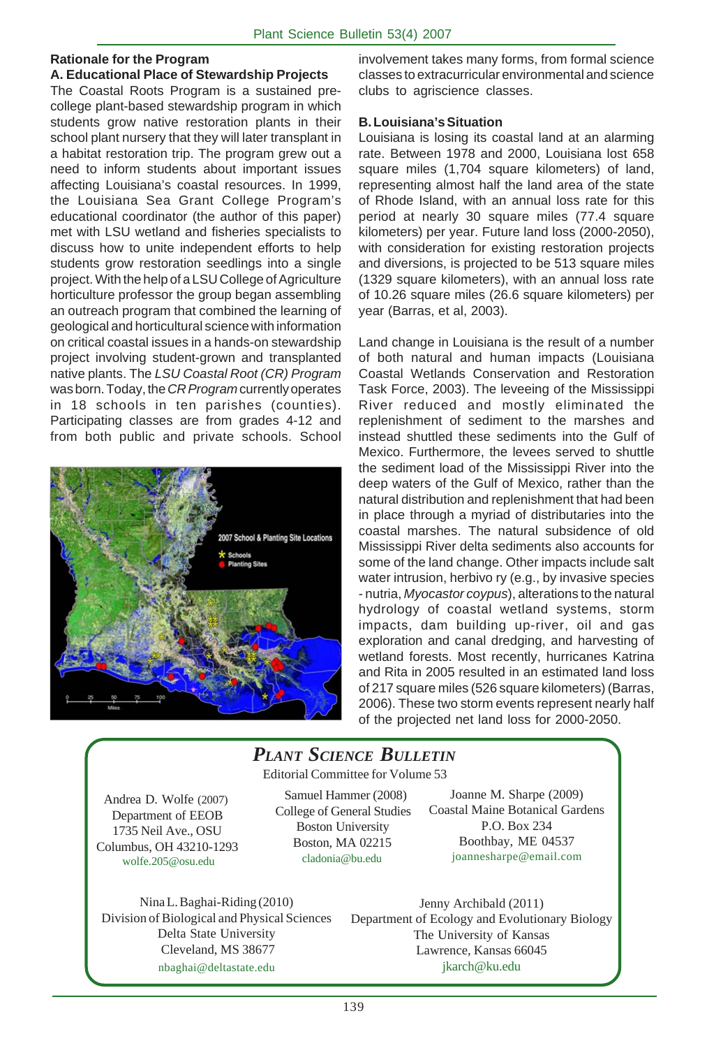## Rationale for the Program

### A. Educational Place of Stewardship Projects

The Coastal Roots Program is a sustained pre-college plant-based stewardship program in which students grow native restoration plants in their school plant nursery that they will later transplant in a habitat restoration trip. The program grew out a need to inform students about important issues affecting Louisiana's coastal resources. In 1999, the Louisiana Sea Grant College Program's educational coordinator (the author of this paper) met with LSU wetland and fisheries specialists to discuss how to unite independent efforts to help students grow restoration seedlings into a single project. With the help of a LSU College of Agriculture horticulture professor the group began assembling an outreach program that combined the learning of geological and horticultural science with information on critical coastal issues in a hands-on stewardship project involving student-grown and transplanted native plants. The *LSU Coastal Root (CR) Program* was born. Today, the *CR Program* currently operates in 18 schools in ten parishes (counties). Participating classes are from grades 4-12 and from both public and private schools. School involvement takes many forms, from formal science classes to extracurricular environmental and science clubs to agriscience classes.

### B. Louisiana's Situation

Louisiana is losing its coastal land at an alarming rate. Between 1978 and 2000, Louisiana lost 658 square miles (1,704 square kilometers) of land, representing almost half the land area of the state of Rhode Island, with an annual loss rate for this period at nearly 30 square miles (77.4 square kilometers) per year. Future land loss (2000-2050), with consideration for existing restoration projects and diversions, is projected to be 513 square miles (1329 square kilometers), with an annual loss rate of 10.26 square miles (26.6 square kilometers) per year (Barras, et al, 2003).

Land change in Louisiana is the result of a number of both natural and human impacts (Louisiana Coastal Wetlands Conservation and Restoration Task Force, 2003). The leveeing of the Mississippi River reduced and mostly eliminated the replenishment of sediment to the marshes and instead shuttled these sediments into the Gulf of Mexico. Furthermore, the levees served to shuttle the sediment load of the Mississippi River into the deep waters of the Gulf of Mexico, rather than the natural distribution and replenishment that had been in place through a myriad of distributaries into the coastal marshes. The natural subsidence of old Mississippi River delta sediments also accounts for some of the land change. Other impacts include salt water intrusion, herbivo ry (e.g., by invasive species - nutria, *Myocastor coypus*), alterations to the natural hydrology of coastal wetland systems, storm impacts, dam building up-river, oil and gas exploration and canal dredging, and harvesting of wetland forests. Most recently, hurricanes Katrina and Rita in 2005 resulted in an estimated land loss of 217 square miles (526 square kilometers) (Barras, 2006). These two storm events represent nearly half of the projected net land loss for 2000-2050.

---

## *Plant Science Bulletin*

Editorial Committee for Volume 53

Andrea D. Wolfe (2007)
Department of EEOB
1735 Neil Ave., OSU
Columbus, OH 43210-1293
wolfe.205@osu.edu

Samuel Hammer (2008)
College of General Studies
Boston University
Boston, MA 02215
cladonia@bu.edu

Joanne M. Sharpe (2009)
Coastal Maine Botanical Gardens
P.O. Box 234
Boothbay, ME 04537
joannesharpe@email.com

Nina L. Baghai-Riding (2010)
Division of Biological and Physical Sciences
Delta State University
Cleveland, MS 38677
nbaghai@deltastate.edu

Jenny Archibald (2011)
Department of Ecology and Evolutionary Biology
The University of Kansas
Lawrence, Kansas 66045
jkarch@ku.edu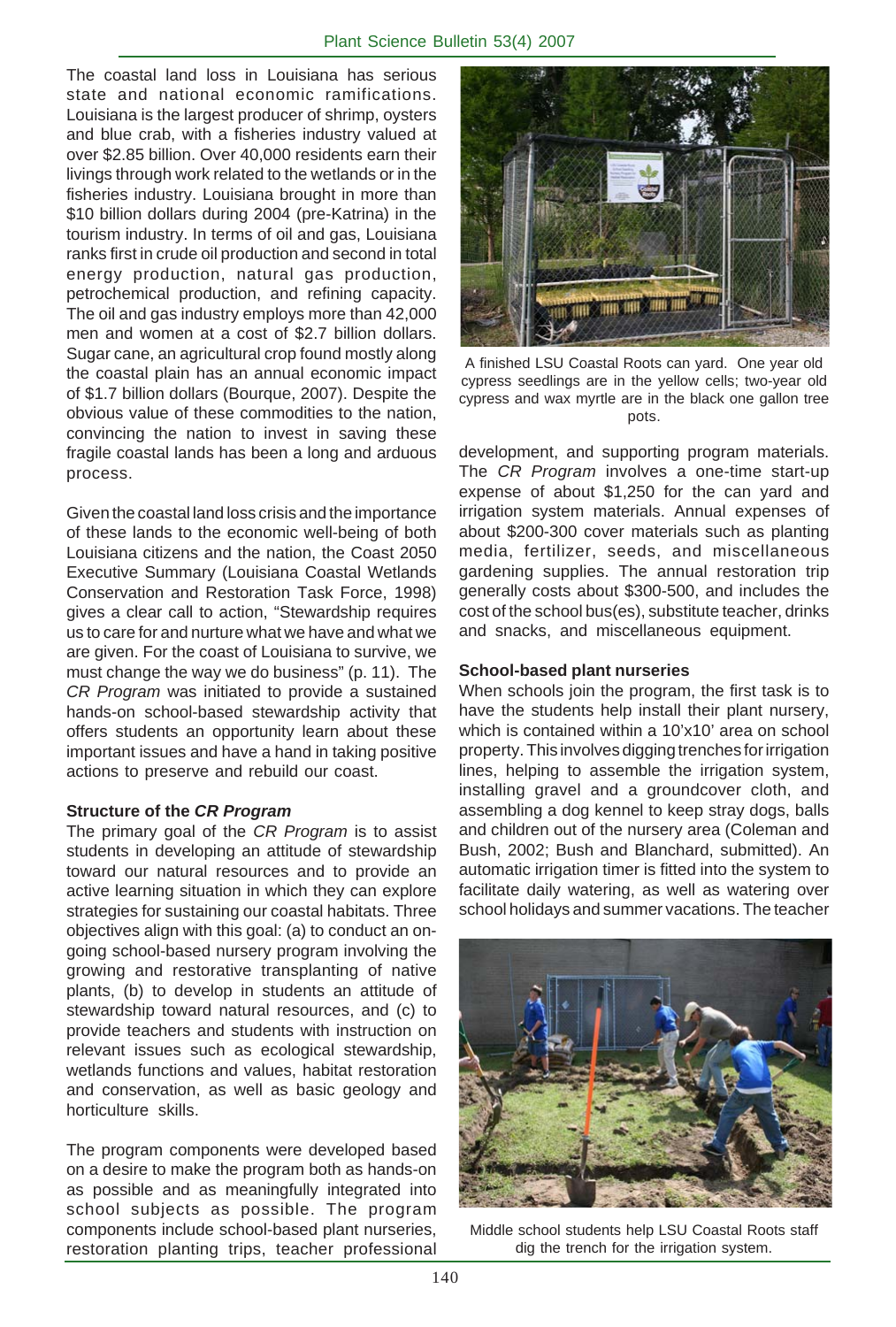The coastal land loss in Louisiana has serious state and national economic ramifications. Louisiana is the largest producer of shrimp, oysters and blue crab, with a fisheries industry valued at over $2.85 billion. Over 40,000 residents earn their livings through work related to the wetlands or in the fisheries industry. Louisiana brought in more than $10 billion dollars during 2004 (pre-Katrina) in the tourism industry. In terms of oil and gas, Louisiana ranks first in crude oil production and second in total energy production, natural gas production, petrochemical production, and refining capacity. The oil and gas industry employs more than 42,000 men and women at a cost of $2.7 billion dollars. Sugar cane, an agricultural crop found mostly along the coastal plain has an annual economic impact of $1.7 billion dollars (Bourque, 2007). Despite the obvious value of these commodities to the nation, convincing the nation to invest in saving these fragile coastal lands has been a long and arduous process.

Given the coastal land loss crisis and the importance of these lands to the economic well-being of both Louisiana citizens and the nation, the Coast 2050 Executive Summary (Louisiana Coastal Wetlands Conservation and Restoration Task Force, 1998) gives a clear call to action, "Stewardship requires us to care for and nurture what we have and what we are given. For the coast of Louisiana to survive, we must change the way we do business" (p. 11). The *CR Program* was initiated to provide a sustained hands-on school-based stewardship activity that offers students an opportunity learn about these important issues and have a hand in taking positive actions to preserve and rebuild our coast.

### Structure of the *CR Program*

The primary goal of the *CR Program* is to assist students in developing an attitude of stewardship toward our natural resources and to provide an active learning situation in which they can explore strategies for sustaining our coastal habitats. Three objectives align with this goal: (a) to conduct an on-going school-based nursery program involving the growing and restorative transplanting of native plants, (b) to develop in students an attitude of stewardship toward natural resources, and (c) to provide teachers and students with instruction on relevant issues such as ecological stewardship, wetlands functions and values, habitat restoration and conservation, as well as basic geology and horticulture skills.

The program components were developed based on a desire to make the program both as hands-on as possible and as meaningfully integrated into school subjects as possible. The program components include school-based plant nurseries, restoration planting trips, teacher professional development, and supporting program materials. The *CR Program* involves a one-time start-up expense of about $1,250 for the can yard and irrigation system materials. Annual expenses of about $200-300 cover materials such as planting media, fertilizer, seeds, and miscellaneous gardening supplies. The annual restoration trip generally costs about $300-500, and includes the cost of the school bus(es), substitute teacher, drinks and snacks, and miscellaneous equipment.

A finished LSU Coastal Roots can yard. One year old cypress seedlings are in the yellow cells; two-year old cypress and wax myrtle are in the black one gallon tree pots.

### School-based plant nurseries

When schools join the program, the first task is to have the students help install their plant nursery, which is contained within a 10'x10' area on school property. This involves digging trenches for irrigation lines, helping to assemble the irrigation system, installing gravel and a groundcover cloth, and assembling a dog kennel to keep stray dogs, balls and children out of the nursery area (Coleman and Bush, 2002; Bush and Blanchard, submitted). An automatic irrigation timer is fitted into the system to facilitate daily watering, as well as watering over school holidays and summer vacations. The teacher

Middle school students help LSU Coastal Roots staff dig the trench for the irrigation system.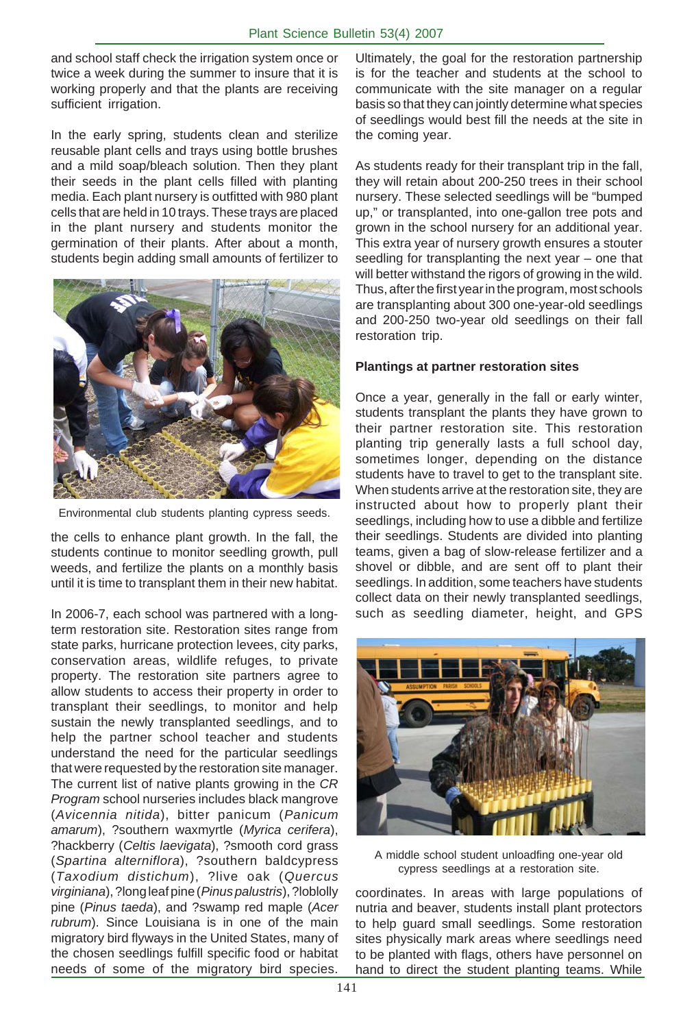and school staff check the irrigation system once or twice a week during the summer to insure that it is working properly and that the plants are receiving sufficient irrigation.

In the early spring, students clean and sterilize reusable plant cells and trays using bottle brushes and a mild soap/bleach solution. Then they plant their seeds in the plant cells filled with planting media. Each plant nursery is outfitted with 980 plant cells that are held in 10 trays. These trays are placed in the plant nursery and students monitor the germination of their plants. After about a month, students begin adding small amounts of fertilizer to the cells to enhance plant growth. In the fall, the students continue to monitor seedling growth, pull weeds, and fertilize the plants on a monthly basis until it is time to transplant them in their new habitat.

Environmental club students planting cypress seeds.

In 2006-7, each school was partnered with a long-term restoration site. Restoration sites range from state parks, hurricane protection levees, city parks, conservation areas, wildlife refuges, to private property. The restoration site partners agree to allow students to access their property in order to transplant their seedlings, to monitor and help sustain the newly transplanted seedlings, and to help the partner school teacher and students understand the need for the particular seedlings that were requested by the restoration site manager. The current list of native plants growing in the *CR Program* school nurseries includes black mangrove (*Avicennia nitida*), bitter panicum (*Panicum amarum*), ?southern waxmyrtle (*Myrica cerifera*), ?hackberry (*Celtis laevigata*), ?smooth cord grass (*Spartina alterniflora*), ?southern baldcypress (*Taxodium distichum*), ?live oak (*Quercus virginiana*), ?long leaf pine (*Pinus palustris*), ?loblolly pine (*Pinus taeda*), and ?swamp red maple (*Acer rubrum*). Since Louisiana is in one of the main migratory bird flyways in the United States, many of the chosen seedlings fulfill specific food or habitat needs of some of the migratory bird species. Ultimately, the goal for the restoration partnership is for the teacher and students at the school to communicate with the site manager on a regular basis so that they can jointly determine what species of seedlings would best fill the needs at the site in the coming year.

As students ready for their transplant trip in the fall, they will retain about 200-250 trees in their school nursery. These selected seedlings will be "bumped up," or transplanted, into one-gallon tree pots and grown in the school nursery for an additional year. This extra year of nursery growth ensures a stouter seedling for transplanting the next year – one that will better withstand the rigors of growing in the wild. Thus, after the first year in the program, most schools are transplanting about 300 one-year-old seedlings and 200-250 two-year old seedlings on their fall restoration trip.

**Plantings at partner restoration sites**

Once a year, generally in the fall or early winter, students transplant the plants they have grown to their partner restoration site. This restoration planting trip generally lasts a full school day, sometimes longer, depending on the distance students have to travel to get to the transplant site. When students arrive at the restoration site, they are instructed about how to properly plant their seedlings, including how to use a dibble and fertilize their seedlings. Students are divided into planting teams, given a bag of slow-release fertilizer and a shovel or dibble, and are sent off to plant their seedlings. In addition, some teachers have students collect data on their newly transplanted seedlings, such as seedling diameter, height, and GPS coordinates. In areas with large populations of nutria and beaver, students install plant protectors to help guard small seedlings. Some restoration sites physically mark areas where seedlings need to be planted with flags, others have personnel on hand to direct the student planting teams. While

A middle school student unloadfing one-year old cypress seedlings at a restoration site.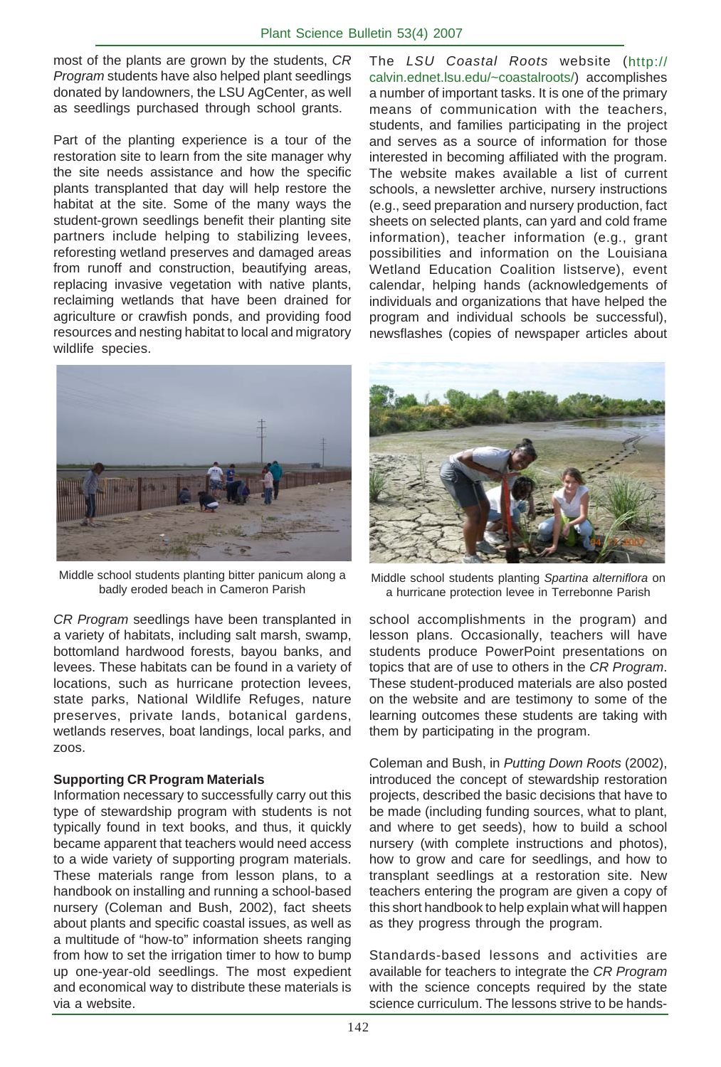most of the plants are grown by the students, *CR Program* students have also helped plant seedlings donated by landowners, the LSU AgCenter, as well as seedlings purchased through school grants.

Part of the planting experience is a tour of the restoration site to learn from the site manager why the site needs assistance and how the specific plants transplanted that day will help restore the habitat at the site. Some of the many ways the student-grown seedlings benefit their planting site partners include helping to stabilizing levees, reforesting wetland preserves and damaged areas from runoff and construction, beautifying areas, replacing invasive vegetation with native plants, reclaiming wetlands that have been drained for agriculture or crawfish ponds, and providing food resources and nesting habitat to local and migratory wildlife species.

Middle school students planting bitter panicum along a badly eroded beach in Cameron Parish

*CR Program* seedlings have been transplanted in a variety of habitats, including salt marsh, swamp, bottomland hardwood forests, bayou banks, and levees. These habitats can be found in a variety of locations, such as hurricane protection levees, state parks, National Wildlife Refuges, nature preserves, private lands, botanical gardens, wetlands reserves, boat landings, local parks, and zoos.

**Supporting CR Program Materials**

Information necessary to successfully carry out this type of stewardship program with students is not typically found in text books, and thus, it quickly became apparent that teachers would need access to a wide variety of supporting program materials. These materials range from lesson plans, to a handbook on installing and running a school-based nursery (Coleman and Bush, 2002), fact sheets about plants and specific coastal issues, as well as a multitude of "how-to" information sheets ranging from how to set the irrigation timer to how to bump up one-year-old seedlings. The most expedient and economical way to distribute these materials is via a website.

The *LSU Coastal Roots* website (http://calvin.ednet.lsu.edu/~coastalroots/) accomplishes a number of important tasks. It is one of the primary means of communication with the teachers, students, and families participating in the project and serves as a source of information for those interested in becoming affiliated with the program. The website makes available a list of current schools, a newsletter archive, nursery instructions (e.g., seed preparation and nursery production, fact sheets on selected plants, can yard and cold frame information), teacher information (e.g., grant possibilities and information on the Louisiana Wetland Education Coalition listserve), event calendar, helping hands (acknowledgements of individuals and organizations that have helped the program and individual schools be successful), newsflashes (copies of newspaper articles about school accomplishments in the program) and lesson plans. Occasionally, teachers will have students produce PowerPoint presentations on topics that are of use to others in the *CR Program*. These student-produced materials are also posted on the website and are testimony to some of the learning outcomes these students are taking with them by participating in the program.

Middle school students planting *Spartina alterniflora* on a hurricane protection levee in Terrebonne Parish

Coleman and Bush, in *Putting Down Roots* (2002), introduced the concept of stewardship restoration projects, described the basic decisions that have to be made (including funding sources, what to plant, and where to get seeds), how to build a school nursery (with complete instructions and photos), how to grow and care for seedlings, and how to transplant seedlings at a restoration site. New teachers entering the program are given a copy of this short handbook to help explain what will happen as they progress through the program.

Standards-based lessons and activities are available for teachers to integrate the *CR Program* with the science concepts required by the state science curriculum. The lessons strive to be hands-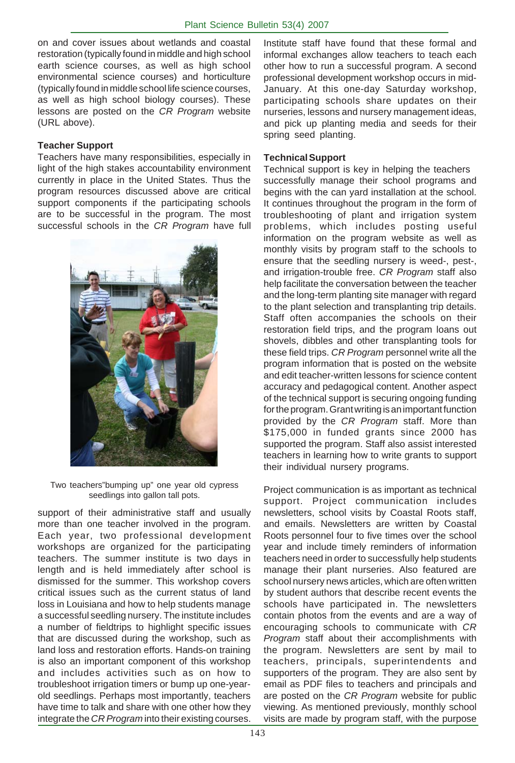on and cover issues about wetlands and coastal restoration (typically found in middle and high school earth science courses, as well as high school environmental science courses) and horticulture (typically found in middle school life science courses, as well as high school biology courses). These lessons are posted on the *CR Program* website (URL above).

**Teacher Support**

Teachers have many responsibilities, especially in light of the high stakes accountability environment currently in place in the United States. Thus the program resources discussed above are critical support components if the participating schools are to be successful in the program. The most successful schools in the *CR Program* have full support of their administrative staff and usually more than one teacher involved in the program. Each year, two professional development workshops are organized for the participating teachers. The summer institute is two days in length and is held immediately after school is dismissed for the summer. This workshop covers critical issues such as the current status of land loss in Louisiana and how to help students manage a successful seedling nursery. The institute includes a number of fieldtrips to highlight specific issues that are discussed during the workshop, such as land loss and restoration efforts. Hands-on training is also an important component of this workshop and includes activities such as on how to troubleshoot irrigation timers or bump up one-year-old seedlings. Perhaps most importantly, teachers have time to talk and share with one other how they integrate the *CR Program* into their existing courses.

Two teachers"bumping up" one year old cypress seedlings into gallon tall pots.

Institute staff have found that these formal and informal exchanges allow teachers to teach each other how to run a successful program. A second professional development workshop occurs in mid-January. At this one-day Saturday workshop, participating schools share updates on their nurseries, lessons and nursery management ideas, and pick up planting media and seeds for their spring seed planting.

**Technical Support**

Technical support is key in helping the teachers successfully manage their school programs and begins with the can yard installation at the school. It continues throughout the program in the form of troubleshooting of plant and irrigation system problems, which includes posting useful information on the program website as well as monthly visits by program staff to the schools to ensure that the seedling nursery is weed-, pest-, and irrigation-trouble free. *CR Program* staff also help facilitate the conversation between the teacher and the long-term planting site manager with regard to the plant selection and transplanting trip details. Staff often accompanies the schools on their restoration field trips, and the program loans out shovels, dibbles and other transplanting tools for these field trips. *CR Program* personnel write all the program information that is posted on the website and edit teacher-written lessons for science content accuracy and pedagogical content. Another aspect of the technical support is securing ongoing funding for the program. Grant writing is an important function provided by the *CR Program* staff. More than $175,000 in funded grants since 2000 has supported the program. Staff also assist interested teachers in learning how to write grants to support their individual nursery programs.

Project communication is as important as technical support. Project communication includes newsletters, school visits by Coastal Roots staff, and emails. Newsletters are written by Coastal Roots personnel four to five times over the school year and include timely reminders of information teachers need in order to successfully help students manage their plant nurseries. Also featured are school nursery news articles, which are often written by student authors that describe recent events the schools have participated in. The newsletters contain photos from the events and are a way of encouraging schools to communicate with *CR Program* staff about their accomplishments with the program. Newsletters are sent by mail to teachers, principals, superintendents and supporters of the program. They are also sent by email as PDF files to teachers and principals and are posted on the *CR Program* website for public viewing. As mentioned previously, monthly school visits are made by program staff, with the purpose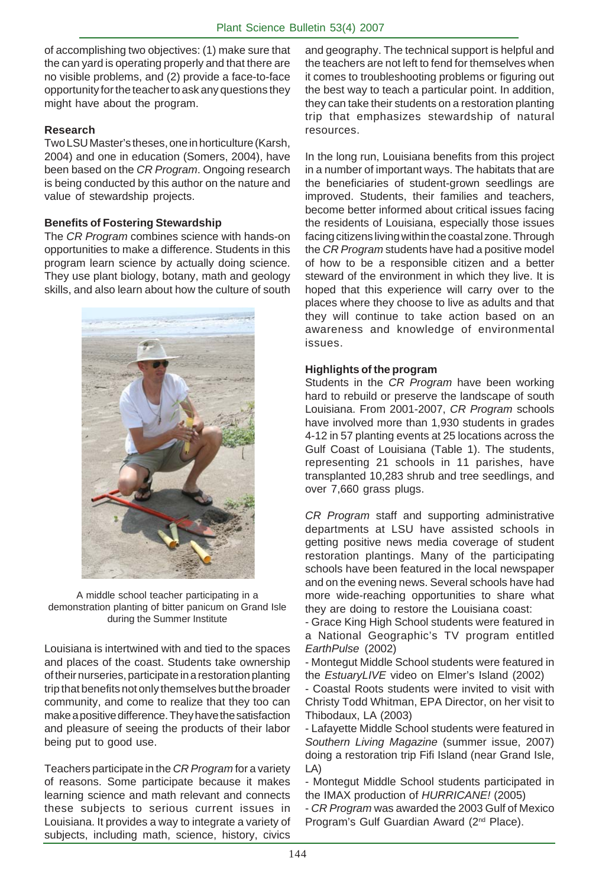of accomplishing two objectives: (1) make sure that the can yard is operating properly and that there are no visible problems, and (2) provide a face-to-face opportunity for the teacher to ask any questions they might have about the program.

**Research**

Two LSU Master's theses, one in horticulture (Karsh, 2004) and one in education (Somers, 2004), have been based on the *CR Program*. Ongoing research is being conducted by this author on the nature and value of stewardship projects.

**Benefits of Fostering Stewardship**

The *CR Program* combines science with hands-on opportunities to make a difference. Students in this program learn science by actually doing science. They use plant biology, botany, math and geology skills, and also learn about how the culture of south Louisiana is intertwined with and tied to the spaces and places of the coast. Students take ownership of their nurseries, participate in a restoration planting trip that benefits not only themselves but the broader community, and come to realize that they too can make a positive difference. They have the satisfaction and pleasure of seeing the products of their labor being put to good use.

A middle school teacher participating in a demonstration planting of bitter panicum on Grand Isle during the Summer Institute

Teachers participate in the *CR Program* for a variety of reasons. Some participate because it makes learning science and math relevant and connects these subjects to serious current issues in Louisiana. It provides a way to integrate a variety of subjects, including math, science, history, civics and geography. The technical support is helpful and the teachers are not left to fend for themselves when it comes to troubleshooting problems or figuring out the best way to teach a particular point. In addition, they can take their students on a restoration planting trip that emphasizes stewardship of natural resources.

In the long run, Louisiana benefits from this project in a number of important ways. The habitats that are the beneficiaries of student-grown seedlings are improved. Students, their families and teachers, become better informed about critical issues facing the residents of Louisiana, especially those issues facing citizens living within the coastal zone. Through the *CR Program* students have had a positive model of how to be a responsible citizen and a better steward of the environment in which they live. It is hoped that this experience will carry over to the places where they choose to live as adults and that they will continue to take action based on an awareness and knowledge of environmental issues.

**Highlights of the program**

Students in the *CR Program* have been working hard to rebuild or preserve the landscape of south Louisiana. From 2001-2007, *CR Program* schools have involved more than 1,930 students in grades 4-12 in 57 planting events at 25 locations across the Gulf Coast of Louisiana (Table 1). The students, representing 21 schools in 11 parishes, have transplanted 10,283 shrub and tree seedlings, and over 7,660 grass plugs.

*CR Program* staff and supporting administrative departments at LSU have assisted schools in getting positive news media coverage of student restoration plantings. Many of the participating schools have been featured in the local newspaper and on the evening news. Several schools have had more wide-reaching opportunities to share what they are doing to restore the Louisiana coast:

- Grace King High School students were featured in a National Geographic's TV program entitled *EarthPulse* (2002)
- Montegut Middle School students were featured in the *EstuaryLIVE* video on Elmer's Island (2002)
- Coastal Roots students were invited to visit with Christy Todd Whitman, EPA Director, on her visit to Thibodaux, LA (2003)
- Lafayette Middle School students were featured in *Southern Living Magazine* (summer issue, 2007) doing a restoration trip Fifi Island (near Grand Isle, LA)
- Montegut Middle School students participated in the IMAX production of *HURRICANE!* (2005)
- *CR Program* was awarded the 2003 Gulf of Mexico Program's Gulf Guardian Award (2nd Place).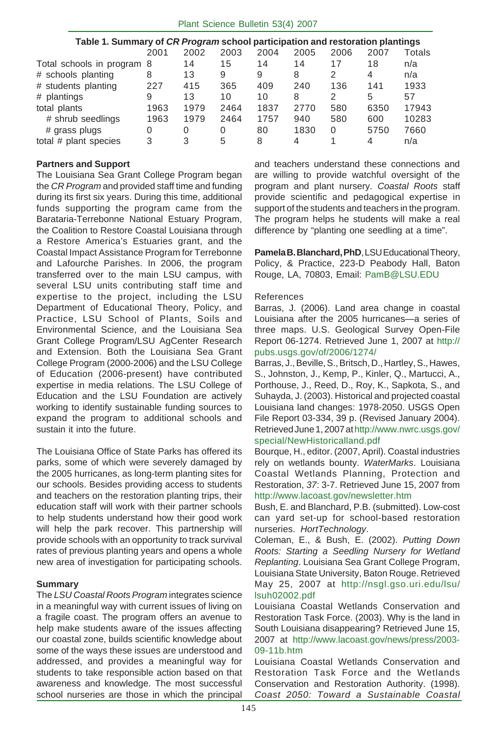**Table 1. Summary of *CR Program* school participation and restoration plantings**

| | 2001 | 2002 | 2003 | 2004 | 2005 | 2006 | 2007 | Totals |
|---|---|---|---|---|---|---|---|---|
| Total schools in program | 8 | 14 | 15 | 14 | 14 | 17 | 18 | n/a |
| # schools planting | 8 | 13 | 9 | 9 | 8 | 2 | 4 | n/a |
| # students planting | 227 | 415 | 365 | 409 | 240 | 136 | 141 | 1933 |
| # plantings | 9 | 13 | 10 | 10 | 8 | 2 | 5 | 57 |
| total plants | 1963 | 1979 | 2464 | 1837 | 2770 | 580 | 6350 | 17943 |
| # shrub seedlings | 1963 | 1979 | 2464 | 1757 | 940 | 580 | 600 | 10283 |
| # grass plugs | 0 | 0 | 0 | 80 | 1830 | 0 | 5750 | 7660 |
| total # plant species | 3 | 3 | 5 | 8 | 4 | 1 | 4 | n/a |

**Partners and Support**

The Louisiana Sea Grant College Program began the *CR Program* and provided staff time and funding during its first six years. During this time, additional funds supporting the program came from the Barataria-Terrebonne National Estuary Program, the Coalition to Restore Coastal Louisiana through a Restore America's Estuaries grant, and the Coastal Impact Assistance Program for Terrebonne and Lafourche Parishes. In 2006, the program transferred over to the main LSU campus, with several LSU units contributing staff time and expertise to the project, including the LSU Department of Educational Theory, Policy, and Practice, LSU School of Plants, Soils and Environmental Science, and the Louisiana Sea Grant College Program/LSU AgCenter Research and Extension. Both the Louisiana Sea Grant College Program (2000-2006) and the LSU College of Education (2006-present) have contributed expertise in media relations. The LSU College of Education and the LSU Foundation are actively working to identify sustainable funding sources to expand the program to additional schools and sustain it into the future.

The Louisiana Office of State Parks has offered its parks, some of which were severely damaged by the 2005 hurricanes, as long-term planting sites for our schools. Besides providing access to students and teachers on the restoration planting trips, their education staff will work with their partner schools to help students understand how their good work will help the park recover. This partnership will provide schools with an opportunity to track survival rates of previous planting years and opens a whole new area of investigation for participating schools.

**Summary**

The *LSU Coastal Roots Program* integrates science in a meaningful way with current issues of living on a fragile coast. The program offers an avenue to help make students aware of the issues affecting our coastal zone, builds scientific knowledge about some of the ways these issues are understood and addressed, and provides a meaningful way for students to take responsible action based on that awareness and knowledge. The most successful school nurseries are those in which the principal and teachers understand these connections and are willing to provide watchful oversight of the program and plant nursery. *Coastal Roots* staff provide scientific and pedagogical expertise in support of the students and teachers in the program. The program helps he students will make a real difference by "planting one seedling at a time".

**Pamela B. Blanchard, PhD**, LSU Educational Theory, Policy, & Practice, 223-D Peabody Hall, Baton Rouge, LA, 70803, Email: PamB@LSU.EDU

References

Barras, J. (2006). Land area change in coastal Louisiana after the 2005 hurricanes—a series of three maps. U.S. Geological Survey Open-File Report 06-1274. Retrieved June 1, 2007 at http://pubs.usgs.gov/of/2006/1274/

Barras, J., Beville, S., Britsch, D., Hartley, S., Hawes, S., Johnston, J., Kemp, P., Kinler, Q., Martucci, A., Porthouse, J., Reed, D., Roy, K., Sapkota, S., and Suhayda, J. (2003). Historical and projected coastal Louisiana land changes: 1978-2050. USGS Open File Report 03-334, 39 p. (Revised January 2004). Retrieved June 1, 2007 at http://www.nwrc.usgs.gov/special/NewHistoricalland.pdf

Bourque, H., editor. (2007, April). Coastal industries rely on wetlands bounty. *WaterMarks*. Louisiana Coastal Wetlands Planning, Protection and Restoration, *37*: 3-7. Retrieved June 15, 2007 from http://www.lacoast.gov/newsletter.htm

Bush, E. and Blanchard, P.B. (submitted). Low-cost can yard set-up for school-based restoration nurseries. *HortTechnology*.

Coleman, E., & Bush, E. (2002). *Putting Down Roots: Starting a Seedling Nursery for Wetland Replanting*. Louisiana Sea Grant College Program, Louisiana State University, Baton Rouge. Retrieved May 25, 2007 at http://nsgl.gso.uri.edu/lsu/lsuh02002.pdf

Louisiana Coastal Wetlands Conservation and Restoration Task Force. (2003). Why is the land in South Louisiana disappearing? Retrieved June 15, 2007 at http://www.lacoast.gov/news/press/2003-09-11b.htm

Louisiana Coastal Wetlands Conservation and Restoration Task Force and the Wetlands Conservation and Restoration Authority. (1998). *Coast 2050: Toward a Sustainable Coastal*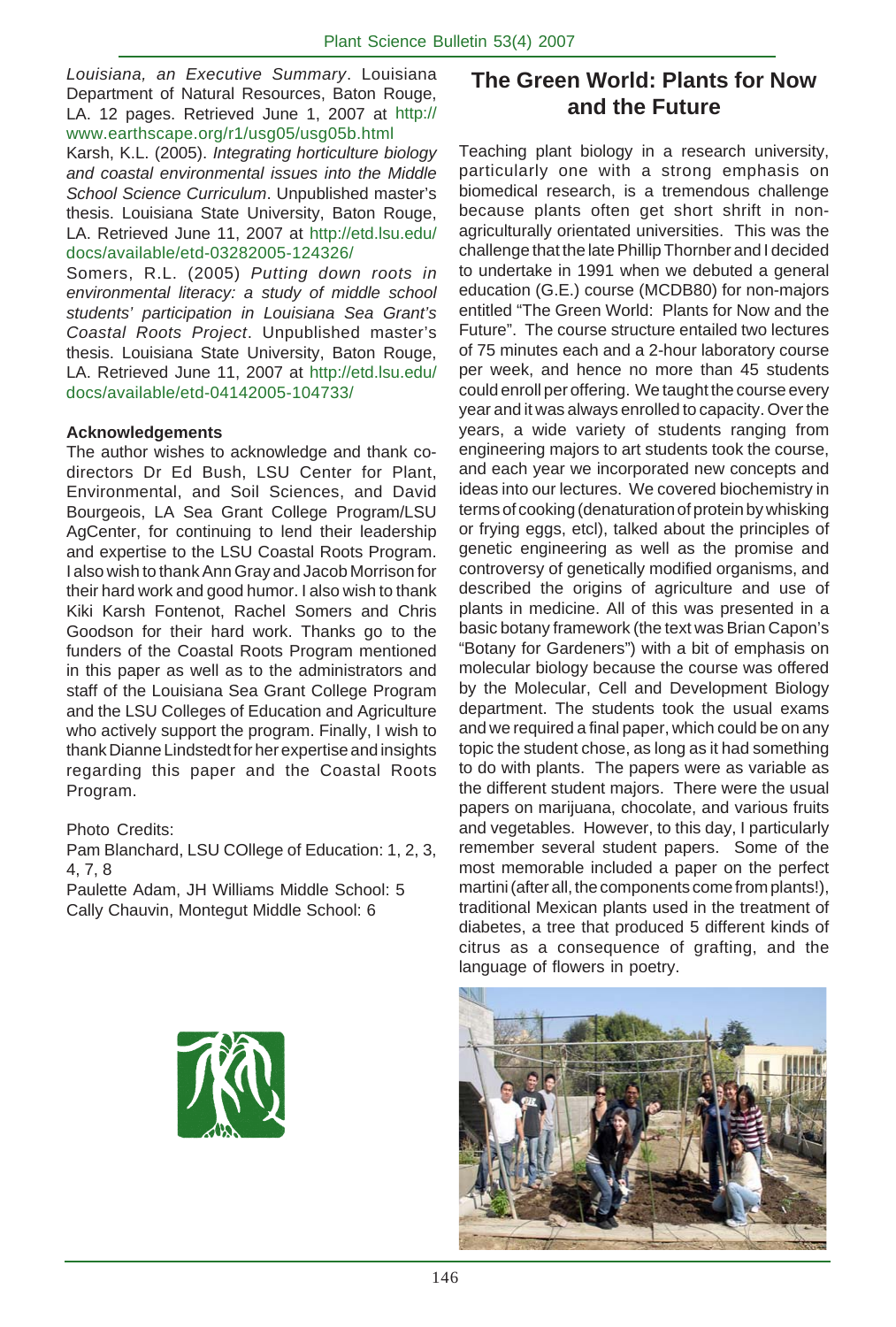*Louisiana, an Executive Summary*. Louisiana Department of Natural Resources, Baton Rouge, LA. 12 pages. Retrieved June 1, 2007 at http://www.earthscape.org/r1/usg05/usg05b.html

Karsh, K.L. (2005). *Integrating horticulture biology and coastal environmental issues into the Middle School Science Curriculum*. Unpublished master's thesis. Louisiana State University, Baton Rouge, LA. Retrieved June 11, 2007 at http://etd.lsu.edu/docs/available/etd-03282005-124326/

Somers, R.L. (2005) *Putting down roots in environmental literacy: a study of middle school students' participation in Louisiana Sea Grant's Coastal Roots Project*. Unpublished master's thesis. Louisiana State University, Baton Rouge, LA. Retrieved June 11, 2007 at http://etd.lsu.edu/docs/available/etd-04142005-104733/

**Acknowledgements**

The author wishes to acknowledge and thank co-directors Dr Ed Bush, LSU Center for Plant, Environmental, and Soil Sciences, and David Bourgeois, LA Sea Grant College Program/LSU AgCenter, for continuing to lend their leadership and expertise to the LSU Coastal Roots Program. I also wish to thank Ann Gray and Jacob Morrison for their hard work and good humor. I also wish to thank Kiki Karsh Fontenot, Rachel Somers and Chris Goodson for their hard work. Thanks go to the funders of the Coastal Roots Program mentioned in this paper as well as to the administrators and staff of the Louisiana Sea Grant College Program and the LSU Colleges of Education and Agriculture who actively support the program. Finally, I wish to thank Dianne Lindstedt for her expertise and insights regarding this paper and the Coastal Roots Program.

Photo Credits:

Pam Blanchard, LSU COllege of Education: 1, 2, 3, 4, 7, 8

Paulette Adam, JH Williams Middle School: 5

Cally Chauvin, Montegut Middle School: 6

# The Green World: Plants for Now and the Future

Teaching plant biology in a research university, particularly one with a strong emphasis on biomedical research, is a tremendous challenge because plants often get short shrift in non-agriculturally orientated universities. This was the challenge that the late Phillip Thornber and I decided to undertake in 1991 when we debuted a general education (G.E.) course (MCDB80) for non-majors entitled "The Green World: Plants for Now and the Future". The course structure entailed two lectures of 75 minutes each and a 2-hour laboratory course per week, and hence no more than 45 students could enroll per offering. We taught the course every year and it was always enrolled to capacity. Over the years, a wide variety of students ranging from engineering majors to art students took the course, and each year we incorporated new concepts and ideas into our lectures. We covered biochemistry in terms of cooking (denaturation of protein by whisking or frying eggs, etcl), talked about the principles of genetic engineering as well as the promise and controversy of genetically modified organisms, and described the origins of agriculture and use of plants in medicine. All of this was presented in a basic botany framework (the text was Brian Capon's "Botany for Gardeners") with a bit of emphasis on molecular biology because the course was offered by the Molecular, Cell and Development Biology department. The students took the usual exams and we required a final paper, which could be on any topic the student chose, as long as it had something to do with plants. The papers were as variable as the different student majors. There were the usual papers on marijuana, chocolate, and various fruits and vegetables. However, to this day, I particularly remember several student papers. Some of the most memorable included a paper on the perfect martini (after all, the components come from plants!), traditional Mexican plants used in the treatment of diabetes, a tree that produced 5 different kinds of citrus as a consequence of grafting, and the language of flowers in poetry.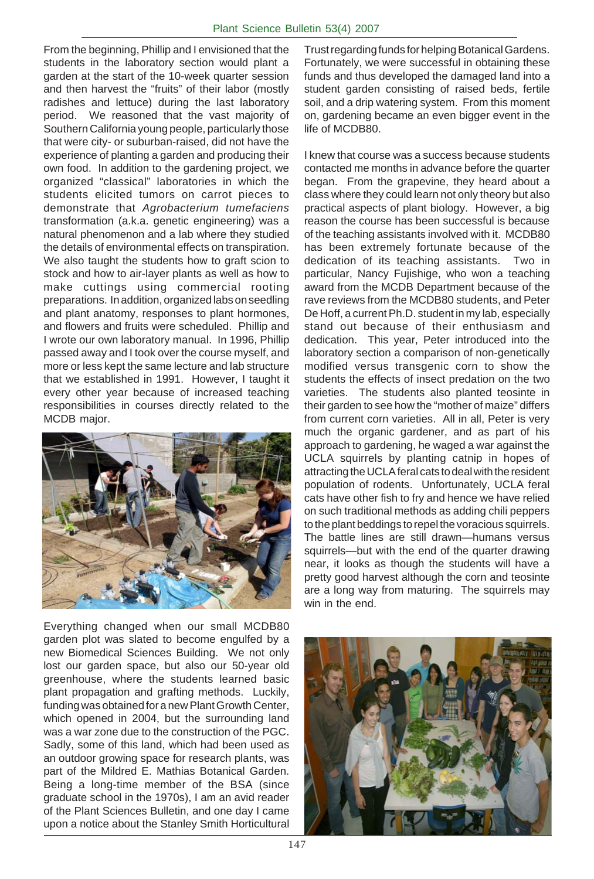From the beginning, Phillip and I envisioned that the students in the laboratory section would plant a garden at the start of the 10-week quarter session and then harvest the "fruits" of their labor (mostly radishes and lettuce) during the last laboratory period. We reasoned that the vast majority of Southern California young people, particularly those that were city- or suburban-raised, did not have the experience of planting a garden and producing their own food. In addition to the gardening project, we organized "classical" laboratories in which the students elicited tumors on carrot pieces to demonstrate that *Agrobacterium tumefaciens* transformation (a.k.a. genetic engineering) was a natural phenomenon and a lab where they studied the details of environmental effects on transpiration. We also taught the students how to graft scion to stock and how to air-layer plants as well as how to make cuttings using commercial rooting preparations. In addition, organized labs on seedling and plant anatomy, responses to plant hormones, and flowers and fruits were scheduled. Phillip and I wrote our own laboratory manual. In 1996, Phillip passed away and I took over the course myself, and more or less kept the same lecture and lab structure that we established in 1991. However, I taught it every other year because of increased teaching responsibilities in courses directly related to the MCDB major.

Everything changed when our small MCDB80 garden plot was slated to become engulfed by a new Biomedical Sciences Building. We not only lost our garden space, but also our 50-year old greenhouse, where the students learned basic plant propagation and grafting methods. Luckily, funding was obtained for a new Plant Growth Center, which opened in 2004, but the surrounding land was a war zone due to the construction of the PGC. Sadly, some of this land, which had been used as an outdoor growing space for research plants, was part of the Mildred E. Mathias Botanical Garden. Being a long-time member of the BSA (since graduate school in the 1970s), I am an avid reader of the Plant Sciences Bulletin, and one day I came upon a notice about the Stanley Smith Horticultural Trust regarding funds for helping Botanical Gardens. Fortunately, we were successful in obtaining these funds and thus developed the damaged land into a student garden consisting of raised beds, fertile soil, and a drip watering system. From this moment on, gardening became an even bigger event in the life of MCDB80.

I knew that course was a success because students contacted me months in advance before the quarter began. From the grapevine, they heard about a class where they could learn not only theory but also practical aspects of plant biology. However, a big reason the course has been successful is because of the teaching assistants involved with it. MCDB80 has been extremely fortunate because of the dedication of its teaching assistants. Two in particular, Nancy Fujishige, who won a teaching award from the MCDB Department because of the rave reviews from the MCDB80 students, and Peter De Hoff, a current Ph.D. student in my lab, especially stand out because of their enthusiasm and dedication. This year, Peter introduced into the laboratory section a comparison of non-genetically modified versus transgenic corn to show the students the effects of insect predation on the two varieties. The students also planted teosinte in their garden to see how the "mother of maize" differs from current corn varieties. All in all, Peter is very much the organic gardener, and as part of his approach to gardening, he waged a war against the UCLA squirrels by planting catnip in hopes of attracting the UCLA feral cats to deal with the resident population of rodents. Unfortunately, UCLA feral cats have other fish to fry and hence we have relied on such traditional methods as adding chili peppers to the plant beddings to repel the voracious squirrels. The battle lines are still drawn—humans versus squirrels—but with the end of the quarter drawing near, it looks as though the students will have a pretty good harvest although the corn and teosinte are a long way from maturing. The squirrels may win in the end.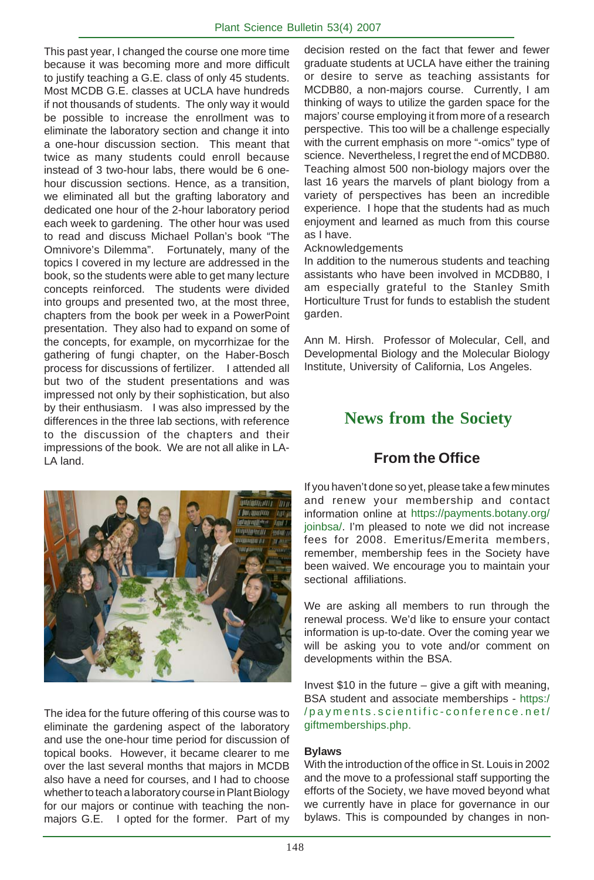This past year, I changed the course one more time because it was becoming more and more difficult to justify teaching a G.E. class of only 45 students. Most MCDB G.E. classes at UCLA have hundreds if not thousands of students. The only way it would be possible to increase the enrollment was to eliminate the laboratory section and change it into a one-hour discussion section. This meant that twice as many students could enroll because instead of 3 two-hour labs, there would be 6 one-hour discussion sections. Hence, as a transition, we eliminated all but the grafting laboratory and dedicated one hour of the 2-hour laboratory period each week to gardening. The other hour was used to read and discuss Michael Pollan's book "The Omnivore's Dilemma". Fortunately, many of the topics I covered in my lecture are addressed in the book, so the students were able to get many lecture concepts reinforced. The students were divided into groups and presented two, at the most three, chapters from the book per week in a PowerPoint presentation. They also had to expand on some of the concepts, for example, on mycorrhizae for the gathering of fungi chapter, on the Haber-Bosch process for discussions of fertilizer. I attended all but two of the student presentations and was impressed not only by their sophistication, but also by their enthusiasm. I was also impressed by the differences in the three lab sections, with reference to the discussion of the chapters and their impressions of the book. We are not all alike in LA-LA land.

The idea for the future offering of this course was to eliminate the gardening aspect of the laboratory and use the one-hour time period for discussion of topical books. However, it became clearer to me over the last several months that majors in MCDB also have a need for courses, and I had to choose whether to teach a laboratory course in Plant Biology for our majors or continue with teaching the non-majors G.E. I opted for the former. Part of my decision rested on the fact that fewer and fewer graduate students at UCLA have either the training or desire to serve as teaching assistants for MCDB80, a non-majors course. Currently, I am thinking of ways to utilize the garden space for the majors' course employing it from more of a research perspective. This too will be a challenge especially with the current emphasis on more "-omics" type of science. Nevertheless, I regret the end of MCDB80. Teaching almost 500 non-biology majors over the last 16 years the marvels of plant biology from a variety of perspectives has been an incredible experience. I hope that the students had as much enjoyment and learned as much from this course as I have.

Acknowledgements

In addition to the numerous students and teaching assistants who have been involved in MCDB80, I am especially grateful to the Stanley Smith Horticulture Trust for funds to establish the student garden.

Ann M. Hirsh. Professor of Molecular, Cell, and Developmental Biology and the Molecular Biology Institute, University of California, Los Angeles.

# News from the Society

## From the Office

If you haven't done so yet, please take a few minutes and renew your membership and contact information online at https://payments.botany.org/joinbsa/. I'm pleased to note we did not increase fees for 2008. Emeritus/Emerita members, remember, membership fees in the Society have been waived. We encourage you to maintain your sectional affiliations.

We are asking all members to run through the renewal process. We'd like to ensure your contact information is up-to-date. Over the coming year we will be asking you to vote and/or comment on developments within the BSA.

Invest $10 in the future – give a gift with meaning, BSA student and associate memberships - https://payments.scientific-conference.net/giftmemberships.php.

**Bylaws**

With the introduction of the office in St. Louis in 2002 and the move to a professional staff supporting the efforts of the Society, we have moved beyond what we currently have in place for governance in our bylaws. This is compounded by changes in non-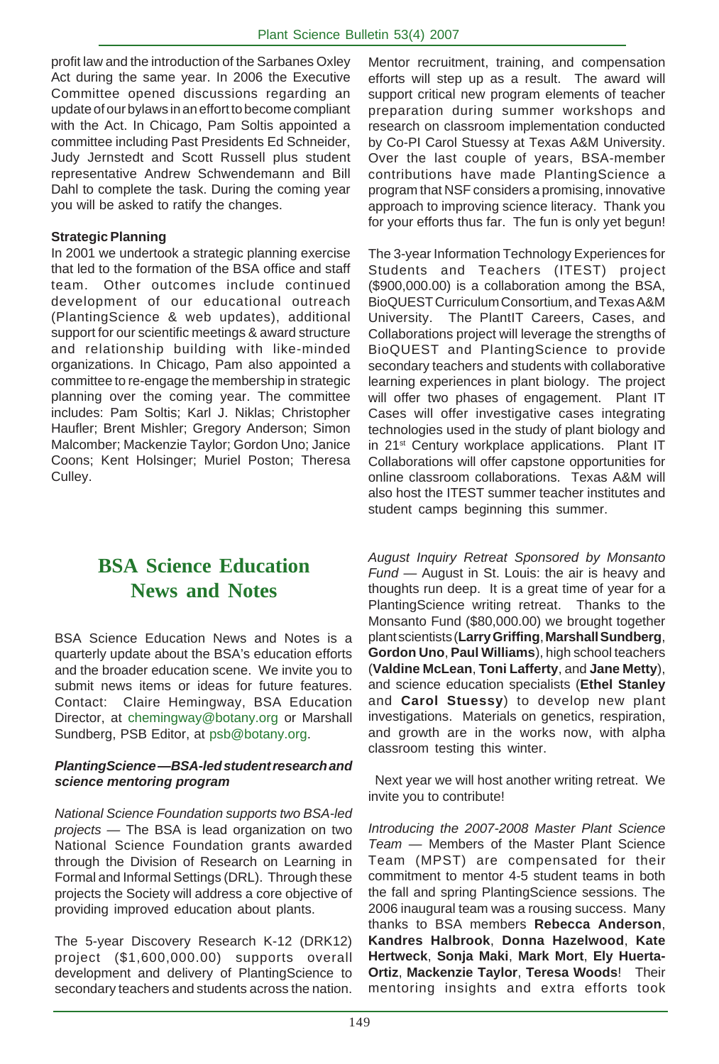profit law and the introduction of the Sarbanes Oxley Act during the same year. In 2006 the Executive Committee opened discussions regarding an update of our bylaws in an effort to become compliant with the Act. In Chicago, Pam Soltis appointed a committee including Past Presidents Ed Schneider, Judy Jernstedt and Scott Russell plus student representative Andrew Schwendemann and Bill Dahl to complete the task. During the coming year you will be asked to ratify the changes.

**Strategic Planning**

In 2001 we undertook a strategic planning exercise that led to the formation of the BSA office and staff team. Other outcomes include continued development of our educational outreach (PlantingScience & web updates), additional support for our scientific meetings & award structure and relationship building with like-minded organizations. In Chicago, Pam also appointed a committee to re-engage the membership in strategic planning over the coming year. The committee includes: Pam Soltis; Karl J. Niklas; Christopher Haufler; Brent Mishler; Gregory Anderson; Simon Malcomber; Mackenzie Taylor; Gordon Uno; Janice Coons; Kent Holsinger; Muriel Poston; Theresa Culley.

# BSA Science Education News and Notes

BSA Science Education News and Notes is a quarterly update about the BSA's education efforts and the broader education scene. We invite you to submit news items or ideas for future features. Contact: Claire Hemingway, BSA Education Director, at chemingway@botany.org or Marshall Sundberg, PSB Editor, at psb@botany.org.

***PlantingScience—BSA-led student research and science mentoring program***

*National Science Foundation supports two BSA-led projects* — The BSA is lead organization on two National Science Foundation grants awarded through the Division of Research on Learning in Formal and Informal Settings (DRL). Through these projects the Society will address a core objective of providing improved education about plants.

The 5-year Discovery Research K-12 (DRK12) project ($1,600,000.00) supports overall development and delivery of PlantingScience to secondary teachers and students across the nation. Mentor recruitment, training, and compensation efforts will step up as a result. The award will support critical new program elements of teacher preparation during summer workshops and research on classroom implementation conducted by Co-PI Carol Stuessy at Texas A&M University. Over the last couple of years, BSA-member contributions have made PlantingScience a program that NSF considers a promising, innovative approach to improving science literacy. Thank you for your efforts thus far. The fun is only yet begun!

The 3-year Information Technology Experiences for Students and Teachers (ITEST) project ($900,000.00) is a collaboration among the BSA, BioQUEST Curriculum Consortium, and Texas A&M University. The PlantIT Careers, Cases, and Collaborations project will leverage the strengths of BioQUEST and PlantingScience to provide secondary teachers and students with collaborative learning experiences in plant biology. The project will offer two phases of engagement. Plant IT Cases will offer investigative cases integrating technologies used in the study of plant biology and in 21st Century workplace applications. Plant IT Collaborations will offer capstone opportunities for online classroom collaborations. Texas A&M will also host the ITEST summer teacher institutes and student camps beginning this summer.

*August Inquiry Retreat Sponsored by Monsanto Fund* — August in St. Louis: the air is heavy and thoughts run deep. It is a great time of year for a PlantingScience writing retreat. Thanks to the Monsanto Fund ($80,000.00) we brought together plant scientists (**Larry Griffing**, **Marshall Sundberg**, **Gordon Uno**, **Paul Williams**), high school teachers (**Valdine McLean**, **Toni Lafferty**, and **Jane Metty**), and science education specialists (**Ethel Stanley** and **Carol Stuessy**) to develop new plant investigations. Materials on genetics, respiration, and growth are in the works now, with alpha classroom testing this winter.

Next year we will host another writing retreat. We invite you to contribute!

*Introducing the 2007-2008 Master Plant Science Team* — Members of the Master Plant Science Team (MPST) are compensated for their commitment to mentor 4-5 student teams in both the fall and spring PlantingScience sessions. The 2006 inaugural team was a rousing success. Many thanks to BSA members **Rebecca Anderson**, **Kandres Halbrook**, **Donna Hazelwood**, **Kate Hertweck**, **Sonja Maki**, **Mark Mort**, **Ely Huerta-Ortiz**, **Mackenzie Taylor**, **Teresa Woods**! Their mentoring insights and extra efforts took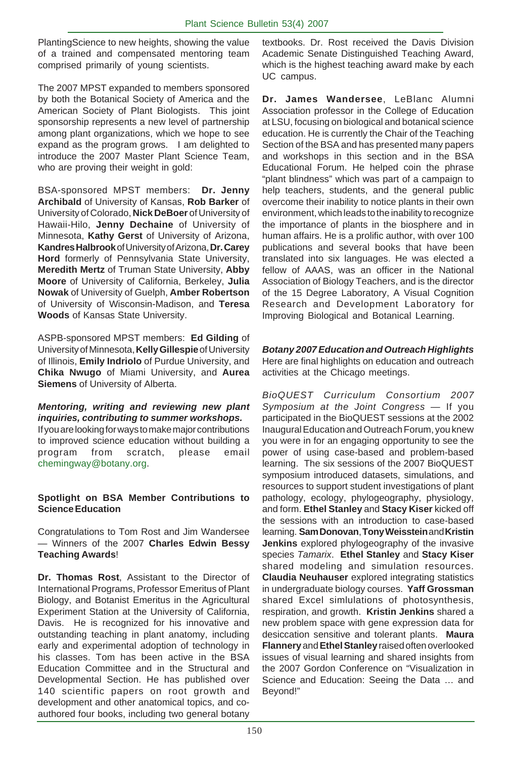PlantingScience to new heights, showing the value of a trained and compensated mentoring team comprised primarily of young scientists.

The 2007 MPST expanded to members sponsored by both the Botanical Society of America and the American Society of Plant Biologists. This joint sponsorship represents a new level of partnership among plant organizations, which we hope to see expand as the program grows. I am delighted to introduce the 2007 Master Plant Science Team, who are proving their weight in gold:

BSA-sponsored MPST members: **Dr. Jenny Archibald** of University of Kansas, **Rob Barker** of University of Colorado, **Nick DeBoer** of University of Hawaii-Hilo, **Jenny Dechaine** of University of Minnesota, **Kathy Gerst** of University of Arizona, **Kandres Halbrook** of University of Arizona, **Dr. Carey Hord** formerly of Pennsylvania State University, **Meredith Mertz** of Truman State University, **Abby Moore** of University of California, Berkeley, **Julia Nowak** of University of Guelph, **Amber Robertson** of University of Wisconsin-Madison, and **Teresa Woods** of Kansas State University.

ASPB-sponsored MPST members: **Ed Gilding** of University of Minnesota, **Kelly Gillespie** of University of Illinois, **Emily Indriolo** of Purdue University, and **Chika Nwugo** of Miami University, and **Aurea Siemens** of University of Alberta.

***Mentoring, writing and reviewing new plant inquiries, contributing to summer workshops.***
If you are looking for ways to make major contributions to improved science education without building a program from scratch, please email chemingway@botany.org.

**Spotlight on BSA Member Contributions to Science Education**

Congratulations to Tom Rost and Jim Wandersee — Winners of the 2007 **Charles Edwin Bessy Teaching Awards**!

**Dr. Thomas Rost**, Assistant to the Director of International Programs, Professor Emeritus of Plant Biology, and Botanist Emeritus in the Agricultural Experiment Station at the University of California, Davis. He is recognized for his innovative and outstanding teaching in plant anatomy, including early and experimental adoption of technology in his classes. Tom has been active in the BSA Education Committee and in the Structural and Developmental Section. He has published over 140 scientific papers on root growth and development and other anatomical topics, and co-authored four books, including two general botany textbooks. Dr. Rost received the Davis Division Academic Senate Distinguished Teaching Award, which is the highest teaching award make by each UC campus.

**Dr. James Wandersee**, LeBlanc Alumni Association professor in the College of Education at LSU, focusing on biological and botanical science education. He is currently the Chair of the Teaching Section of the BSA and has presented many papers and workshops in this section and in the BSA Educational Forum. He helped coin the phrase "plant blindness" which was part of a campaign to help teachers, students, and the general public overcome their inability to notice plants in their own environment, which leads to the inability to recognize the importance of plants in the biosphere and in human affairs. He is a prolific author, with over 100 publications and several books that have been translated into six languages. He was elected a fellow of AAAS, was an officer in the National Association of Biology Teachers, and is the director of the 15 Degree Laboratory, A Visual Cognition Research and Development Laboratory for Improving Biological and Botanical Learning.

***Botany 2007 Education and Outreach Highlights***
Here are final highlights on education and outreach activities at the Chicago meetings.

*BioQUEST Curriculum Consortium 2007 Symposium at the Joint Congress* — If you participated in the BioQUEST sessions at the 2002 Inaugural Education and Outreach Forum, you knew you were in for an engaging opportunity to see the power of using case-based and problem-based learning. The six sessions of the 2007 BioQUEST symposium introduced datasets, simulations, and resources to support student investigations of plant pathology, ecology, phylogeography, physiology, and form. **Ethel Stanley** and **Stacy Kiser** kicked off the sessions with an introduction to case-based learning. **Sam Donovan**, **Tony Weisstein** and **Kristin Jenkins** explored phylogeography of the invasive species *Tamarix*. **Ethel Stanley** and **Stacy Kiser** shared modeling and simulation resources. **Claudia Neuhauser** explored integrating statistics in undergraduate biology courses. **Yaff Grossman** shared Excel simlulations of photosynthesis, respiration, and growth. **Kristin Jenkins** shared a new problem space with gene expression data for desiccation sensitive and tolerant plants. **Maura Flannery** and **Ethel Stanley** raised often overlooked issues of visual learning and shared insights from the 2007 Gordon Conference on "Visualization in Science and Education: Seeing the Data … and Beyond!"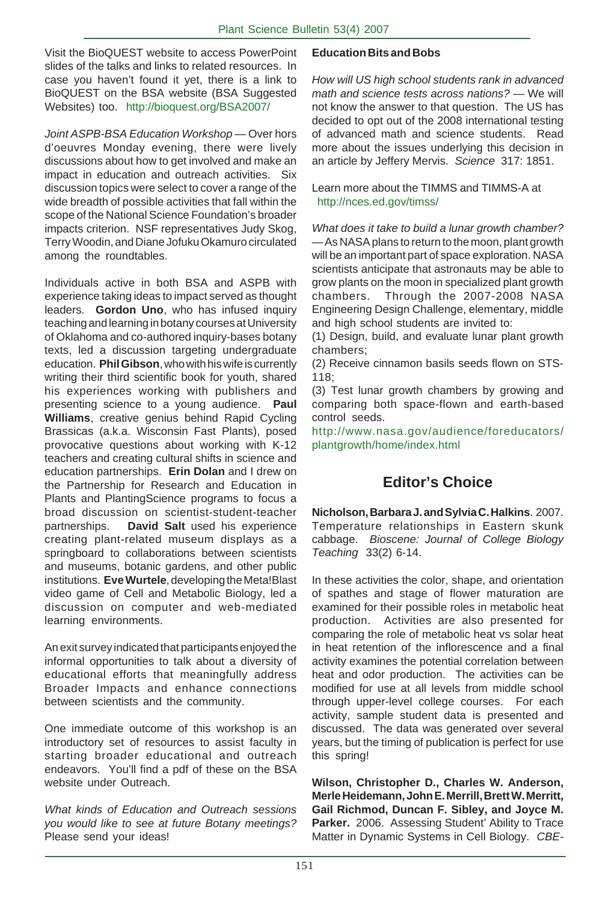Visit the BioQUEST website to access PowerPoint slides of the talks and links to related resources. In case you haven't found it yet, there is a link to BioQUEST on the BSA website (BSA Suggested Websites) too. http://bioquest.org/BSA2007/

*Joint ASPB-BSA Education Workshop* — Over hors d'oeuvres Monday evening, there were lively discussions about how to get involved and make an impact in education and outreach activities. Six discussion topics were select to cover a range of the wide breadth of possible activities that fall within the scope of the National Science Foundation's broader impacts criterion. NSF representatives Judy Skog, Terry Woodin, and Diane Jofuku Okamuro circulated among the roundtables.

Individuals active in both BSA and ASPB with experience taking ideas to impact served as thought leaders. **Gordon Uno**, who has infused inquiry teaching and learning in botany courses at University of Oklahoma and co-authored inquiry-bases botany texts, led a discussion targeting undergraduate education. **Phil Gibson**, who with his wife is currently writing their third scientific book for youth, shared his experiences working with publishers and presenting science to a young audience. **Paul Williams**, creative genius behind Rapid Cycling Brassicas (a.k.a. Wisconsin Fast Plants), posed provocative questions about working with K-12 teachers and creating cultural shifts in science and education partnerships. **Erin Dolan** and I drew on the Partnership for Research and Education in Plants and PlantingScience programs to focus a broad discussion on scientist-student-teacher partnerships. **David Salt** used his experience creating plant-related museum displays as a springboard to collaborations between scientists and museums, botanic gardens, and other public institutions. **Eve Wurtele**, developing the Meta!Blast video game of Cell and Metabolic Biology, led a discussion on computer and web-mediated learning environments.

An exit survey indicated that participants enjoyed the informal opportunities to talk about a diversity of educational efforts that meaningfully address Broader Impacts and enhance connections between scientists and the community.

One immediate outcome of this workshop is an introductory set of resources to assist faculty in starting broader educational and outreach endeavors. You'll find a pdf of these on the BSA website under Outreach.

*What kinds of Education and Outreach sessions you would like to see at future Botany meetings?* Please send your ideas!

**Education Bits and Bobs**

*How will US high school students rank in advanced math and science tests across nations?* — We will not know the answer to that question. The US has decided to opt out of the 2008 international testing of advanced math and science students. Read more about the issues underlying this decision in an article by Jeffery Mervis. *Science* 317: 1851.

Learn more about the TIMMS and TIMMS-A at http://nces.ed.gov/timss/

*What does it take to build a lunar growth chamber?* — As NASA plans to return to the moon, plant growth will be an important part of space exploration. NASA scientists anticipate that astronauts may be able to grow plants on the moon in specialized plant growth chambers. Through the 2007-2008 NASA Engineering Design Challenge, elementary, middle and high school students are invited to:

(1) Design, build, and evaluate lunar plant growth chambers;
(2) Receive cinnamon basils seeds flown on STS-118;
(3) Test lunar growth chambers by growing and comparing both space-flown and earth-based control seeds.

http://www.nasa.gov/audience/foreducators/plantgrowth/home/index.html

## Editor's Choice

**Nicholson, Barbara J. and Sylvia C. Halkins**. 2007. Temperature relationships in Eastern skunk cabbage. *Bioscene: Journal of College Biology Teaching* 33(2) 6-14.

In these activities the color, shape, and orientation of spathes and stage of flower maturation are examined for their possible roles in metabolic heat production. Activities are also presented for comparing the role of metabolic heat vs solar heat in heat retention of the inflorescence and a final activity examines the potential correlation between heat and odor production. The activities can be modified for use at all levels from middle school through upper-level college courses. For each activity, sample student data is presented and discussed. The data was generated over several years, but the timing of publication is perfect for use this spring!

**Wilson, Christopher D., Charles W. Anderson, Merle Heidemann, John E. Merrill, Brett W. Merritt, Gail Richmod, Duncan F. Sibley, and Joyce M. Parker.** 2006. Assessing Student' Ability to Trace Matter in Dynamic Systems in Cell Biology. *CBE-*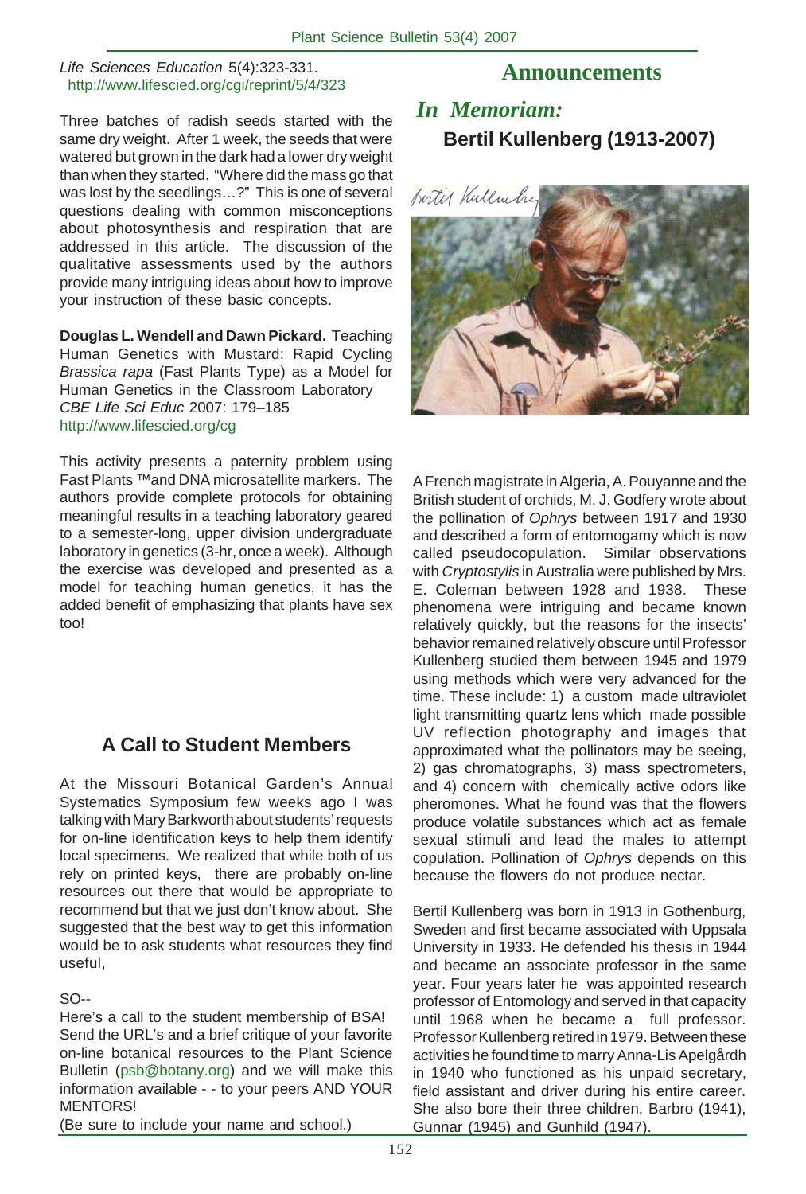*Life Sciences Education* 5(4):323-331.
http://www.lifescied.org/cgi/reprint/5/4/323

Three batches of radish seeds started with the same dry weight. After 1 week, the seeds that were watered but grown in the dark had a lower dry weight than when they started. "Where did the mass go that was lost by the seedlings…?" This is one of several questions dealing with common misconceptions about photosynthesis and respiration that are addressed in this article. The discussion of the qualitative assessments used by the authors provide many intriguing ideas about how to improve your instruction of these basic concepts.

**Douglas L. Wendell and Dawn Pickard.** Teaching Human Genetics with Mustard: Rapid Cycling *Brassica rapa* (Fast Plants Type) as a Model for Human Genetics in the Classroom Laboratory
*CBE Life Sci Educ* 2007: 179–185
http://www.lifescied.org/cg

This activity presents a paternity problem using Fast Plants ™and DNA microsatellite markers. The authors provide complete protocols for obtaining meaningful results in a teaching laboratory geared to a semester-long, upper division undergraduate laboratory in genetics (3-hr, once a week). Although the exercise was developed and presented as a model for teaching human genetics, it has the added benefit of emphasizing that plants have sex too!

## A Call to Student Members

At the Missouri Botanical Garden's Annual Systematics Symposium few weeks ago I was talking with Mary Barkworth about students' requests for on-line identification keys to help them identify local specimens. We realized that while both of us rely on printed keys, there are probably on-line resources out there that would be appropriate to recommend but that we just don't know about. She suggested that the best way to get this information would be to ask students what resources they find useful,

SO--

Here's a call to the student membership of BSA! Send the URL's and a brief critique of your favorite on-line botanical resources to the Plant Science Bulletin (psb@botany.org) and we will make this information available - - to your peers AND YOUR MENTORS!

(Be sure to include your name and school.)

# Announcements

## *In Memoriam:*

### Bertil Kullenberg (1913-2007)

A French magistrate in Algeria, A. Pouyanne and the British student of orchids, M. J. Godfery wrote about the pollination of *Ophrys* between 1917 and 1930 and described a form of entomogamy which is now called pseudocopulation. Similar observations with *Cryptostylis* in Australia were published by Mrs. E. Coleman between 1928 and 1938. These phenomena were intriguing and became known relatively quickly, but the reasons for the insects' behavior remained relatively obscure until Professor Kullenberg studied them between 1945 and 1979 using methods which were very advanced for the time. These include: 1) a custom made ultraviolet light transmitting quartz lens which made possible UV reflection photography and images that approximated what the pollinators may be seeing, 2) gas chromatographs, 3) mass spectrometers, and 4) concern with chemically active odors like pheromones. What he found was that the flowers produce volatile substances which act as female sexual stimuli and lead the males to attempt copulation. Pollination of *Ophrys* depends on this because the flowers do not produce nectar.

Bertil Kullenberg was born in 1913 in Gothenburg, Sweden and first became associated with Uppsala University in 1933. He defended his thesis in 1944 and became an associate professor in the same year. Four years later he was appointed research professor of Entomology and served in that capacity until 1968 when he became a full professor. Professor Kullenberg retired in 1979. Between these activities he found time to marry Anna-Lis Apelgårdh in 1940 who functioned as his unpaid secretary, field assistant and driver during his entire career. She also bore their three children, Barbro (1941), Gunnar (1945) and Gunhild (1947).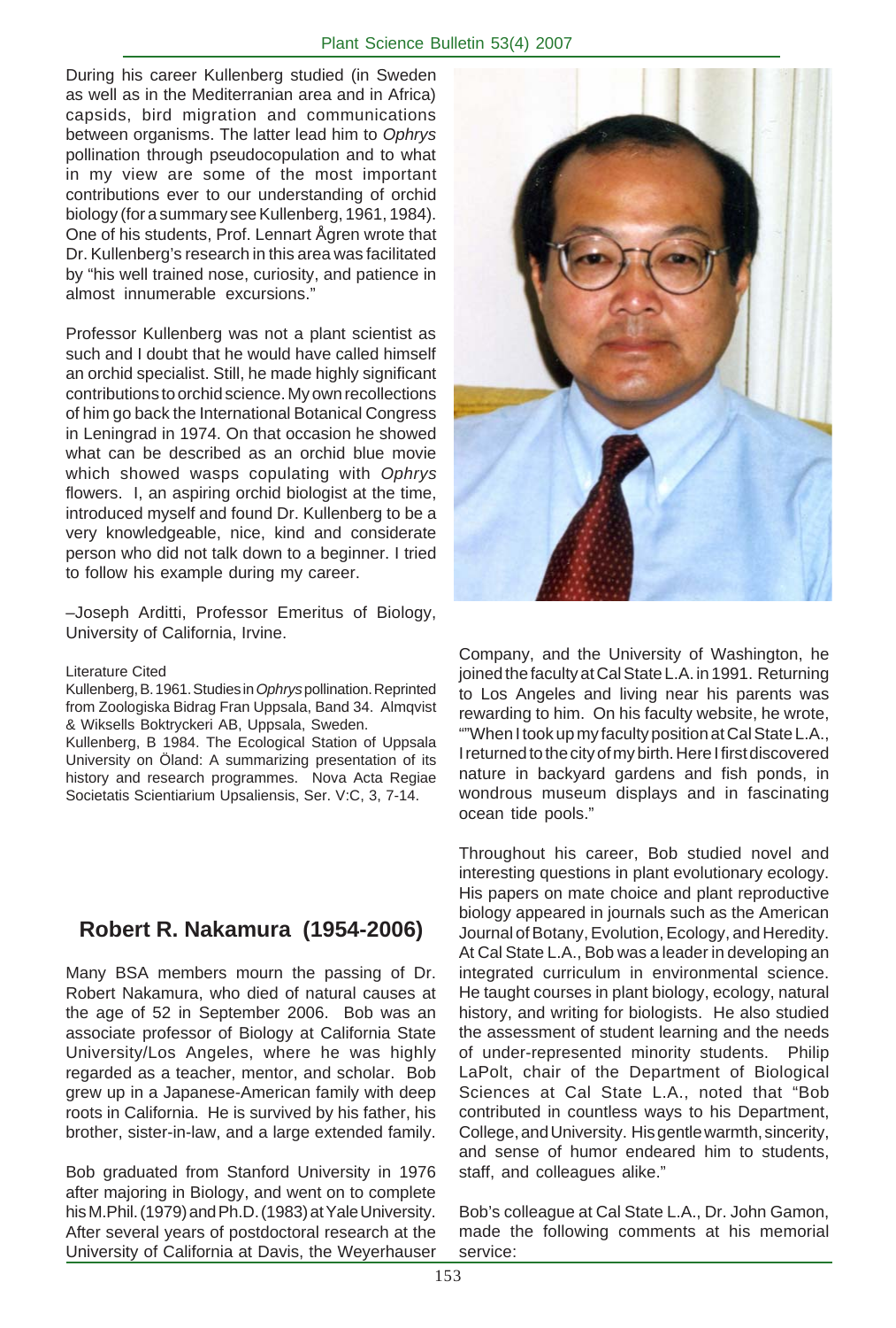During his career Kullenberg studied (in Sweden as well as in the Mediterranean area and in Africa) capsids, bird migration and communications between organisms. The latter lead him to *Ophrys* pollination through pseudocopulation and to what in my view are some of the most important contributions ever to our understanding of orchid biology (for a summary see Kullenberg, 1961, 1984). One of his students, Prof. Lennart Ågren wrote that Dr. Kullenberg's research in this area was facilitated by "his well trained nose, curiosity, and patience in almost innumerable excursions."

Professor Kullenberg was not a plant scientist as such and I doubt that he would have called himself an orchid specialist. Still, he made highly significant contributions to orchid science. My own recollections of him go back the International Botanical Congress in Leningrad in 1974. On that occasion he showed what can be described as an orchid blue movie which showed wasps copulating with *Ophrys* flowers. I, an aspiring orchid biologist at the time, introduced myself and found Dr. Kullenberg to be a very knowledgeable, nice, kind and considerate person who did not talk down to a beginner. I tried to follow his example during my career.

–Joseph Arditti, Professor Emeritus of Biology, University of California, Irvine.

Literature Cited

Kullenberg, B. 1961. Studies in *Ophrys* pollination. Reprinted from Zoologiska Bidrag Fran Uppsala, Band 34. Almqvist & Wiksells Boktryckeri AB, Uppsala, Sweden.

Kullenberg, B 1984. The Ecological Station of Uppsala University on Öland: A summarizing presentation of its history and research programmes. Nova Acta Regiae Societatis Scientiarium Upsaliensis, Ser. V:C, 3, 7-14.

## Robert R. Nakamura (1954-2006)

Many BSA members mourn the passing of Dr. Robert Nakamura, who died of natural causes at the age of 52 in September 2006. Bob was an associate professor of Biology at California State University/Los Angeles, where he was highly regarded as a teacher, mentor, and scholar. Bob grew up in a Japanese-American family with deep roots in California. He is survived by his father, his brother, sister-in-law, and a large extended family.

Bob graduated from Stanford University in 1976 after majoring in Biology, and went on to complete his M.Phil. (1979) and Ph.D. (1983) at Yale University. After several years of postdoctoral research at the University of California at Davis, the Weyerhauser Company, and the University of Washington, he joined the faculty at Cal State L.A. in 1991. Returning to Los Angeles and living near his parents was rewarding to him. On his faculty website, he wrote, ""When I took up my faculty position at Cal State L.A., I returned to the city of my birth. Here I first discovered nature in backyard gardens and fish ponds, in wondrous museum displays and in fascinating ocean tide pools."

Throughout his career, Bob studied novel and interesting questions in plant evolutionary ecology. His papers on mate choice and plant reproductive biology appeared in journals such as the American Journal of Botany, Evolution, Ecology, and Heredity. At Cal State L.A., Bob was a leader in developing an integrated curriculum in environmental science. He taught courses in plant biology, ecology, natural history, and writing for biologists. He also studied the assessment of student learning and the needs of under-represented minority students. Philip LaPolt, chair of the Department of Biological Sciences at Cal State L.A., noted that "Bob contributed in countless ways to his Department, College, and University. His gentle warmth, sincerity, and sense of humor endeared him to students, staff, and colleagues alike."

Bob's colleague at Cal State L.A., Dr. John Gamon, made the following comments at his memorial service: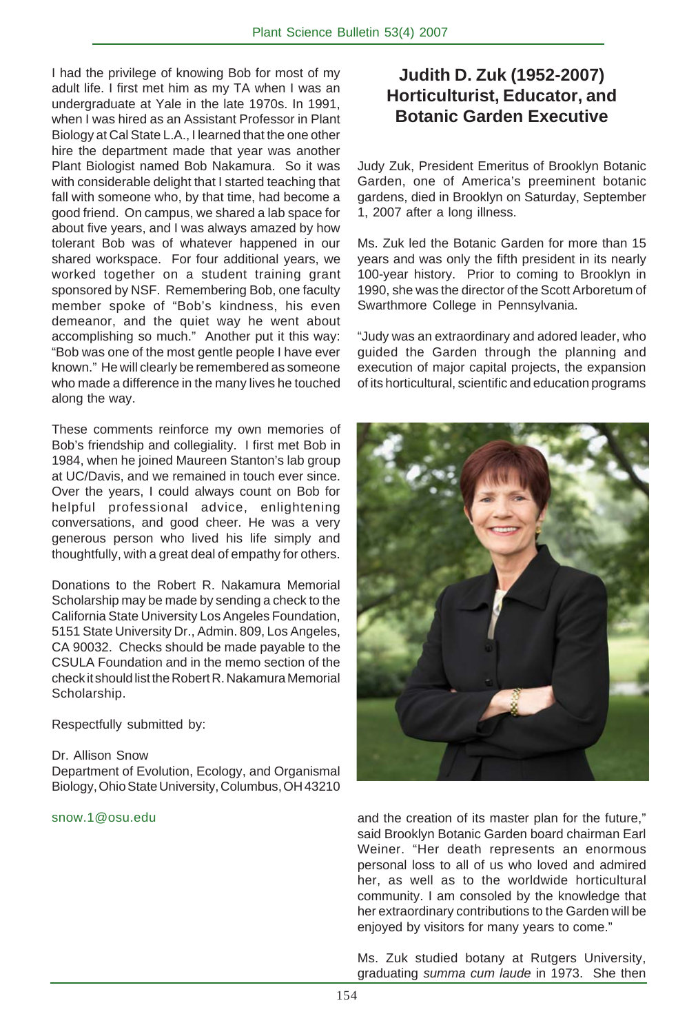I had the privilege of knowing Bob for most of my adult life. I first met him as my TA when I was an undergraduate at Yale in the late 1970s. In 1991, when I was hired as an Assistant Professor in Plant Biology at Cal State L.A., I learned that the one other hire the department made that year was another Plant Biologist named Bob Nakamura. So it was with considerable delight that I started teaching that fall with someone who, by that time, had become a good friend. On campus, we shared a lab space for about five years, and I was always amazed by how tolerant Bob was of whatever happened in our shared workspace. For four additional years, we worked together on a student training grant sponsored by NSF. Remembering Bob, one faculty member spoke of "Bob's kindness, his even demeanor, and the quiet way he went about accomplishing so much." Another put it this way: "Bob was one of the most gentle people I have ever known." He will clearly be remembered as someone who made a difference in the many lives he touched along the way.

These comments reinforce my own memories of Bob's friendship and collegiality. I first met Bob in 1984, when he joined Maureen Stanton's lab group at UC/Davis, and we remained in touch ever since. Over the years, I could always count on Bob for helpful professional advice, enlightening conversations, and good cheer. He was a very generous person who lived his life simply and thoughtfully, with a great deal of empathy for others.

Donations to the Robert R. Nakamura Memorial Scholarship may be made by sending a check to the California State University Los Angeles Foundation, 5151 State University Dr., Admin. 809, Los Angeles, CA 90032. Checks should be made payable to the CSULA Foundation and in the memo section of the check it should list the Robert R. Nakamura Memorial Scholarship.

Respectfully submitted by:

Dr. Allison Snow
Department of Evolution, Ecology, and Organismal Biology, Ohio State University, Columbus, OH 43210

snow.1@osu.edu

## Judith D. Zuk (1952-2007) Horticulturist, Educator, and Botanic Garden Executive

Judy Zuk, President Emeritus of Brooklyn Botanic Garden, one of America's preeminent botanic gardens, died in Brooklyn on Saturday, September 1, 2007 after a long illness.

Ms. Zuk led the Botanic Garden for more than 15 years and was only the fifth president in its nearly 100-year history. Prior to coming to Brooklyn in 1990, she was the director of the Scott Arboretum of Swarthmore College in Pennsylvania.

"Judy was an extraordinary and adored leader, who guided the Garden through the planning and execution of major capital projects, the expansion of its horticultural, scientific and education programs and the creation of its master plan for the future," said Brooklyn Botanic Garden board chairman Earl Weiner. "Her death represents an enormous personal loss to all of us who loved and admired her, as well as to the worldwide horticultural community. I am consoled by the knowledge that her extraordinary contributions to the Garden will be enjoyed by visitors for many years to come."

Ms. Zuk studied botany at Rutgers University, graduating *summa cum laude* in 1973. She then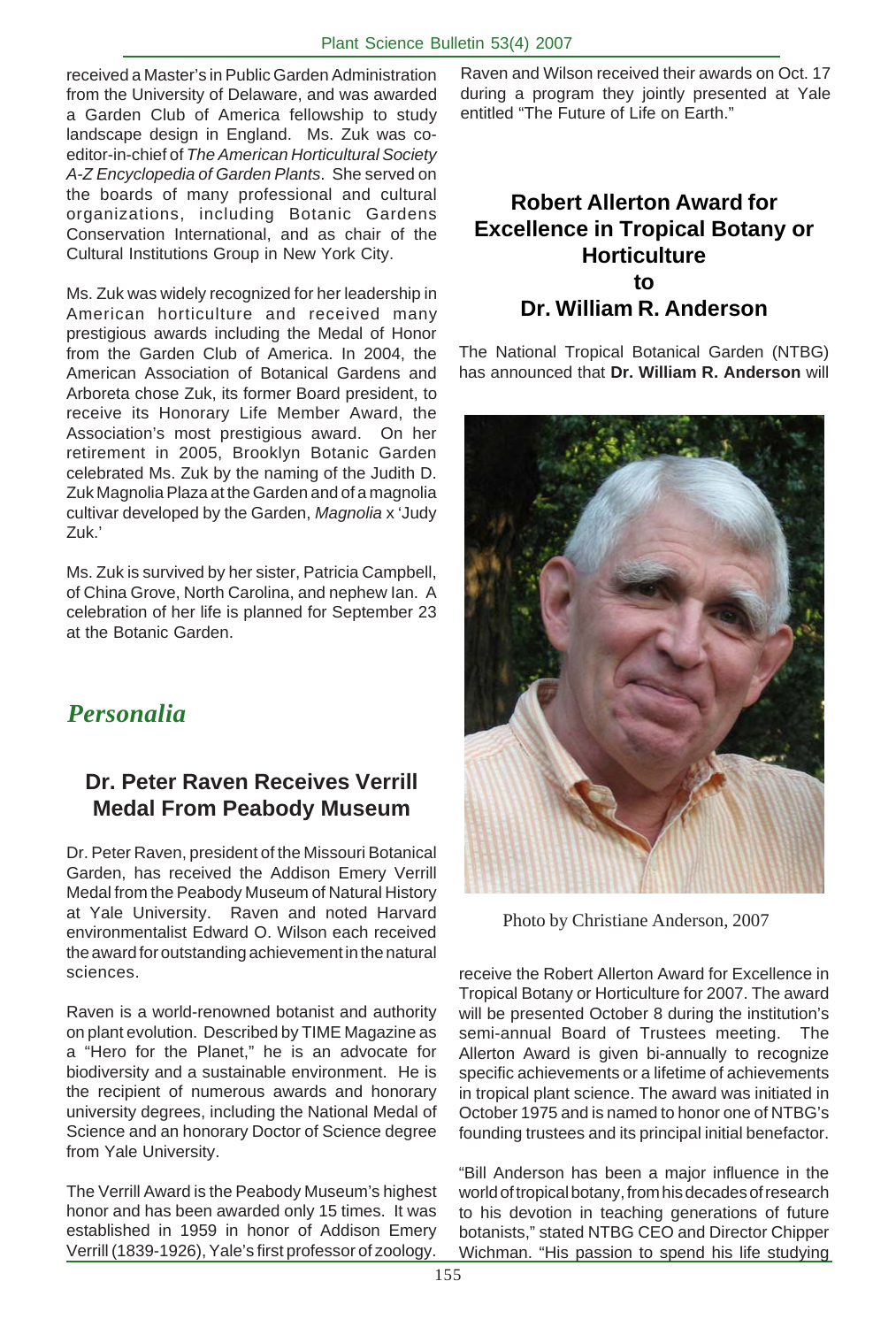received a Master's in Public Garden Administration from the University of Delaware, and was awarded a Garden Club of America fellowship to study landscape design in England. Ms. Zuk was co-editor-in-chief of *The American Horticultural Society A-Z Encyclopedia of Garden Plants*. She served on the boards of many professional and cultural organizations, including Botanic Gardens Conservation International, and as chair of the Cultural Institutions Group in New York City.

Ms. Zuk was widely recognized for her leadership in American horticulture and received many prestigious awards including the Medal of Honor from the Garden Club of America. In 2004, the American Association of Botanical Gardens and Arboreta chose Zuk, its former Board president, to receive its Honorary Life Member Award, the Association's most prestigious award. On her retirement in 2005, Brooklyn Botanic Garden celebrated Ms. Zuk by the naming of the Judith D. Zuk Magnolia Plaza at the Garden and of a magnolia cultivar developed by the Garden, *Magnolia* x 'Judy Zuk.'

Ms. Zuk is survived by her sister, Patricia Campbell, of China Grove, North Carolina, and nephew Ian. A celebration of her life is planned for September 23 at the Botanic Garden.

# *Personalia*

## Dr. Peter Raven Receives Verrill Medal From Peabody Museum

Dr. Peter Raven, president of the Missouri Botanical Garden, has received the Addison Emery Verrill Medal from the Peabody Museum of Natural History at Yale University. Raven and noted Harvard environmentalist Edward O. Wilson each received the award for outstanding achievement in the natural sciences.

Raven is a world-renowned botanist and authority on plant evolution. Described by TIME Magazine as a "Hero for the Planet," he is an advocate for biodiversity and a sustainable environment. He is the recipient of numerous awards and honorary university degrees, including the National Medal of Science and an honorary Doctor of Science degree from Yale University.

The Verrill Award is the Peabody Museum's highest honor and has been awarded only 15 times. It was established in 1959 in honor of Addison Emery Verrill (1839-1926), Yale's first professor of zoology. Raven and Wilson received their awards on Oct. 17 during a program they jointly presented at Yale entitled "The Future of Life on Earth."

## Robert Allerton Award for Excellence in Tropical Botany or Horticulture to Dr. William R. Anderson

The National Tropical Botanical Garden (NTBG) has announced that **Dr. William R. Anderson** will receive the Robert Allerton Award for Excellence in Tropical Botany or Horticulture for 2007. The award will be presented October 8 during the institution's semi-annual Board of Trustees meeting. The Allerton Award is given bi-annually to recognize specific achievements or a lifetime of achievements in tropical plant science. The award was initiated in October 1975 and is named to honor one of NTBG's founding trustees and its principal initial benefactor.

Photo by Christiane Anderson, 2007

"Bill Anderson has been a major influence in the world of tropical botany, from his decades of research to his devotion in teaching generations of future botanists," stated NTBG CEO and Director Chipper Wichman. "His passion to spend his life studying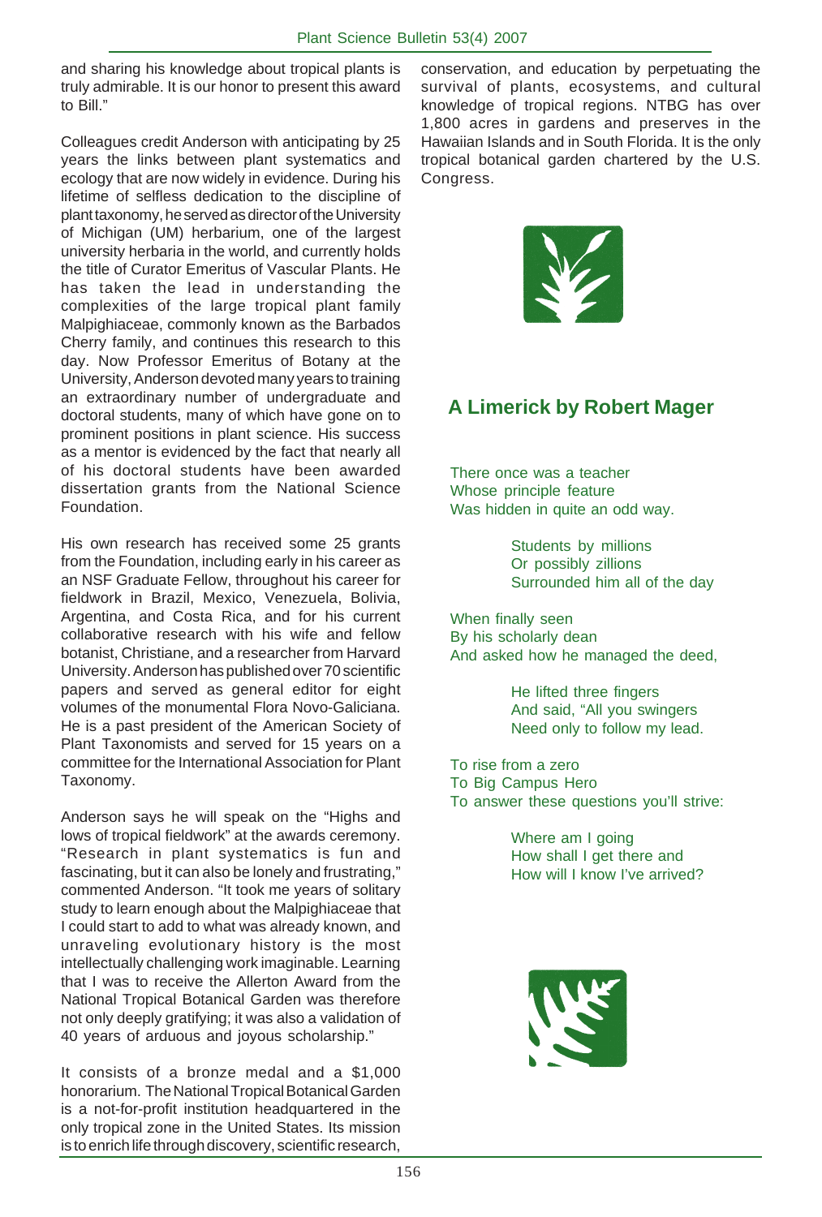and sharing his knowledge about tropical plants is truly admirable. It is our honor to present this award to Bill."

Colleagues credit Anderson with anticipating by 25 years the links between plant systematics and ecology that are now widely in evidence. During his lifetime of selfless dedication to the discipline of plant taxonomy, he served as director of the University of Michigan (UM) herbarium, one of the largest university herbaria in the world, and currently holds the title of Curator Emeritus of Vascular Plants. He has taken the lead in understanding the complexities of the large tropical plant family Malpighiaceae, commonly known as the Barbados Cherry family, and continues this research to this day. Now Professor Emeritus of Botany at the University, Anderson devoted many years to training an extraordinary number of undergraduate and doctoral students, many of which have gone on to prominent positions in plant science. His success as a mentor is evidenced by the fact that nearly all of his doctoral students have been awarded dissertation grants from the National Science Foundation.

His own research has received some 25 grants from the Foundation, including early in his career as an NSF Graduate Fellow, throughout his career for fieldwork in Brazil, Mexico, Venezuela, Bolivia, Argentina, and Costa Rica, and for his current collaborative research with his wife and fellow botanist, Christiane, and a researcher from Harvard University. Anderson has published over 70 scientific papers and served as general editor for eight volumes of the monumental Flora Novo-Galiciana. He is a past president of the American Society of Plant Taxonomists and served for 15 years on a committee for the International Association for Plant Taxonomy.

Anderson says he will speak on the "Highs and lows of tropical fieldwork" at the awards ceremony. "Research in plant systematics is fun and fascinating, but it can also be lonely and frustrating," commented Anderson. "It took me years of solitary study to learn enough about the Malpighiaceae that I could start to add to what was already known, and unraveling evolutionary history is the most intellectually challenging work imaginable. Learning that I was to receive the Allerton Award from the National Tropical Botanical Garden was therefore not only deeply gratifying; it was also a validation of 40 years of arduous and joyous scholarship."

It consists of a bronze medal and a $1,000 honorarium. The National Tropical Botanical Garden is a not-for-profit institution headquartered in the only tropical zone in the United States. Its mission is to enrich life through discovery, scientific research, conservation, and education by perpetuating the survival of plants, ecosystems, and cultural knowledge of tropical regions. NTBG has over 1,800 acres in gardens and preserves in the Hawaiian Islands and in South Florida. It is the only tropical botanical garden chartered by the U.S. Congress.

## A Limerick by Robert Mager

There once was a teacher
Whose principle feature
Was hidden in quite an odd way.

Students by millions
Or possibly zillions
Surrounded him all of the day

When finally seen
By his scholarly dean
And asked how he managed the deed,

He lifted three fingers
And said, "All you swingers
Need only to follow my lead.

To rise from a zero
To Big Campus Hero
To answer these questions you'll strive:

Where am I going
How shall I get there and
How will I know I've arrived?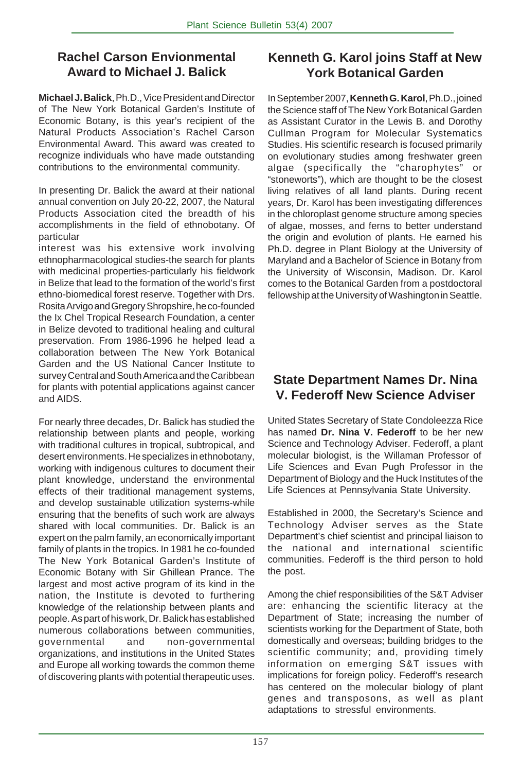## Rachel Carson Envionmental Award to Michael J. Balick

**Michael J. Balick**, Ph.D., Vice President and Director of The New York Botanical Garden's Institute of Economic Botany, is this year's recipient of the Natural Products Association's Rachel Carson Environmental Award. This award was created to recognize individuals who have made outstanding contributions to the environmental community.

In presenting Dr. Balick the award at their national annual convention on July 20-22, 2007, the Natural Products Association cited the breadth of his accomplishments in the field of ethnobotany. Of particular

interest was his extensive work involving ethnopharmacological studies-the search for plants with medicinal properties-particularly his fieldwork in Belize that lead to the formation of the world's first ethno-biomedical forest reserve. Together with Drs. Rosita Arvigo and Gregory Shropshire, he co-founded the Ix Chel Tropical Research Foundation, a center in Belize devoted to traditional healing and cultural preservation. From 1986-1996 he helped lead a collaboration between The New York Botanical Garden and the US National Cancer Institute to survey Central and South America and the Caribbean for plants with potential applications against cancer and AIDS.

For nearly three decades, Dr. Balick has studied the relationship between plants and people, working with traditional cultures in tropical, subtropical, and desert environments. He specializes in ethnobotany, working with indigenous cultures to document their plant knowledge, understand the environmental effects of their traditional management systems, and develop sustainable utilization systems-while ensuring that the benefits of such work are always shared with local communities. Dr. Balick is an expert on the palm family, an economically important family of plants in the tropics. In 1981 he co-founded The New York Botanical Garden's Institute of Economic Botany with Sir Ghillean Prance. The largest and most active program of its kind in the nation, the Institute is devoted to furthering knowledge of the relationship between plants and people. As part of his work, Dr. Balick has established numerous collaborations between communities, governmental and non-governmental organizations, and institutions in the United States and Europe all working towards the common theme of discovering plants with potential therapeutic uses.

## Kenneth G. Karol joins Staff at New York Botanical Garden

In September 2007, **Kenneth G. Karol**, Ph.D., joined the Science staff of The New York Botanical Garden as Assistant Curator in the Lewis B. and Dorothy Cullman Program for Molecular Systematics Studies. His scientific research is focused primarily on evolutionary studies among freshwater green algae (specifically the "charophytes" or "stoneworts"), which are thought to be the closest living relatives of all land plants. During recent years, Dr. Karol has been investigating differences in the chloroplast genome structure among species of algae, mosses, and ferns to better understand the origin and evolution of plants. He earned his Ph.D. degree in Plant Biology at the University of Maryland and a Bachelor of Science in Botany from the University of Wisconsin, Madison. Dr. Karol comes to the Botanical Garden from a postdoctoral fellowship at the University of Washington in Seattle.

## State Department Names Dr. Nina V. Federoff New Science Adviser

United States Secretary of State Condoleezza Rice has named **Dr. Nina V. Federoff** to be her new Science and Technology Adviser. Federoff, a plant molecular biologist, is the Willaman Professor of Life Sciences and Evan Pugh Professor in the Department of Biology and the Huck Institutes of the Life Sciences at Pennsylvania State University.

Established in 2000, the Secretary's Science and Technology Adviser serves as the State Department's chief scientist and principal liaison to the national and international scientific communities. Federoff is the third person to hold the post.

Among the chief responsibilities of the S&T Adviser are: enhancing the scientific literacy at the Department of State; increasing the number of scientists working for the Department of State, both domestically and overseas; building bridges to the scientific community; and, providing timely information on emerging S&T issues with implications for foreign policy. Federoff's research has centered on the molecular biology of plant genes and transposons, as well as plant adaptations to stressful environments.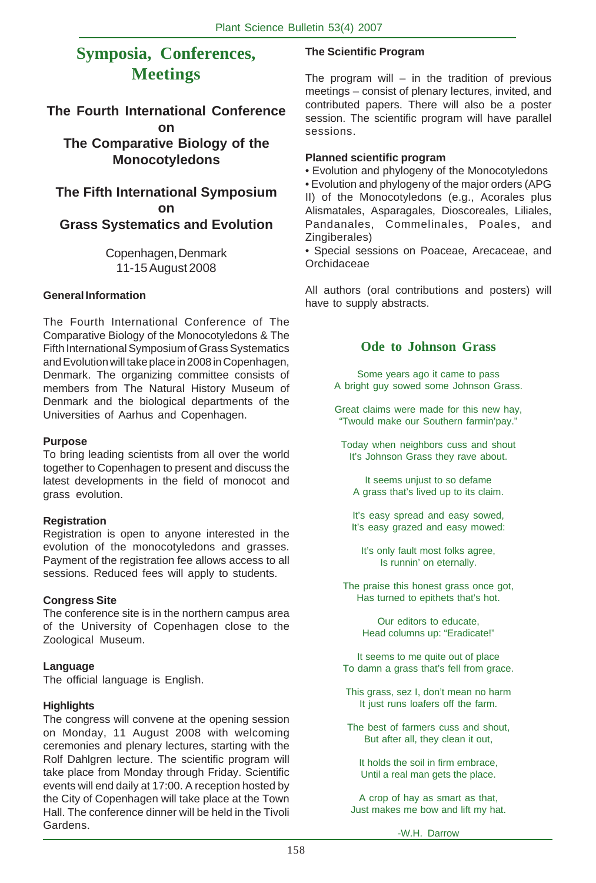# Symposia, Conferences, Meetings

## The Fourth International Conference on The Comparative Biology of the Monocotyledons

## The Fifth International Symposium on Grass Systematics and Evolution

Copenhagen, Denmark
11-15 August 2008

### General Information

The Fourth International Conference of The Comparative Biology of the Monocotyledons & The Fifth International Symposium of Grass Systematics and Evolution will take place in 2008 in Copenhagen, Denmark. The organizing committee consists of members from The Natural History Museum of Denmark and the biological departments of the Universities of Aarhus and Copenhagen.

### Purpose

To bring leading scientists from all over the world together to Copenhagen to present and discuss the latest developments in the field of monocot and grass evolution.

### Registration

Registration is open to anyone interested in the evolution of the monocotyledons and grasses. Payment of the registration fee allows access to all sessions. Reduced fees will apply to students.

### Congress Site

The conference site is in the northern campus area of the University of Copenhagen close to the Zoological Museum.

### Language

The official language is English.

### Highlights

The congress will convene at the opening session on Monday, 11 August 2008 with welcoming ceremonies and plenary lectures, starting with the Rolf Dahlgren lecture. The scientific program will take place from Monday through Friday. Scientific events will end daily at 17:00. A reception hosted by the City of Copenhagen will take place at the Town Hall. The conference dinner will be held in the Tivoli Gardens.

### The Scientific Program

The program will – in the tradition of previous meetings – consist of plenary lectures, invited, and contributed papers. There will also be a poster session. The scientific program will have parallel sessions.

### Planned scientific program

- Evolution and phylogeny of the Monocotyledons
- Evolution and phylogeny of the major orders (APG II) of the Monocotyledons (e.g., Acorales plus Alismatales, Asparagales, Dioscoreales, Liliales, Pandanales, Commelinales, Poales, and Zingiberales)
- Special sessions on Poaceae, Arecaceae, and Orchidaceae

All authors (oral contributions and posters) will have to supply abstracts.

## Ode to Johnson Grass

Some years ago it came to pass
A bright guy sowed some Johnson Grass.

Great claims were made for this new hay,
"Twould make our Southern farmin'pay."

Today when neighbors cuss and shout
It's Johnson Grass they rave about.

It seems unjust to so defame
A grass that's lived up to its claim.

It's easy spread and easy sowed,
It's easy grazed and easy mowed:

It's only fault most folks agree,
Is runnin' on eternally.

The praise this honest grass once got,
Has turned to epithets that's hot.

Our editors to educate,
Head columns up: "Eradicate!"

It seems to me quite out of place
To damn a grass that's fell from grace.

This grass, sez I, don't mean no harm
It just runs loafers off the farm.

The best of farmers cuss and shout,
But after all, they clean it out,

It holds the soil in firm embrace,
Until a real man gets the place.

A crop of hay as smart as that,
Just makes me bow and lift my hat.

-W.H. Darrow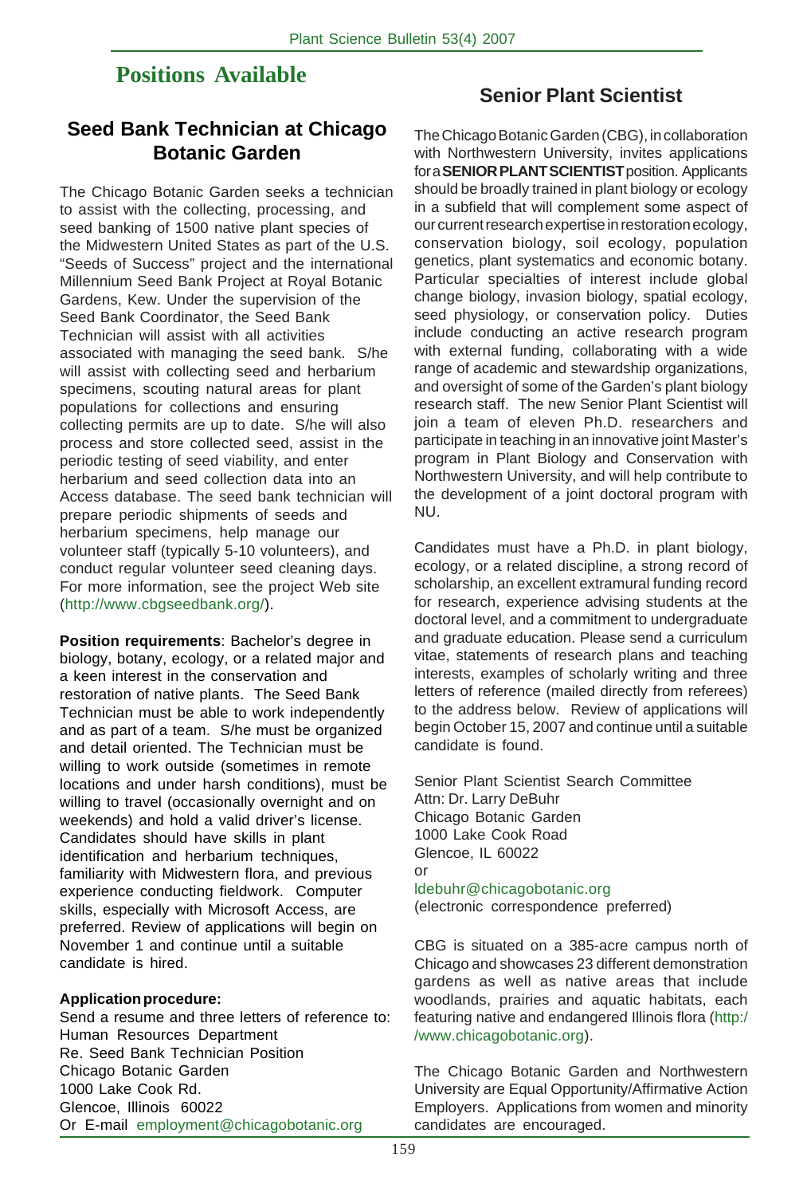# Positions Available

## Seed Bank Technician at Chicago Botanic Garden

The Chicago Botanic Garden seeks a technician to assist with the collecting, processing, and seed banking of 1500 native plant species of the Midwestern United States as part of the U.S. "Seeds of Success" project and the international Millennium Seed Bank Project at Royal Botanic Gardens, Kew. Under the supervision of the Seed Bank Coordinator, the Seed Bank Technician will assist with all activities associated with managing the seed bank. S/he will assist with collecting seed and herbarium specimens, scouting natural areas for plant populations for collections and ensuring collecting permits are up to date. S/he will also process and store collected seed, assist in the periodic testing of seed viability, and enter herbarium and seed collection data into an Access database. The seed bank technician will prepare periodic shipments of seeds and herbarium specimens, help manage our volunteer staff (typically 5-10 volunteers), and conduct regular volunteer seed cleaning days. For more information, see the project Web site (http://www.cbgseedbank.org/).

**Position requirements**: Bachelor's degree in biology, botany, ecology, or a related major and a keen interest in the conservation and restoration of native plants. The Seed Bank Technician must be able to work independently and as part of a team. S/he must be organized and detail oriented. The Technician must be willing to work outside (sometimes in remote locations and under harsh conditions), must be willing to travel (occasionally overnight and on weekends) and hold a valid driver's license. Candidates should have skills in plant identification and herbarium techniques, familiarity with Midwestern flora, and previous experience conducting fieldwork. Computer skills, especially with Microsoft Access, are preferred. Review of applications will begin on November 1 and continue until a suitable candidate is hired.

**Application procedure:**

Send a resume and three letters of reference to:
Human Resources Department
Re. Seed Bank Technician Position
Chicago Botanic Garden
1000 Lake Cook Rd.
Glencoe, Illinois 60022
Or E-mail employment@chicagobotanic.org

## Senior Plant Scientist

The Chicago Botanic Garden (CBG), in collaboration with Northwestern University, invites applications for a **SENIOR PLANT SCIENTIST** position. Applicants should be broadly trained in plant biology or ecology in a subfield that will complement some aspect of our current research expertise in restoration ecology, conservation biology, soil ecology, population genetics, plant systematics and economic botany. Particular specialties of interest include global change biology, invasion biology, spatial ecology, seed physiology, or conservation policy. Duties include conducting an active research program with external funding, collaborating with a wide range of academic and stewardship organizations, and oversight of some of the Garden's plant biology research staff. The new Senior Plant Scientist will join a team of eleven Ph.D. researchers and participate in teaching in an innovative joint Master's program in Plant Biology and Conservation with Northwestern University, and will help contribute to the development of a joint doctoral program with NU.

Candidates must have a Ph.D. in plant biology, ecology, or a related discipline, a strong record of scholarship, an excellent extramural funding record for research, experience advising students at the doctoral level, and a commitment to undergraduate and graduate education. Please send a curriculum vitae, statements of research plans and teaching interests, examples of scholarly writing and three letters of reference (mailed directly from referees) to the address below. Review of applications will begin October 15, 2007 and continue until a suitable candidate is found.

Senior Plant Scientist Search Committee
Attn: Dr. Larry DeBuhr
Chicago Botanic Garden
1000 Lake Cook Road
Glencoe, IL 60022
or
ldebuhr@chicagobotanic.org
(electronic correspondence preferred)

CBG is situated on a 385-acre campus north of Chicago and showcases 23 different demonstration gardens as well as native areas that include woodlands, prairies and aquatic habitats, each featuring native and endangered Illinois flora (http://www.chicagobotanic.org).

The Chicago Botanic Garden and Northwestern University are Equal Opportunity/Affirmative Action Employers. Applications from women and minority candidates are encouraged.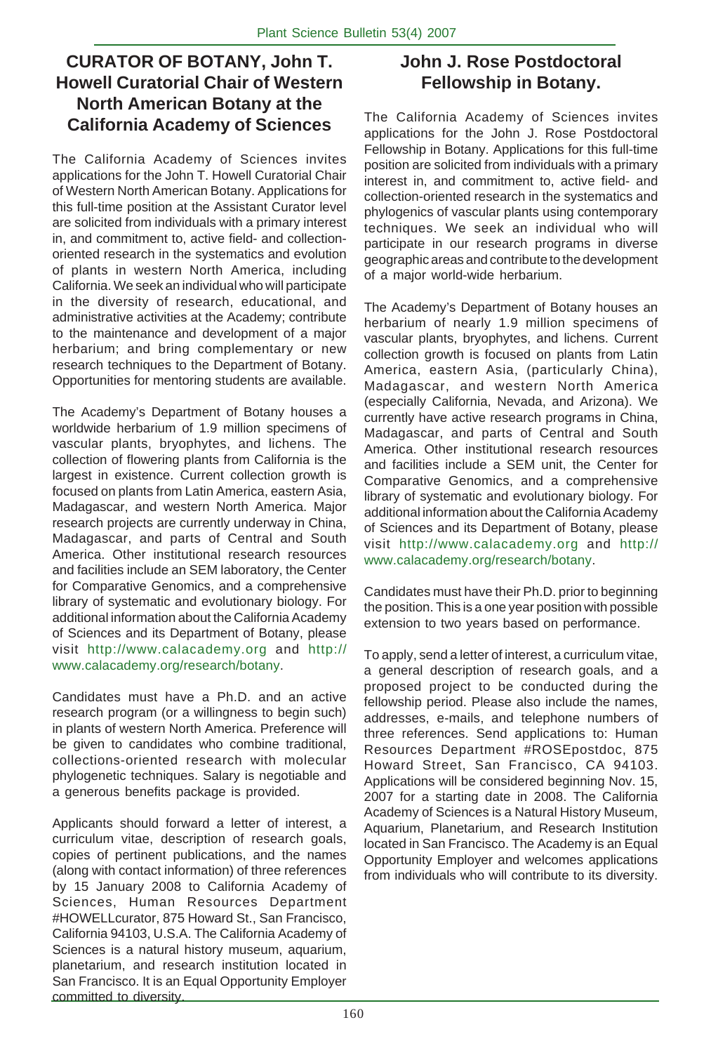## CURATOR OF BOTANY, John T. Howell Curatorial Chair of Western North American Botany at the California Academy of Sciences

The California Academy of Sciences invites applications for the John T. Howell Curatorial Chair of Western North American Botany. Applications for this full-time position at the Assistant Curator level are solicited from individuals with a primary interest in, and commitment to, active field- and collection-oriented research in the systematics and evolution of plants in western North America, including California. We seek an individual who will participate in the diversity of research, educational, and administrative activities at the Academy; contribute to the maintenance and development of a major herbarium; and bring complementary or new research techniques to the Department of Botany. Opportunities for mentoring students are available.

The Academy's Department of Botany houses a worldwide herbarium of 1.9 million specimens of vascular plants, bryophytes, and lichens. The collection of flowering plants from California is the largest in existence. Current collection growth is focused on plants from Latin America, eastern Asia, Madagascar, and western North America. Major research projects are currently underway in China, Madagascar, and parts of Central and South America. Other institutional research resources and facilities include an SEM laboratory, the Center for Comparative Genomics, and a comprehensive library of systematic and evolutionary biology. For additional information about the California Academy of Sciences and its Department of Botany, please visit http://www.calacademy.org and http://www.calacademy.org/research/botany.

Candidates must have a Ph.D. and an active research program (or a willingness to begin such) in plants of western North America. Preference will be given to candidates who combine traditional, collections-oriented research with molecular phylogenetic techniques. Salary is negotiable and a generous benefits package is provided.

Applicants should forward a letter of interest, a curriculum vitae, description of research goals, copies of pertinent publications, and the names (along with contact information) of three references by 15 January 2008 to California Academy of Sciences, Human Resources Department #HOWELLcurator, 875 Howard St., San Francisco, California 94103, U.S.A. The California Academy of Sciences is a natural history museum, aquarium, planetarium, and research institution located in San Francisco. It is an Equal Opportunity Employer committed to diversity.

## John J. Rose Postdoctoral Fellowship in Botany.

The California Academy of Sciences invites applications for the John J. Rose Postdoctoral Fellowship in Botany. Applications for this full-time position are solicited from individuals with a primary interest in, and commitment to, active field- and collection-oriented research in the systematics and phylogenics of vascular plants using contemporary techniques. We seek an individual who will participate in our research programs in diverse geographic areas and contribute to the development of a major world-wide herbarium.

The Academy's Department of Botany houses an herbarium of nearly 1.9 million specimens of vascular plants, bryophytes, and lichens. Current collection growth is focused on plants from Latin America, eastern Asia, (particularly China), Madagascar, and western North America (especially California, Nevada, and Arizona). We currently have active research programs in China, Madagascar, and parts of Central and South America. Other institutional research resources and facilities include a SEM unit, the Center for Comparative Genomics, and a comprehensive library of systematic and evolutionary biology. For additional information about the California Academy of Sciences and its Department of Botany, please visit http://www.calacademy.org and http://www.calacademy.org/research/botany.

Candidates must have their Ph.D. prior to beginning the position. This is a one year position with possible extension to two years based on performance.

To apply, send a letter of interest, a curriculum vitae, a general description of research goals, and a proposed project to be conducted during the fellowship period. Please also include the names, addresses, e-mails, and telephone numbers of three references. Send applications to: Human Resources Department #ROSEpostdoc, 875 Howard Street, San Francisco, CA 94103. Applications will be considered beginning Nov. 15, 2007 for a starting date in 2008. The California Academy of Sciences is a Natural History Museum, Aquarium, Planetarium, and Research Institution located in San Francisco. The Academy is an Equal Opportunity Employer and welcomes applications from individuals who will contribute to its diversity.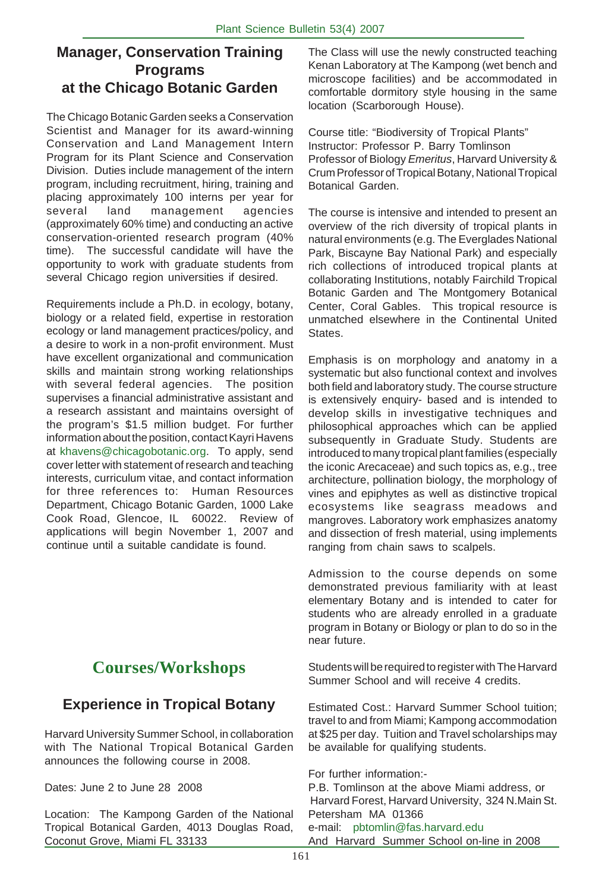## Manager, Conservation Training Programs at the Chicago Botanic Garden

The Chicago Botanic Garden seeks a Conservation Scientist and Manager for its award-winning Conservation and Land Management Intern Program for its Plant Science and Conservation Division. Duties include management of the intern program, including recruitment, hiring, training and placing approximately 100 interns per year for several land management agencies (approximately 60% time) and conducting an active conservation-oriented research program (40% time). The successful candidate will have the opportunity to work with graduate students from several Chicago region universities if desired.

Requirements include a Ph.D. in ecology, botany, biology or a related field, expertise in restoration ecology or land management practices/policy, and a desire to work in a non-profit environment. Must have excellent organizational and communication skills and maintain strong working relationships with several federal agencies. The position supervises a financial administrative assistant and a research assistant and maintains oversight of the program's $1.5 million budget. For further information about the position, contact Kayri Havens at khavens@chicagobotanic.org. To apply, send cover letter with statement of research and teaching interests, curriculum vitae, and contact information for three references to: Human Resources Department, Chicago Botanic Garden, 1000 Lake Cook Road, Glencoe, IL 60022. Review of applications will begin November 1, 2007 and continue until a suitable candidate is found.

# Courses/Workshops

## Experience in Tropical Botany

Harvard University Summer School, in collaboration with The National Tropical Botanical Garden announces the following course in 2008.

Dates: June 2 to June 28 2008

Location: The Kampong Garden of the National Tropical Botanical Garden, 4013 Douglas Road, Coconut Grove, Miami FL 33133

The Class will use the newly constructed teaching Kenan Laboratory at The Kampong (wet bench and microscope facilities) and be accommodated in comfortable dormitory style housing in the same location (Scarborough House).

Course title: "Biodiversity of Tropical Plants"
Instructor: Professor P. Barry Tomlinson
Professor of Biology *Emeritus*, Harvard University & Crum Professor of Tropical Botany, National Tropical Botanical Garden.

The course is intensive and intended to present an overview of the rich diversity of tropical plants in natural environments (e.g. The Everglades National Park, Biscayne Bay National Park) and especially rich collections of introduced tropical plants at collaborating Institutions, notably Fairchild Tropical Botanic Garden and The Montgomery Botanical Center, Coral Gables. This tropical resource is unmatched elsewhere in the Continental United States.

Emphasis is on morphology and anatomy in a systematic but also functional context and involves both field and laboratory study. The course structure is extensively enquiry- based and is intended to develop skills in investigative techniques and philosophical approaches which can be applied subsequently in Graduate Study. Students are introduced to many tropical plant families (especially the iconic Arecaceae) and such topics as, e.g., tree architecture, pollination biology, the morphology of vines and epiphytes as well as distinctive tropical ecosystems like seagrass meadows and mangroves. Laboratory work emphasizes anatomy and dissection of fresh material, using implements ranging from chain saws to scalpels.

Admission to the course depends on some demonstrated previous familiarity with at least elementary Botany and is intended to cater for students who are already enrolled in a graduate program in Botany or Biology or plan to do so in the near future.

Students will be required to register with The Harvard Summer School and will receive 4 credits.

Estimated Cost.: Harvard Summer School tuition; travel to and from Miami; Kampong accommodation at $25 per day. Tuition and Travel scholarships may be available for qualifying students.

For further information:-
P.B. Tomlinson at the above Miami address, or
Harvard Forest, Harvard University, 324 N.Main St. Petersham MA 01366
e-mail: pbtomlin@fas.harvard.edu
And Harvard Summer School on-line in 2008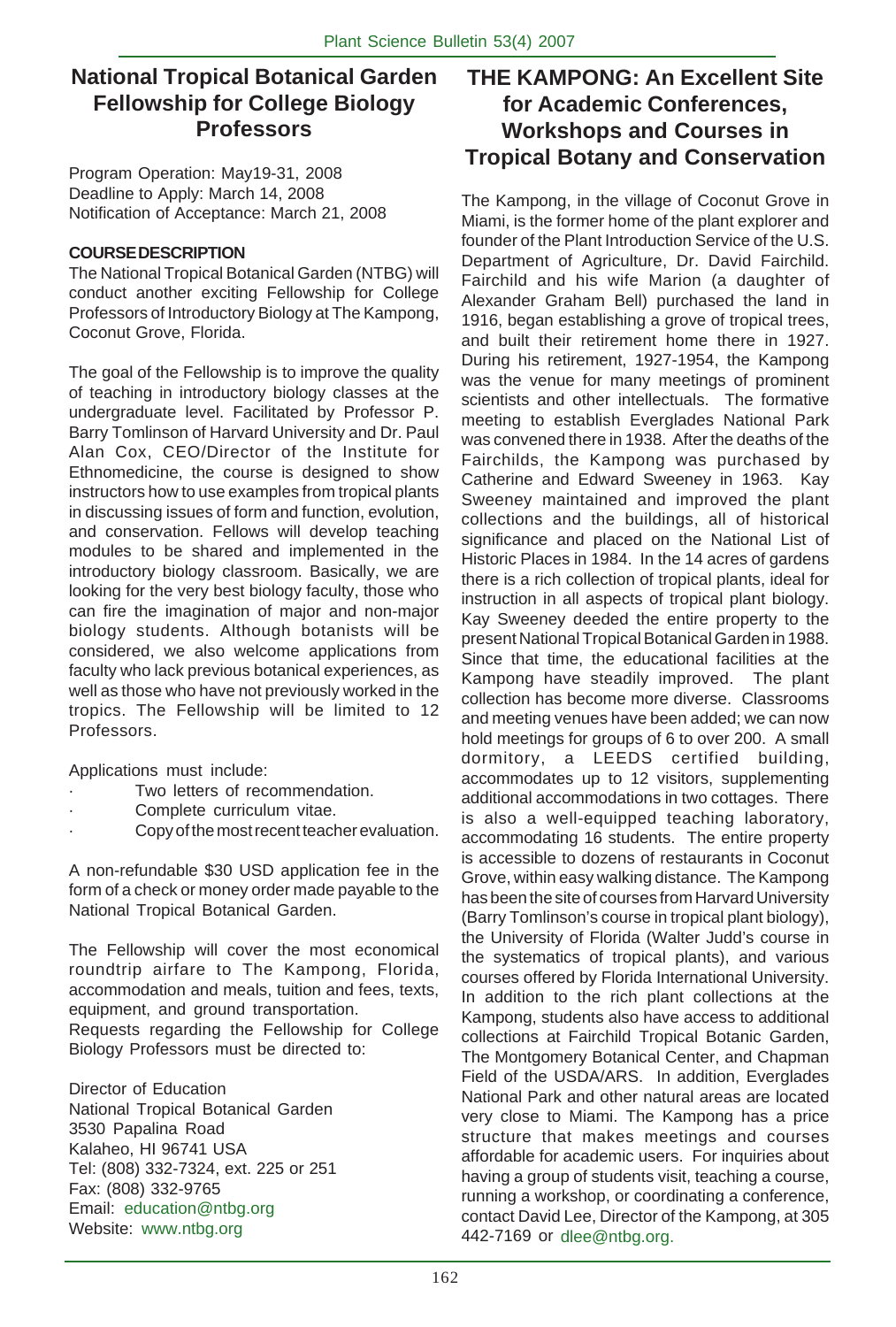## National Tropical Botanical Garden Fellowship for College Biology Professors

Program Operation: May19-31, 2008
Deadline to Apply: March 14, 2008
Notification of Acceptance: March 21, 2008

**COURSE DESCRIPTION**

The National Tropical Botanical Garden (NTBG) will conduct another exciting Fellowship for College Professors of Introductory Biology at The Kampong, Coconut Grove, Florida.

The goal of the Fellowship is to improve the quality of teaching in introductory biology classes at the undergraduate level. Facilitated by Professor P. Barry Tomlinson of Harvard University and Dr. Paul Alan Cox, CEO/Director of the Institute for Ethnomedicine, the course is designed to show instructors how to use examples from tropical plants in discussing issues of form and function, evolution, and conservation. Fellows will develop teaching modules to be shared and implemented in the introductory biology classroom. Basically, we are looking for the very best biology faculty, those who can fire the imagination of major and non-major biology students. Although botanists will be considered, we also welcome applications from faculty who lack previous botanical experiences, as well as those who have not previously worked in the tropics. The Fellowship will be limited to 12 Professors.

Applications must include:

- Two letters of recommendation.
- Complete curriculum vitae.
- Copy of the most recent teacher evaluation.

A non-refundable $30 USD application fee in the form of a check or money order made payable to the National Tropical Botanical Garden.

The Fellowship will cover the most economical roundtrip airfare to The Kampong, Florida, accommodation and meals, tuition and fees, texts, equipment, and ground transportation.
Requests regarding the Fellowship for College Biology Professors must be directed to:

Director of Education
National Tropical Botanical Garden
3530 Papalina Road
Kalaheo, HI 96741 USA
Tel: (808) 332-7324, ext. 225 or 251
Fax: (808) 332-9765
Email: education@ntbg.org
Website: www.ntbg.org

## THE KAMPONG: An Excellent Site for Academic Conferences, Workshops and Courses in Tropical Botany and Conservation

The Kampong, in the village of Coconut Grove in Miami, is the former home of the plant explorer and founder of the Plant Introduction Service of the U.S. Department of Agriculture, Dr. David Fairchild. Fairchild and his wife Marion (a daughter of Alexander Graham Bell) purchased the land in 1916, began establishing a grove of tropical trees, and built their retirement home there in 1927. During his retirement, 1927-1954, the Kampong was the venue for many meetings of prominent scientists and other intellectuals. The formative meeting to establish Everglades National Park was convened there in 1938. After the deaths of the Fairchilds, the Kampong was purchased by Catherine and Edward Sweeney in 1963. Kay Sweeney maintained and improved the plant collections and the buildings, all of historical significance and placed on the National List of Historic Places in 1984. In the 14 acres of gardens there is a rich collection of tropical plants, ideal for instruction in all aspects of tropical plant biology. Kay Sweeney deeded the entire property to the present National Tropical Botanical Garden in 1988. Since that time, the educational facilities at the Kampong have steadily improved. The plant collection has become more diverse. Classrooms and meeting venues have been added; we can now hold meetings for groups of 6 to over 200. A small dormitory, a LEEDS certified building, accommodates up to 12 visitors, supplementing additional accommodations in two cottages. There is also a well-equipped teaching laboratory, accommodating 16 students. The entire property is accessible to dozens of restaurants in Coconut Grove, within easy walking distance. The Kampong has been the site of courses from Harvard University (Barry Tomlinson's course in tropical plant biology), the University of Florida (Walter Judd's course in the systematics of tropical plants), and various courses offered by Florida International University. In addition to the rich plant collections at the Kampong, students also have access to additional collections at Fairchild Tropical Botanic Garden, The Montgomery Botanical Center, and Chapman Field of the USDA/ARS. In addition, Everglades National Park and other natural areas are located very close to Miami. The Kampong has a price structure that makes meetings and courses affordable for academic users. For inquiries about having a group of students visit, teaching a course, running a workshop, or coordinating a conference, contact David Lee, Director of the Kampong, at 305 442-7169 or dlee@ntbg.org.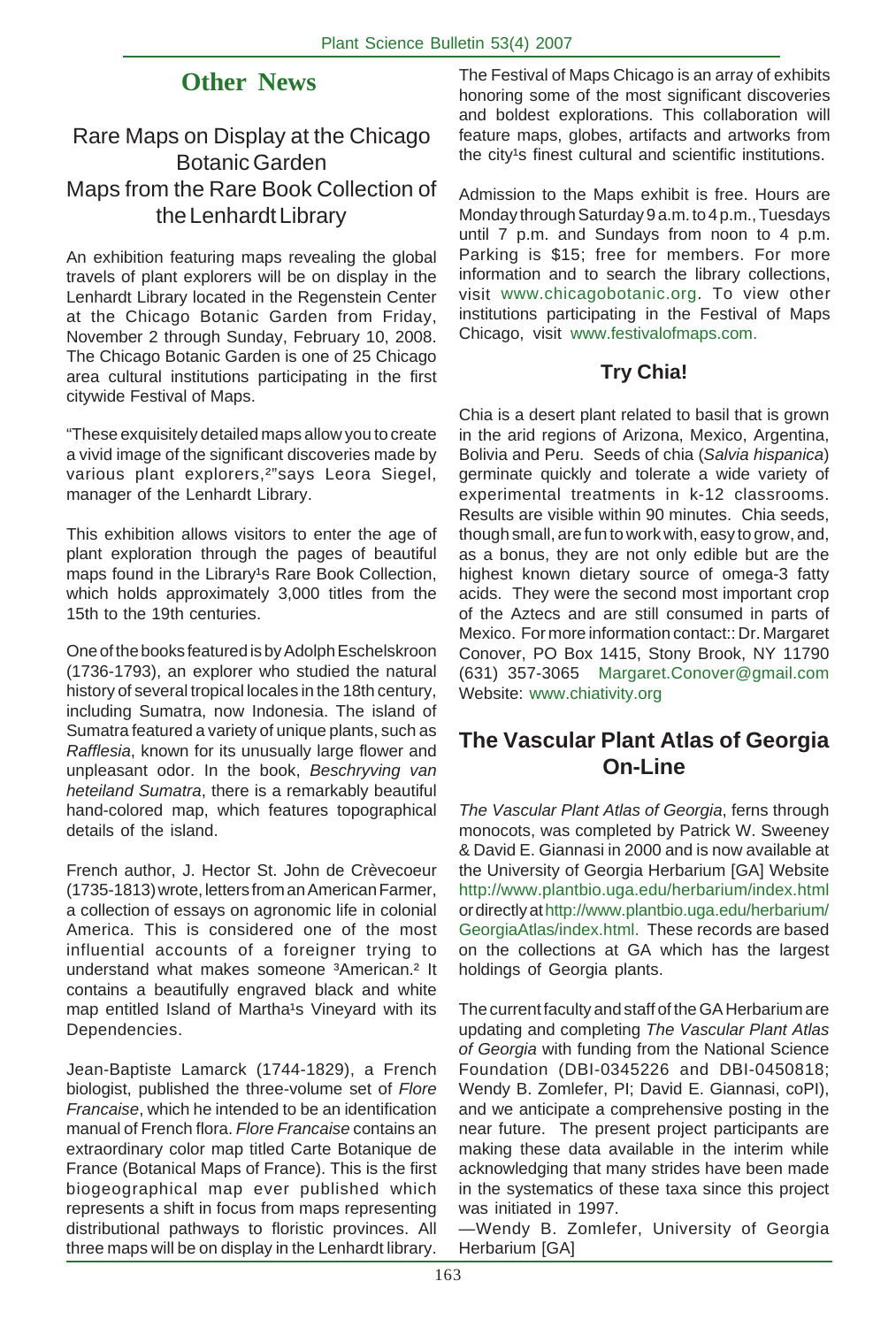## Other News

### Rare Maps on Display at the Chicago Botanic Garden
### Maps from the Rare Book Collection of the Lenhardt Library

An exhibition featuring maps revealing the global travels of plant explorers will be on display in the Lenhardt Library located in the Regenstein Center at the Chicago Botanic Garden from Friday, November 2 through Sunday, February 10, 2008. The Chicago Botanic Garden is one of 25 Chicago area cultural institutions participating in the first citywide Festival of Maps.

"These exquisitely detailed maps allow you to create a vivid image of the significant discoveries made by various plant explorers,²"says Leora Siegel, manager of the Lenhardt Library.

This exhibition allows visitors to enter the age of plant exploration through the pages of beautiful maps found in the Library¹s Rare Book Collection, which holds approximately 3,000 titles from the 15th to the 19th centuries.

One of the books featured is by Adolph Eschelskroon (1736-1793), an explorer who studied the natural history of several tropical locales in the 18th century, including Sumatra, now Indonesia. The island of Sumatra featured a variety of unique plants, such as *Rafflesia*, known for its unusually large flower and unpleasant odor. In the book, *Beschryving van heteiland Sumatra*, there is a remarkably beautiful hand-colored map, which features topographical details of the island.

French author, J. Hector St. John de Crèvecoeur (1735-1813) wrote, letters from an American Farmer, a collection of essays on agronomic life in colonial America. This is considered one of the most influential accounts of a foreigner trying to understand what makes someone ³American.² It contains a beautifully engraved black and white map entitled Island of Martha¹s Vineyard with its Dependencies.

Jean-Baptiste Lamarck (1744-1829), a French biologist, published the three-volume set of *Flore Francaise*, which he intended to be an identification manual of French flora. *Flore Francaise* contains an extraordinary color map titled Carte Botanique de France (Botanical Maps of France). This is the first biogeographical map ever published which represents a shift in focus from maps representing distributional pathways to floristic provinces. All three maps will be on display in the Lenhardt library.

The Festival of Maps Chicago is an array of exhibits honoring some of the most significant discoveries and boldest explorations. This collaboration will feature maps, globes, artifacts and artworks from the city¹s finest cultural and scientific institutions.

Admission to the Maps exhibit is free. Hours are Monday through Saturday 9 a.m. to 4 p.m., Tuesdays until 7 p.m. and Sundays from noon to 4 p.m. Parking is $15; free for members. For more information and to search the library collections, visit www.chicagobotanic.org. To view other institutions participating in the Festival of Maps Chicago, visit www.festivalofmaps.com.

### Try Chia!

Chia is a desert plant related to basil that is grown in the arid regions of Arizona, Mexico, Argentina, Bolivia and Peru. Seeds of chia (*Salvia hispanica*) germinate quickly and tolerate a wide variety of experimental treatments in k-12 classrooms. Results are visible within 90 minutes. Chia seeds, though small, are fun to work with, easy to grow, and, as a bonus, they are not only edible but are the highest known dietary source of omega-3 fatty acids. They were the second most important crop of the Aztecs and are still consumed in parts of Mexico. For more information contact:: Dr. Margaret Conover, PO Box 1415, Stony Brook, NY 11790 (631) 357-3065 Margaret.Conover@gmail.com Website: www.chiativity.org

## The Vascular Plant Atlas of Georgia On-Line

*The Vascular Plant Atlas of Georgia*, ferns through monocots, was completed by Patrick W. Sweeney & David E. Giannasi in 2000 and is now available at the University of Georgia Herbarium [GA] Website http://www.plantbio.uga.edu/herbarium/index.html or directly at http://www.plantbio.uga.edu/herbarium/GeorgiaAtlas/index.html. These records are based on the collections at GA which has the largest holdings of Georgia plants.

The current faculty and staff of the GA Herbarium are updating and completing *The Vascular Plant Atlas of Georgia* with funding from the National Science Foundation (DBI-0345226 and DBI-0450818; Wendy B. Zomlefer, PI; David E. Giannasi, coPI), and we anticipate a comprehensive posting in the near future. The present project participants are making these data available in the interim while acknowledging that many strides have been made in the systematics of these taxa since this project was initiated in 1997.

—Wendy B. Zomlefer, University of Georgia Herbarium [GA]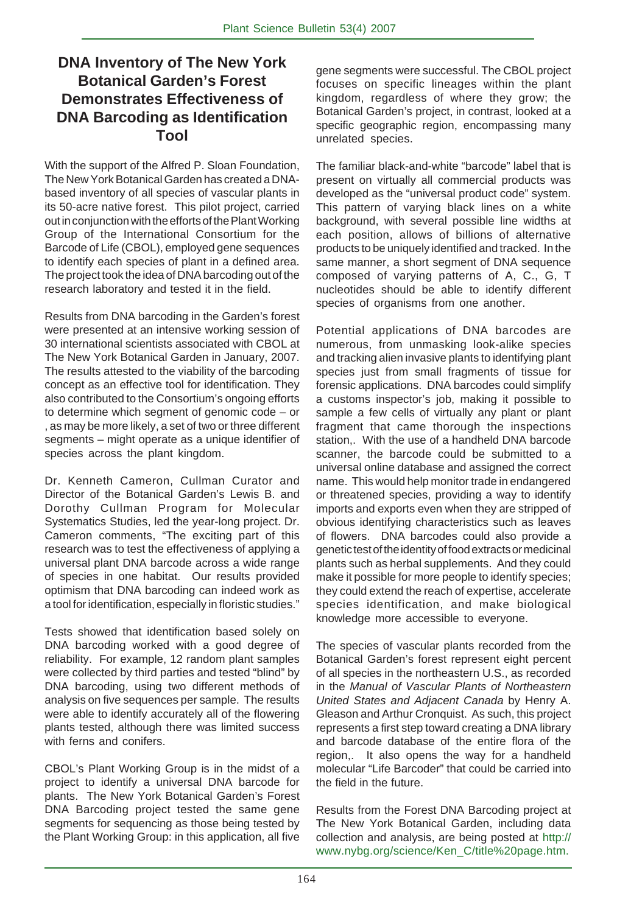## DNA Inventory of The New York Botanical Garden's Forest Demonstrates Effectiveness of DNA Barcoding as Identification Tool

With the support of the Alfred P. Sloan Foundation, The New York Botanical Garden has created a DNA-based inventory of all species of vascular plants in its 50-acre native forest. This pilot project, carried out in conjunction with the efforts of the Plant Working Group of the International Consortium for the Barcode of Life (CBOL), employed gene sequences to identify each species of plant in a defined area. The project took the idea of DNA barcoding out of the research laboratory and tested it in the field.

Results from DNA barcoding in the Garden's forest were presented at an intensive working session of 30 international scientists associated with CBOL at The New York Botanical Garden in January, 2007. The results attested to the viability of the barcoding concept as an effective tool for identification. They also contributed to the Consortium's ongoing efforts to determine which segment of genomic code – or , as may be more likely, a set of two or three different segments – might operate as a unique identifier of species across the plant kingdom.

Dr. Kenneth Cameron, Cullman Curator and Director of the Botanical Garden's Lewis B. and Dorothy Cullman Program for Molecular Systematics Studies, led the year-long project. Dr. Cameron comments, "The exciting part of this research was to test the effectiveness of applying a universal plant DNA barcode across a wide range of species in one habitat. Our results provided optimism that DNA barcoding can indeed work as a tool for identification, especially in floristic studies."

Tests showed that identification based solely on DNA barcoding worked with a good degree of reliability. For example, 12 random plant samples were collected by third parties and tested "blind" by DNA barcoding, using two different methods of analysis on five sequences per sample. The results were able to identify accurately all of the flowering plants tested, although there was limited success with ferns and conifers.

CBOL's Plant Working Group is in the midst of a project to identify a universal DNA barcode for plants. The New York Botanical Garden's Forest DNA Barcoding project tested the same gene segments for sequencing as those being tested by the Plant Working Group: in this application, all five gene segments were successful. The CBOL project focuses on specific lineages within the plant kingdom, regardless of where they grow; the Botanical Garden's project, in contrast, looked at a specific geographic region, encompassing many unrelated species.

The familiar black-and-white "barcode" label that is present on virtually all commercial products was developed as the "universal product code" system. This pattern of varying black lines on a white background, with several possible line widths at each position, allows of billions of alternative products to be uniquely identified and tracked. In the same manner, a short segment of DNA sequence composed of varying patterns of A, C., G, T nucleotides should be able to identify different species of organisms from one another.

Potential applications of DNA barcodes are numerous, from unmasking look-alike species and tracking alien invasive plants to identifying plant species just from small fragments of tissue for forensic applications. DNA barcodes could simplify a customs inspector's job, making it possible to sample a few cells of virtually any plant or plant fragment that came thorough the inspections station,. With the use of a handheld DNA barcode scanner, the barcode could be submitted to a universal online database and assigned the correct name. This would help monitor trade in endangered or threatened species, providing a way to identify imports and exports even when they are stripped of obvious identifying characteristics such as leaves of flowers. DNA barcodes could also provide a genetic test of the identity of food extracts or medicinal plants such as herbal supplements. And they could make it possible for more people to identify species; they could extend the reach of expertise, accelerate species identification, and make biological knowledge more accessible to everyone.

The species of vascular plants recorded from the Botanical Garden's forest represent eight percent of all species in the northeastern U.S., as recorded in the *Manual of Vascular Plants of Northeastern United States and Adjacent Canada* by Henry A. Gleason and Arthur Cronquist. As such, this project represents a first step toward creating a DNA library and barcode database of the entire flora of the region,. It also opens the way for a handheld molecular "Life Barcoder" that could be carried into the field in the future.

Results from the Forest DNA Barcoding project at The New York Botanical Garden, including data collection and analysis, are being posted at http://www.nybg.org/science/Ken_C/title%20page.htm.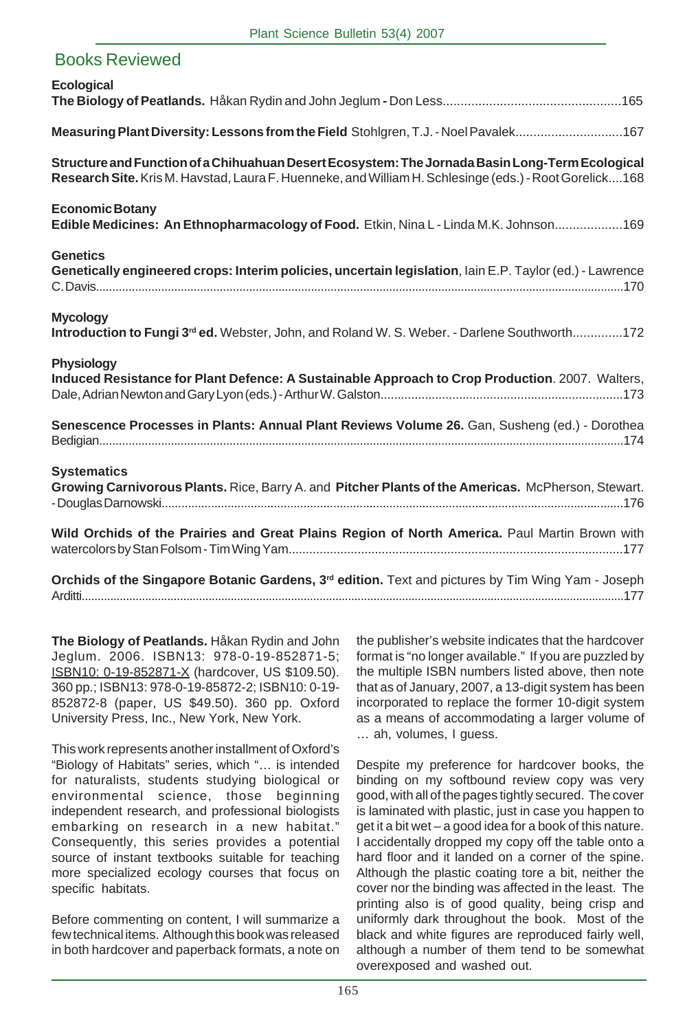## Books Reviewed

**Ecological**

**The Biology of Peatlands.** Håkan Rydin and John Jeglum - Don Less....165

**Measuring Plant Diversity: Lessons from the Field** Stohlgren, T.J. - Noel Pavalek....167

**Structure and Function of a Chihuahuan Desert Ecosystem: The Jornada Basin Long-Term Ecological Research Site.** Kris M. Havstad, Laura F. Huenneke, and William H. Schlesinge (eds.) - Root Gorelick....168

**Economic Botany**

**Edible Medicines: An Ethnopharmacology of Food.** Etkin, Nina L - Linda M.K. Johnson....169

**Genetics**

**Genetically engineered crops: Interim policies, uncertain legislation**, Iain E.P. Taylor (ed.) - Lawrence C. Davis....170

**Mycology**

**Introduction to Fungi 3rd ed.** Webster, John, and Roland W. S. Weber. - Darlene Southworth....172

**Physiology**

**Induced Resistance for Plant Defence: A Sustainable Approach to Crop Production**. 2007. Walters, Dale, Adrian Newton and Gary Lyon (eds.) - Arthur W. Galston....173

**Senescence Processes in Plants: Annual Plant Reviews Volume 26.** Gan, Susheng (ed.) - Dorothea Bedigian....174

**Systematics**

**Growing Carnivorous Plants.** Rice, Barry A. and **Pitcher Plants of the Americas.** McPherson, Stewart. - Douglas Darnowski....176

**Wild Orchids of the Prairies and Great Plains Region of North America.** Paul Martin Brown with watercolors by Stan Folsom - Tim Wing Yam....177

**Orchids of the Singapore Botanic Gardens, 3rd edition.** Text and pictures by Tim Wing Yam - Joseph Arditti....177

**The Biology of Peatlands.** Håkan Rydin and John Jeglum. 2006. ISBN13: 978-0-19-852871-5; ISBN10: 0-19-852871-X (hardcover, US $109.50). 360 pp.; ISBN13: 978-0-19-85872-2; ISBN10: 0-19-852872-8 (paper, US $49.50). 360 pp. Oxford University Press, Inc., New York, New York.

This work represents another installment of Oxford's "Biology of Habitats" series, which "… is intended for naturalists, students studying biological or environmental science, those beginning independent research, and professional biologists embarking on research in a new habitat." Consequently, this series provides a potential source of instant textbooks suitable for teaching more specialized ecology courses that focus on specific habitats.

Before commenting on content, I will summarize a few technical items. Although this book was released in both hardcover and paperback formats, a note on the publisher's website indicates that the hardcover format is "no longer available." If you are puzzled by the multiple ISBN numbers listed above, then note that as of January, 2007, a 13-digit system has been incorporated to replace the former 10-digit system as a means of accommodating a larger volume of … ah, volumes, I guess.

Despite my preference for hardcover books, the binding on my softbound review copy was very good, with all of the pages tightly secured. The cover is laminated with plastic, just in case you happen to get it a bit wet – a good idea for a book of this nature. I accidentally dropped my copy off the table onto a hard floor and it landed on a corner of the spine. Although the plastic coating tore a bit, neither the cover nor the binding was affected in the least. The printing also is of good quality, being crisp and uniformly dark throughout the book. Most of the black and white figures are reproduced fairly well, although a number of them tend to be somewhat overexposed and washed out.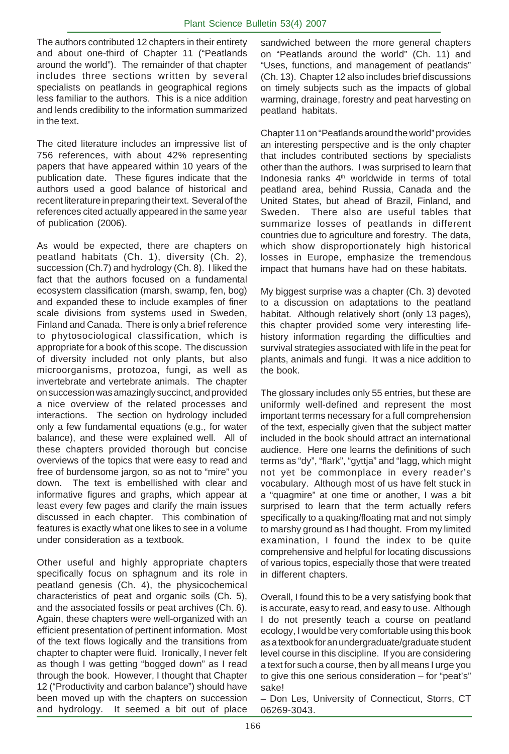The authors contributed 12 chapters in their entirety and about one-third of Chapter 11 ("Peatlands around the world"). The remainder of that chapter includes three sections written by several specialists on peatlands in geographical regions less familiar to the authors. This is a nice addition and lends credibility to the information summarized in the text.

The cited literature includes an impressive list of 756 references, with about 42% representing papers that have appeared within 10 years of the publication date. These figures indicate that the authors used a good balance of historical and recent literature in preparing their text. Several of the references cited actually appeared in the same year of publication (2006).

As would be expected, there are chapters on peatland habitats (Ch. 1), diversity (Ch. 2), succession (Ch.7) and hydrology (Ch. 8). I liked the fact that the authors focused on a fundamental ecosystem classification (marsh, swamp, fen, bog) and expanded these to include examples of finer scale divisions from systems used in Sweden, Finland and Canada. There is only a brief reference to phytosociological classification, which is appropriate for a book of this scope. The discussion of diversity included not only plants, but also microorganisms, protozoa, fungi, as well as invertebrate and vertebrate animals. The chapter on succession was amazingly succinct, and provided a nice overview of the related processes and interactions. The section on hydrology included only a few fundamental equations (e.g., for water balance), and these were explained well. All of these chapters provided thorough but concise overviews of the topics that were easy to read and free of burdensome jargon, so as not to "mire" you down. The text is embellished with clear and informative figures and graphs, which appear at least every few pages and clarify the main issues discussed in each chapter. This combination of features is exactly what one likes to see in a volume under consideration as a textbook.

Other useful and highly appropriate chapters specifically focus on sphagnum and its role in peatland genesis (Ch. 4), the physicochemical characteristics of peat and organic soils (Ch. 5), and the associated fossils or peat archives (Ch. 6). Again, these chapters were well-organized with an efficient presentation of pertinent information. Most of the text flows logically and the transitions from chapter to chapter were fluid. Ironically, I never felt as though I was getting "bogged down" as I read through the book. However, I thought that Chapter 12 ("Productivity and carbon balance") should have been moved up with the chapters on succession and hydrology. It seemed a bit out of place sandwiched between the more general chapters on "Peatlands around the world" (Ch. 11) and "Uses, functions, and management of peatlands" (Ch. 13). Chapter 12 also includes brief discussions on timely subjects such as the impacts of global warming, drainage, forestry and peat harvesting on peatland habitats.

Chapter 11 on "Peatlands around the world" provides an interesting perspective and is the only chapter that includes contributed sections by specialists other than the authors. I was surprised to learn that Indonesia ranks 4th worldwide in terms of total peatland area, behind Russia, Canada and the United States, but ahead of Brazil, Finland, and Sweden. There also are useful tables that summarize losses of peatlands in different countries due to agriculture and forestry. The data, which show disproportionately high historical losses in Europe, emphasize the tremendous impact that humans have had on these habitats.

My biggest surprise was a chapter (Ch. 3) devoted to a discussion on adaptations to the peatland habitat. Although relatively short (only 13 pages), this chapter provided some very interesting life-history information regarding the difficulties and survival strategies associated with life in the peat for plants, animals and fungi. It was a nice addition to the book.

The glossary includes only 55 entries, but these are uniformly well-defined and represent the most important terms necessary for a full comprehension of the text, especially given that the subject matter included in the book should attract an international audience. Here one learns the definitions of such terms as "dy", "flark", "gyttja" and "lagg, which might not yet be commonplace in every reader's vocabulary. Although most of us have felt stuck in a "quagmire" at one time or another, I was a bit surprised to learn that the term actually refers specifically to a quaking/floating mat and not simply to marshy ground as I had thought. From my limited examination, I found the index to be quite comprehensive and helpful for locating discussions of various topics, especially those that were treated in different chapters.

Overall, I found this to be a very satisfying book that is accurate, easy to read, and easy to use. Although I do not presently teach a course on peatland ecology, I would be very comfortable using this book as a textbook for an undergraduate/graduate student level course in this discipline. If you are considering a text for such a course, then by all means I urge you to give this one serious consideration – for "peat's" sake!

– Don Les, University of Connecticut, Storrs, CT 06269-3043.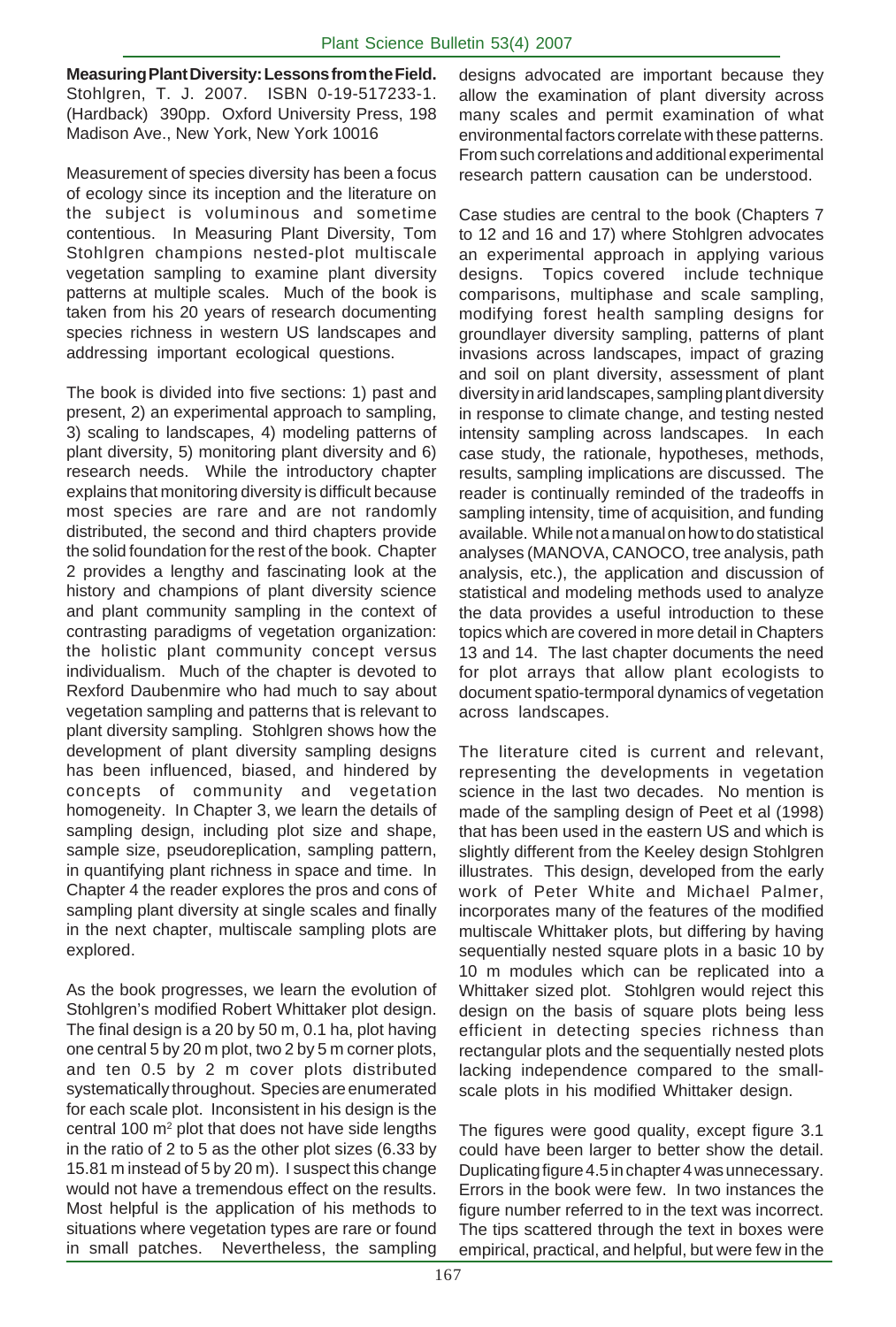**Measuring Plant Diversity: Lessons from the Field.** Stohlgren, T. J. 2007. ISBN 0-19-517233-1. (Hardback) 390pp. Oxford University Press, 198 Madison Ave., New York, New York 10016

Measurement of species diversity has been a focus of ecology since its inception and the literature on the subject is voluminous and sometime contentious. In Measuring Plant Diversity, Tom Stohlgren champions nested-plot multiscale vegetation sampling to examine plant diversity patterns at multiple scales. Much of the book is taken from his 20 years of research documenting species richness in western US landscapes and addressing important ecological questions.

The book is divided into five sections: 1) past and present, 2) an experimental approach to sampling, 3) scaling to landscapes, 4) modeling patterns of plant diversity, 5) monitoring plant diversity and 6) research needs. While the introductory chapter explains that monitoring diversity is difficult because most species are rare and are not randomly distributed, the second and third chapters provide the solid foundation for the rest of the book. Chapter 2 provides a lengthy and fascinating look at the history and champions of plant diversity science and plant community sampling in the context of contrasting paradigms of vegetation organization: the holistic plant community concept versus individualism. Much of the chapter is devoted to Rexford Daubenmire who had much to say about vegetation sampling and patterns that is relevant to plant diversity sampling. Stohlgren shows how the development of plant diversity sampling designs has been influenced, biased, and hindered by concepts of community and vegetation homogeneity. In Chapter 3, we learn the details of sampling design, including plot size and shape, sample size, pseudoreplication, sampling pattern, in quantifying plant richness in space and time. In Chapter 4 the reader explores the pros and cons of sampling plant diversity at single scales and finally in the next chapter, multiscale sampling plots are explored.

As the book progresses, we learn the evolution of Stohlgren's modified Robert Whittaker plot design. The final design is a 20 by 50 m, 0.1 ha, plot having one central 5 by 20 m plot, two 2 by 5 m corner plots, and ten 0.5 by 2 m cover plots distributed systematically throughout. Species are enumerated for each scale plot. Inconsistent in his design is the central 100 m$^2$ plot that does not have side lengths in the ratio of 2 to 5 as the other plot sizes (6.33 by 15.81 m instead of 5 by 20 m). I suspect this change would not have a tremendous effect on the results. Most helpful is the application of his methods to situations where vegetation types are rare or found in small patches. Nevertheless, the sampling designs advocated are important because they allow the examination of plant diversity across many scales and permit examination of what environmental factors correlate with these patterns. From such correlations and additional experimental research pattern causation can be understood.

Case studies are central to the book (Chapters 7 to 12 and 16 and 17) where Stohlgren advocates an experimental approach in applying various designs. Topics covered include technique comparisons, multiphase and scale sampling, modifying forest health sampling designs for groundlayer diversity sampling, patterns of plant invasions across landscapes, impact of grazing and soil on plant diversity, assessment of plant diversity in arid landscapes, sampling plant diversity in response to climate change, and testing nested intensity sampling across landscapes. In each case study, the rationale, hypotheses, methods, results, sampling implications are discussed. The reader is continually reminded of the tradeoffs in sampling intensity, time of acquisition, and funding available. While not a manual on how to do statistical analyses (MANOVA, CANOCO, tree analysis, path analysis, etc.), the application and discussion of statistical and modeling methods used to analyze the data provides a useful introduction to these topics which are covered in more detail in Chapters 13 and 14. The last chapter documents the need for plot arrays that allow plant ecologists to document spatio-termporal dynamics of vegetation across landscapes.

The literature cited is current and relevant, representing the developments in vegetation science in the last two decades. No mention is made of the sampling design of Peet et al (1998) that has been used in the eastern US and which is slightly different from the Keeley design Stohlgren illustrates. This design, developed from the early work of Peter White and Michael Palmer, incorporates many of the features of the modified multiscale Whittaker plots, but differing by having sequentially nested square plots in a basic 10 by 10 m modules which can be replicated into a Whittaker sized plot. Stohlgren would reject this design on the basis of square plots being less efficient in detecting species richness than rectangular plots and the sequentially nested plots lacking independence compared to the small-scale plots in his modified Whittaker design.

The figures were good quality, except figure 3.1 could have been larger to better show the detail. Duplicating figure 4.5 in chapter 4 was unnecessary. Errors in the book were few. In two instances the figure number referred to in the text was incorrect. The tips scattered through the text in boxes were empirical, practical, and helpful, but were few in the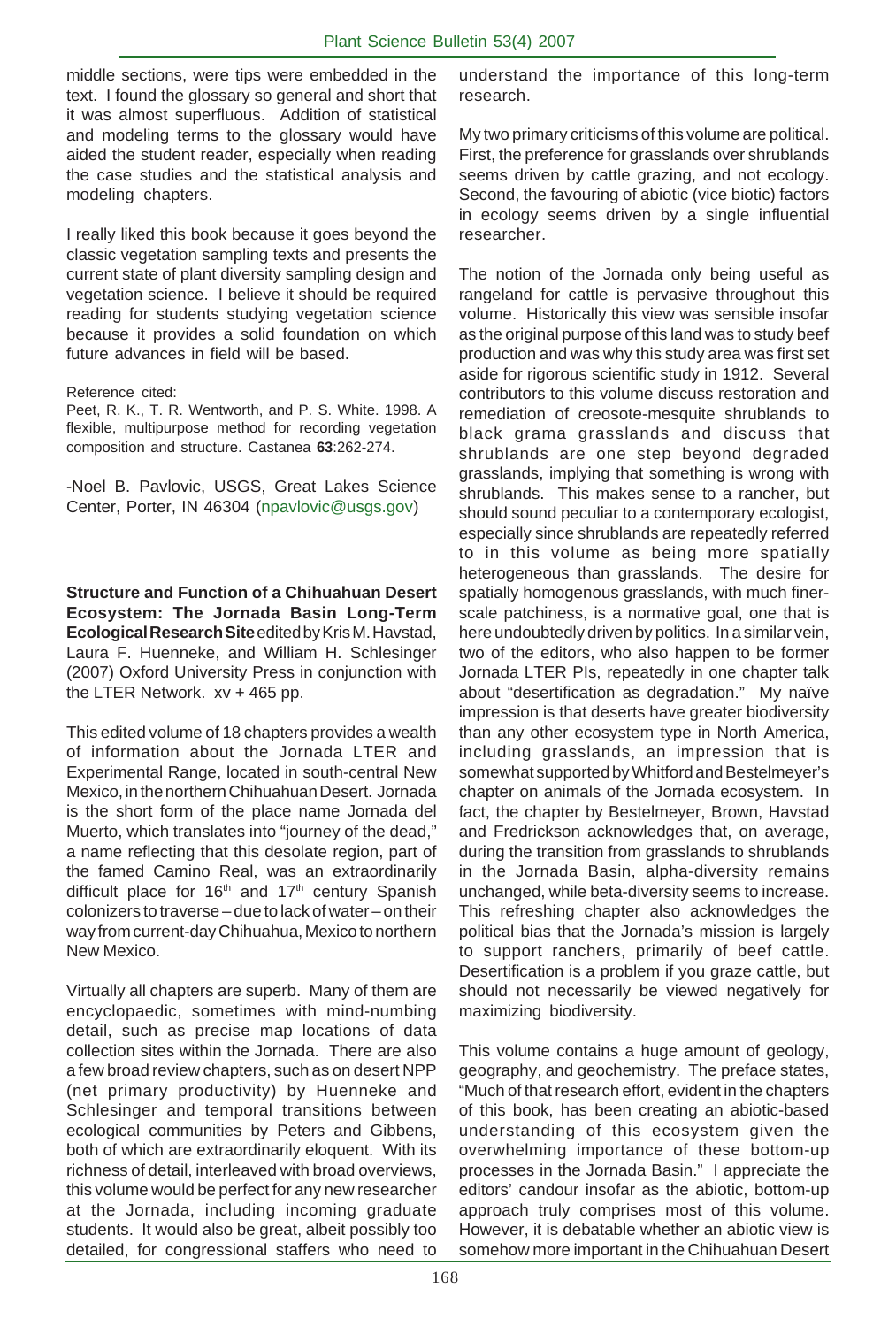middle sections, were tips were embedded in the text. I found the glossary so general and short that it was almost superfluous. Addition of statistical and modeling terms to the glossary would have aided the student reader, especially when reading the case studies and the statistical analysis and modeling chapters.

I really liked this book because it goes beyond the classic vegetation sampling texts and presents the current state of plant diversity sampling design and vegetation science. I believe it should be required reading for students studying vegetation science because it provides a solid foundation on which future advances in field will be based.

Reference cited:

Peet, R. K., T. R. Wentworth, and P. S. White. 1998. A flexible, multipurpose method for recording vegetation composition and structure. Castanea **63**:262-274.

-Noel B. Pavlovic, USGS, Great Lakes Science Center, Porter, IN 46304 (npavlovic@usgs.gov)

**Structure and Function of a Chihuahuan Desert Ecosystem: The Jornada Basin Long-Term Ecological Research Site** edited by Kris M. Havstad, Laura F. Huenneke, and William H. Schlesinger (2007) Oxford University Press in conjunction with the LTER Network. xv + 465 pp.

This edited volume of 18 chapters provides a wealth of information about the Jornada LTER and Experimental Range, located in south-central New Mexico, in the northern Chihuahuan Desert. Jornada is the short form of the place name Jornada del Muerto, which translates into "journey of the dead," a name reflecting that this desolate region, part of the famed Camino Real, was an extraordinarily difficult place for 16th and 17th century Spanish colonizers to traverse – due to lack of water – on their way from current-day Chihuahua, Mexico to northern New Mexico.

Virtually all chapters are superb. Many of them are encyclopaedic, sometimes with mind-numbing detail, such as precise map locations of data collection sites within the Jornada. There are also a few broad review chapters, such as on desert NPP (net primary productivity) by Huenneke and Schlesinger and temporal transitions between ecological communities by Peters and Gibbens, both of which are extraordinarily eloquent. With its richness of detail, interleaved with broad overviews, this volume would be perfect for any new researcher at the Jornada, including incoming graduate students. It would also be great, albeit possibly too detailed, for congressional staffers who need to understand the importance of this long-term research.

My two primary criticisms of this volume are political. First, the preference for grasslands over shrublands seems driven by cattle grazing, and not ecology. Second, the favouring of abiotic (vice biotic) factors in ecology seems driven by a single influential researcher.

The notion of the Jornada only being useful as rangeland for cattle is pervasive throughout this volume. Historically this view was sensible insofar as the original purpose of this land was to study beef production and was why this study area was first set aside for rigorous scientific study in 1912. Several contributors to this volume discuss restoration and remediation of creosote-mesquite shrublands to black grama grasslands and discuss that shrublands are one step beyond degraded grasslands, implying that something is wrong with shrublands. This makes sense to a rancher, but should sound peculiar to a contemporary ecologist, especially since shrublands are repeatedly referred to in this volume as being more spatially heterogeneous than grasslands. The desire for spatially homogenous grasslands, with much finer-scale patchiness, is a normative goal, one that is here undoubtedly driven by politics. In a similar vein, two of the editors, who also happen to be former Jornada LTER PIs, repeatedly in one chapter talk about "desertification as degradation." My naïve impression is that deserts have greater biodiversity than any other ecosystem type in North America, including grasslands, an impression that is somewhat supported by Whitford and Bestelmeyer's chapter on animals of the Jornada ecosystem. In fact, the chapter by Bestelmeyer, Brown, Havstad and Fredrickson acknowledges that, on average, during the transition from grasslands to shrublands in the Jornada Basin, alpha-diversity remains unchanged, while beta-diversity seems to increase. This refreshing chapter also acknowledges the political bias that the Jornada's mission is largely to support ranchers, primarily of beef cattle. Desertification is a problem if you graze cattle, but should not necessarily be viewed negatively for maximizing biodiversity.

This volume contains a huge amount of geology, geography, and geochemistry. The preface states, "Much of that research effort, evident in the chapters of this book, has been creating an abiotic-based understanding of this ecosystem given the overwhelming importance of these bottom-up processes in the Jornada Basin." I appreciate the editors' candour insofar as the abiotic, bottom-up approach truly comprises most of this volume. However, it is debatable whether an abiotic view is somehow more important in the Chihuahuan Desert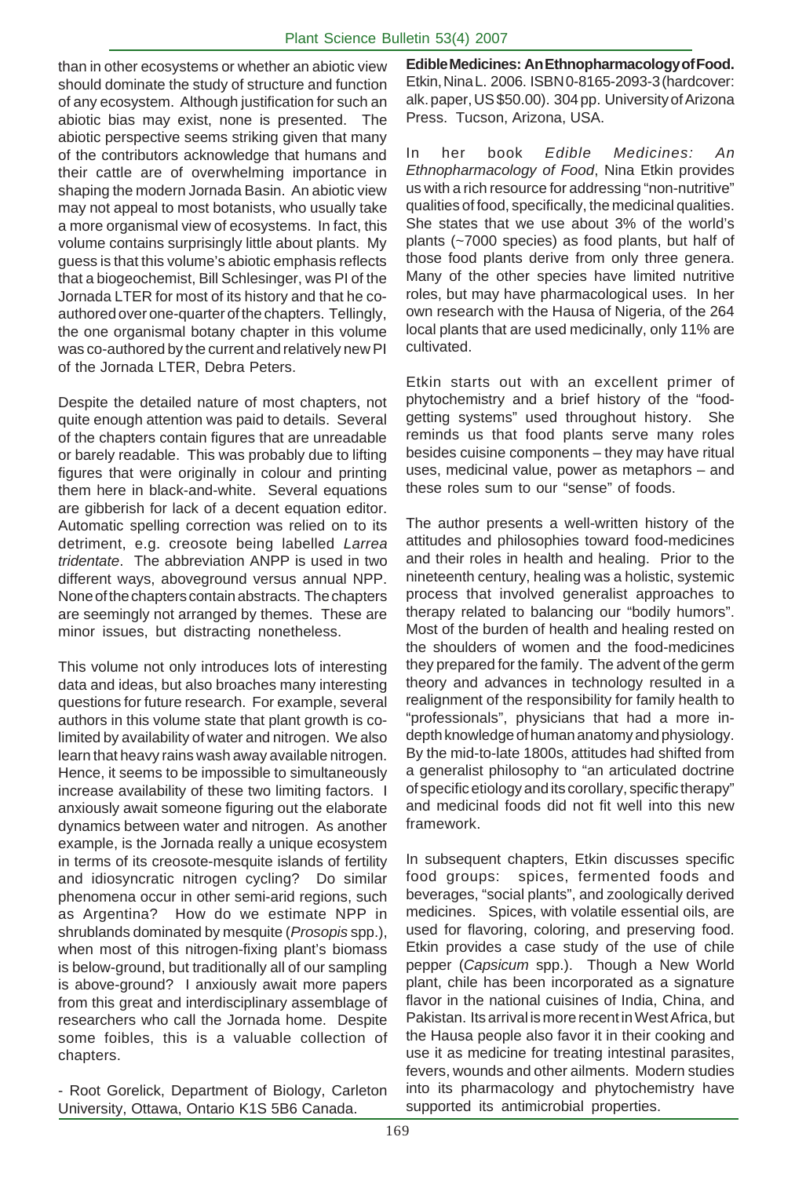than in other ecosystems or whether an abiotic view should dominate the study of structure and function of any ecosystem. Although justification for such an abiotic bias may exist, none is presented. The abiotic perspective seems striking given that many of the contributors acknowledge that humans and their cattle are of overwhelming importance in shaping the modern Jornada Basin. An abiotic view may not appeal to most botanists, who usually take a more organismal view of ecosystems. In fact, this volume contains surprisingly little about plants. My guess is that this volume's abiotic emphasis reflects that a biogeochemist, Bill Schlesinger, was PI of the Jornada LTER for most of its history and that he co-authored over one-quarter of the chapters. Tellingly, the one organismal botany chapter in this volume was co-authored by the current and relatively new PI of the Jornada LTER, Debra Peters.

Despite the detailed nature of most chapters, not quite enough attention was paid to details. Several of the chapters contain figures that are unreadable or barely readable. This was probably due to lifting figures that were originally in colour and printing them here in black-and-white. Several equations are gibberish for lack of a decent equation editor. Automatic spelling correction was relied on to its detriment, e.g. creosote being labelled *Larrea tridentate*. The abbreviation ANPP is used in two different ways, aboveground versus annual NPP. None of the chapters contain abstracts. The chapters are seemingly not arranged by themes. These are minor issues, but distracting nonetheless.

This volume not only introduces lots of interesting data and ideas, but also broaches many interesting questions for future research. For example, several authors in this volume state that plant growth is co-limited by availability of water and nitrogen. We also learn that heavy rains wash away available nitrogen. Hence, it seems to be impossible to simultaneously increase availability of these two limiting factors. I anxiously await someone figuring out the elaborate dynamics between water and nitrogen. As another example, is the Jornada really a unique ecosystem in terms of its creosote-mesquite islands of fertility and idiosyncratic nitrogen cycling? Do similar phenomena occur in other semi-arid regions, such as Argentina? How do we estimate NPP in shrublands dominated by mesquite (*Prosopis* spp.), when most of this nitrogen-fixing plant's biomass is below-ground, but traditionally all of our sampling is above-ground? I anxiously await more papers from this great and interdisciplinary assemblage of researchers who call the Jornada home. Despite some foibles, this is a valuable collection of chapters.

- Root Gorelick, Department of Biology, Carleton University, Ottawa, Ontario K1S 5B6 Canada.

**Edible Medicines: An Ethnopharmacology of Food.** Etkin, Nina L. 2006. ISBN 0-8165-2093-3 (hardcover: alk. paper, US $50.00). 304 pp. University of Arizona Press. Tucson, Arizona, USA.

In her book *Edible Medicines: An Ethnopharmacology of Food*, Nina Etkin provides us with a rich resource for addressing "non-nutritive" qualities of food, specifically, the medicinal qualities. She states that we use about 3% of the world's plants (~7000 species) as food plants, but half of those food plants derive from only three genera. Many of the other species have limited nutritive roles, but may have pharmacological uses. In her own research with the Hausa of Nigeria, of the 264 local plants that are used medicinally, only 11% are cultivated.

Etkin starts out with an excellent primer of phytochemistry and a brief history of the "food-getting systems" used throughout history. She reminds us that food plants serve many roles besides cuisine components – they may have ritual uses, medicinal value, power as metaphors – and these roles sum to our "sense" of foods.

The author presents a well-written history of the attitudes and philosophies toward food-medicines and their roles in health and healing. Prior to the nineteenth century, healing was a holistic, systemic process that involved generalist approaches to therapy related to balancing our "bodily humors". Most of the burden of health and healing rested on the shoulders of women and the food-medicines they prepared for the family. The advent of the germ theory and advances in technology resulted in a realignment of the responsibility for family health to "professionals", physicians that had a more in-depth knowledge of human anatomy and physiology. By the mid-to-late 1800s, attitudes had shifted from a generalist philosophy to "an articulated doctrine of specific etiology and its corollary, specific therapy" and medicinal foods did not fit well into this new framework.

In subsequent chapters, Etkin discusses specific food groups: spices, fermented foods and beverages, "social plants", and zoologically derived medicines. Spices, with volatile essential oils, are used for flavoring, coloring, and preserving food. Etkin provides a case study of the use of chile pepper (*Capsicum* spp.). Though a New World plant, chile has been incorporated as a signature flavor in the national cuisines of India, China, and Pakistan. Its arrival is more recent in West Africa, but the Hausa people also favor it in their cooking and use it as medicine for treating intestinal parasites, fevers, wounds and other ailments. Modern studies into its pharmacology and phytochemistry have supported its antimicrobial properties.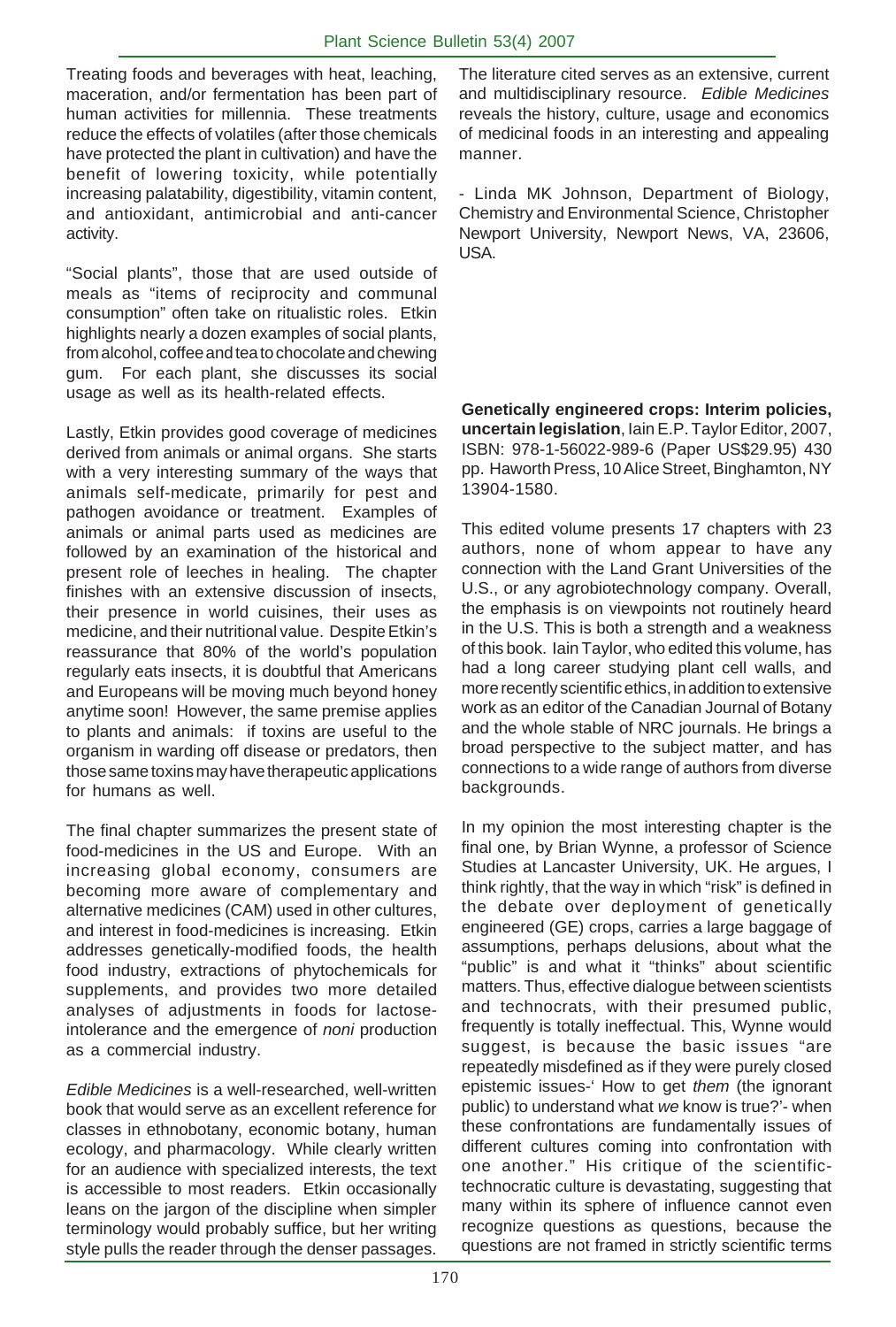Treating foods and beverages with heat, leaching, maceration, and/or fermentation has been part of human activities for millennia. These treatments reduce the effects of volatiles (after those chemicals have protected the plant in cultivation) and have the benefit of lowering toxicity, while potentially increasing palatability, digestibility, vitamin content, and antioxidant, antimicrobial and anti-cancer activity.

"Social plants", those that are used outside of meals as "items of reciprocity and communal consumption" often take on ritualistic roles. Etkin highlights nearly a dozen examples of social plants, from alcohol, coffee and tea to chocolate and chewing gum. For each plant, she discusses its social usage as well as its health-related effects.

Lastly, Etkin provides good coverage of medicines derived from animals or animal organs. She starts with a very interesting summary of the ways that animals self-medicate, primarily for pest and pathogen avoidance or treatment. Examples of animals or animal parts used as medicines are followed by an examination of the historical and present role of leeches in healing. The chapter finishes with an extensive discussion of insects, their presence in world cuisines, their uses as medicine, and their nutritional value. Despite Etkin's reassurance that 80% of the world's population regularly eats insects, it is doubtful that Americans and Europeans will be moving much beyond honey anytime soon! However, the same premise applies to plants and animals: if toxins are useful to the organism in warding off disease or predators, then those same toxins may have therapeutic applications for humans as well.

The final chapter summarizes the present state of food-medicines in the US and Europe. With an increasing global economy, consumers are becoming more aware of complementary and alternative medicines (CAM) used in other cultures, and interest in food-medicines is increasing. Etkin addresses genetically-modified foods, the health food industry, extractions of phytochemicals for supplements, and provides two more detailed analyses of adjustments in foods for lactose-intolerance and the emergence of *noni* production as a commercial industry.

*Edible Medicines* is a well-researched, well-written book that would serve as an excellent reference for classes in ethnobotany, economic botany, human ecology, and pharmacology. While clearly written for an audience with specialized interests, the text is accessible to most readers. Etkin occasionally leans on the jargon of the discipline when simpler terminology would probably suffice, but her writing style pulls the reader through the denser passages. The literature cited serves as an extensive, current and multidisciplinary resource. *Edible Medicines* reveals the history, culture, usage and economics of medicinal foods in an interesting and appealing manner.

- Linda MK Johnson, Department of Biology, Chemistry and Environmental Science, Christopher Newport University, Newport News, VA, 23606, USA.

**Genetically engineered crops: Interim policies, uncertain legislation**, Iain E.P. Taylor Editor, 2007, ISBN: 978-1-56022-989-6 (Paper US$29.95) 430 pp. Haworth Press, 10 Alice Street, Binghamton, NY 13904-1580.

This edited volume presents 17 chapters with 23 authors, none of whom appear to have any connection with the Land Grant Universities of the U.S., or any agrobiotechnology company. Overall, the emphasis is on viewpoints not routinely heard in the U.S. This is both a strength and a weakness of this book. Iain Taylor, who edited this volume, has had a long career studying plant cell walls, and more recently scientific ethics, in addition to extensive work as an editor of the Canadian Journal of Botany and the whole stable of NRC journals. He brings a broad perspective to the subject matter, and has connections to a wide range of authors from diverse backgrounds.

In my opinion the most interesting chapter is the final one, by Brian Wynne, a professor of Science Studies at Lancaster University, UK. He argues, I think rightly, that the way in which "risk" is defined in the debate over deployment of genetically engineered (GE) crops, carries a large baggage of assumptions, perhaps delusions, about what the "public" is and what it "thinks" about scientific matters. Thus, effective dialogue between scientists and technocrats, with their presumed public, frequently is totally ineffectual. This, Wynne would suggest, is because the basic issues "are repeatedly misdefined as if they were purely closed epistemic issues-' How to get *them* (the ignorant public) to understand what *we* know is true?'- when these confrontations are fundamentally issues of different cultures coming into confrontation with one another." His critique of the scientific-technocratic culture is devastating, suggesting that many within its sphere of influence cannot even recognize questions as questions, because the questions are not framed in strictly scientific terms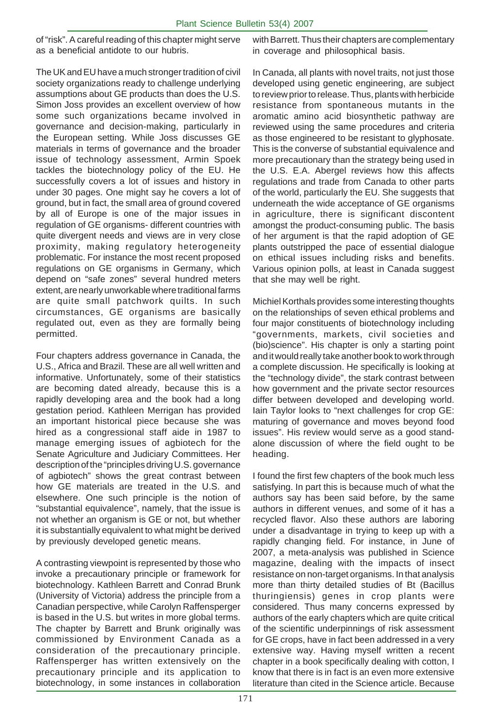of "risk". A careful reading of this chapter might serve as a beneficial antidote to our hubris.

The UK and EU have a much stronger tradition of civil society organizations ready to challenge underlying assumptions about GE products than does the U.S. Simon Joss provides an excellent overview of how some such organizations became involved in governance and decision-making, particularly in the European setting. While Joss discusses GE materials in terms of governance and the broader issue of technology assessment, Armin Spoek tackles the biotechnology policy of the EU. He successfully covers a lot of issues and history in under 30 pages. One might say he covers a lot of ground, but in fact, the small area of ground covered by all of Europe is one of the major issues in regulation of GE organisms- different countries with quite divergent needs and views are in very close proximity, making regulatory heterogeneity problematic. For instance the most recent proposed regulations on GE organisms in Germany, which depend on "safe zones" several hundred meters extent, are nearly unworkable where traditional farms are quite small patchwork quilts. In such circumstances, GE organisms are basically regulated out, even as they are formally being permitted.

Four chapters address governance in Canada, the U.S., Africa and Brazil. These are all well written and informative. Unfortunately, some of their statistics are becoming dated already, because this is a rapidly developing area and the book had a long gestation period. Kathleen Merrigan has provided an important historical piece because she was hired as a congressional staff aide in 1987 to manage emerging issues of agbiotech for the Senate Agriculture and Judiciary Committees. Her description of the "principles driving U.S. governance of agbiotech" shows the great contrast between how GE materials are treated in the U.S. and elsewhere. One such principle is the notion of "substantial equivalence", namely, that the issue is not whether an organism is GE or not, but whether it is substantially equivalent to what might be derived by previously developed genetic means.

A contrasting viewpoint is represented by those who invoke a precautionary principle or framework for biotechnology. Kathleen Barrett and Conrad Brunk (University of Victoria) address the principle from a Canadian perspective, while Carolyn Raffensperger is based in the U.S. but writes in more global terms. The chapter by Barrett and Brunk originally was commissioned by Environment Canada as a consideration of the precautionary principle. Raffensperger has written extensively on the precautionary principle and its application to biotechnology, in some instances in collaboration with Barrett. Thus their chapters are complementary in coverage and philosophical basis.

In Canada, all plants with novel traits, not just those developed using genetic engineering, are subject to review prior to release. Thus, plants with herbicide resistance from spontaneous mutants in the aromatic amino acid biosynthetic pathway are reviewed using the same procedures and criteria as those engineered to be resistant to glyphosate. This is the converse of substantial equivalence and more precautionary than the strategy being used in the U.S. E.A. Abergel reviews how this affects regulations and trade from Canada to other parts of the world, particularly the EU. She suggests that underneath the wide acceptance of GE organisms in agriculture, there is significant discontent amongst the product-consuming public. The basis of her argument is that the rapid adoption of GE plants outstripped the pace of essential dialogue on ethical issues including risks and benefits. Various opinion polls, at least in Canada suggest that she may well be right.

Michiel Korthals provides some interesting thoughts on the relationships of seven ethical problems and four major constituents of biotechnology including "governments, markets, civil societies and (bio)science". His chapter is only a starting point and it would really take another book to work through a complete discussion. He specifically is looking at the "technology divide", the stark contrast between how government and the private sector resources differ between developed and developing world. Iain Taylor looks to "next challenges for crop GE: maturing of governance and moves beyond food issues". His review would serve as a good stand-alone discussion of where the field ought to be heading.

I found the first few chapters of the book much less satisfying. In part this is because much of what the authors say has been said before, by the same authors in different venues, and some of it has a recycled flavor. Also these authors are laboring under a disadvantage in trying to keep up with a rapidly changing field. For instance, in June of 2007, a meta-analysis was published in Science magazine, dealing with the impacts of insect resistance on non-target organisms. In that analysis more than thirty detailed studies of Bt (Bacillus thuringiensis) genes in crop plants were considered. Thus many concerns expressed by authors of the early chapters which are quite critical of the scientific underpinnings of risk assessment for GE crops, have in fact been addressed in a very extensive way. Having myself written a recent chapter in a book specifically dealing with cotton, I know that there is in fact is an even more extensive literature than cited in the Science article. Because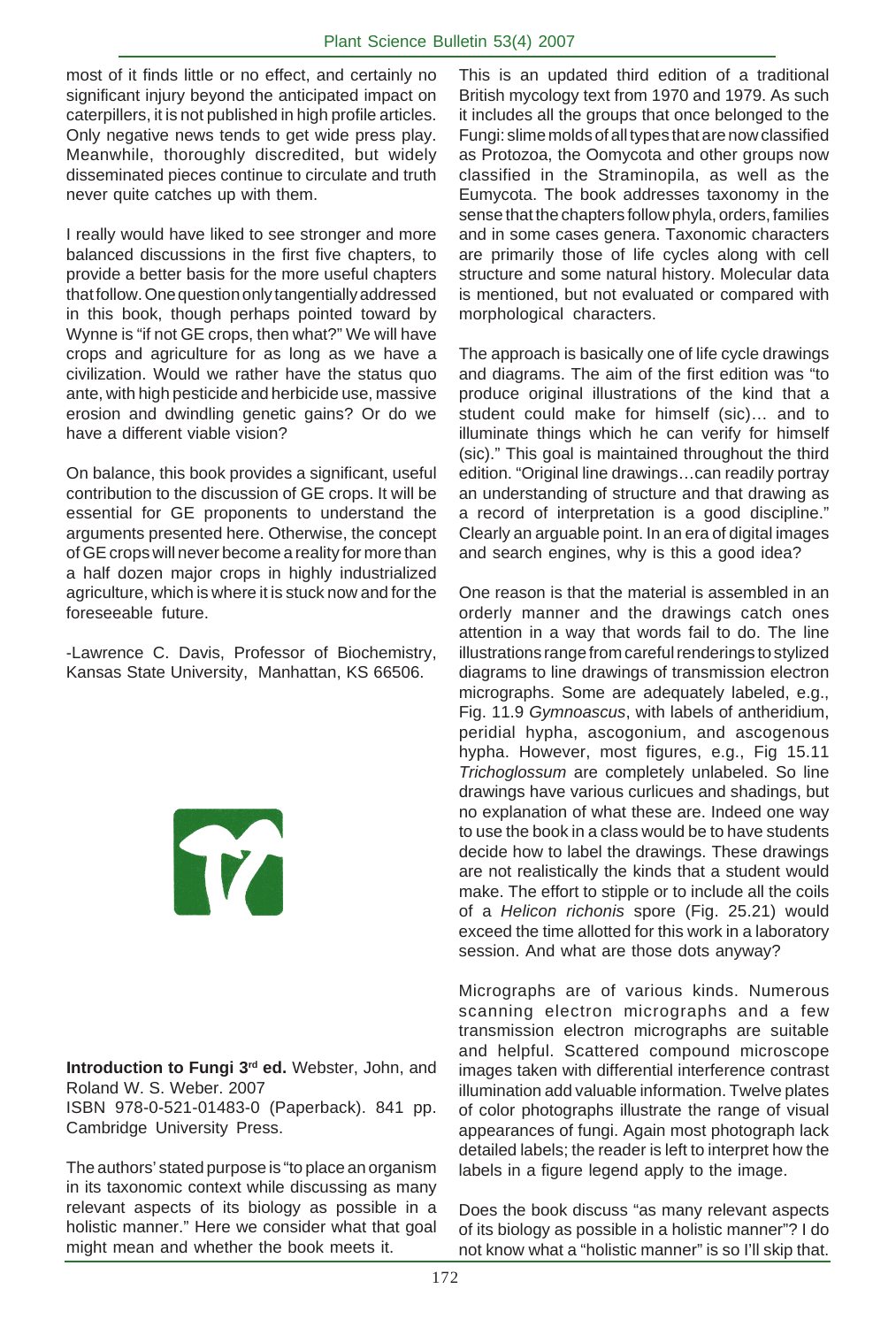most of it finds little or no effect, and certainly no significant injury beyond the anticipated impact on caterpillers, it is not published in high profile articles. Only negative news tends to get wide press play. Meanwhile, thoroughly discredited, but widely disseminated pieces continue to circulate and truth never quite catches up with them.

I really would have liked to see stronger and more balanced discussions in the first five chapters, to provide a better basis for the more useful chapters that follow. One question only tangentially addressed in this book, though perhaps pointed toward by Wynne is "if not GE crops, then what?" We will have crops and agriculture for as long as we have a civilization. Would we rather have the status quo ante, with high pesticide and herbicide use, massive erosion and dwindling genetic gains? Or do we have a different viable vision?

On balance, this book provides a significant, useful contribution to the discussion of GE crops. It will be essential for GE proponents to understand the arguments presented here. Otherwise, the concept of GE crops will never become a reality for more than a half dozen major crops in highly industrialized agriculture, which is where it is stuck now and for the foreseeable future.

-Lawrence C. Davis, Professor of Biochemistry, Kansas State University, Manhattan, KS 66506.

**Introduction to Fungi 3rd ed.** Webster, John, and Roland W. S. Weber. 2007
ISBN 978-0-521-01483-0 (Paperback). 841 pp. Cambridge University Press.

The authors' stated purpose is "to place an organism in its taxonomic context while discussing as many relevant aspects of its biology as possible in a holistic manner." Here we consider what that goal might mean and whether the book meets it.

This is an updated third edition of a traditional British mycology text from 1970 and 1979. As such it includes all the groups that once belonged to the Fungi: slime molds of all types that are now classified as Protozoa, the Oomycota and other groups now classified in the Straminopila, as well as the Eumycota. The book addresses taxonomy in the sense that the chapters follow phyla, orders, families and in some cases genera. Taxonomic characters are primarily those of life cycles along with cell structure and some natural history. Molecular data is mentioned, but not evaluated or compared with morphological characters.

The approach is basically one of life cycle drawings and diagrams. The aim of the first edition was "to produce original illustrations of the kind that a student could make for himself (sic)… and to illuminate things which he can verify for himself (sic)." This goal is maintained throughout the third edition. "Original line drawings…can readily portray an understanding of structure and that drawing as a record of interpretation is a good discipline." Clearly an arguable point. In an era of digital images and search engines, why is this a good idea?

One reason is that the material is assembled in an orderly manner and the drawings catch ones attention in a way that words fail to do. The line illustrations range from careful renderings to stylized diagrams to line drawings of transmission electron micrographs. Some are adequately labeled, e.g., Fig. 11.9 *Gymnoascus*, with labels of antheridium, peridial hypha, ascogonium, and ascogenous hypha. However, most figures, e.g., Fig 15.11 *Trichoglossum* are completely unlabeled. So line drawings have various curlicues and shadings, but no explanation of what these are. Indeed one way to use the book in a class would be to have students decide how to label the drawings. These drawings are not realistically the kinds that a student would make. The effort to stipple or to include all the coils of a *Helicon richonis* spore (Fig. 25.21) would exceed the time allotted for this work in a laboratory session. And what are those dots anyway?

Micrographs are of various kinds. Numerous scanning electron micrographs and a few transmission electron micrographs are suitable and helpful. Scattered compound microscope images taken with differential interference contrast illumination add valuable information. Twelve plates of color photographs illustrate the range of visual appearances of fungi. Again most photograph lack detailed labels; the reader is left to interpret how the labels in a figure legend apply to the image.

Does the book discuss "as many relevant aspects of its biology as possible in a holistic manner"? I do not know what a "holistic manner" is so I'll skip that.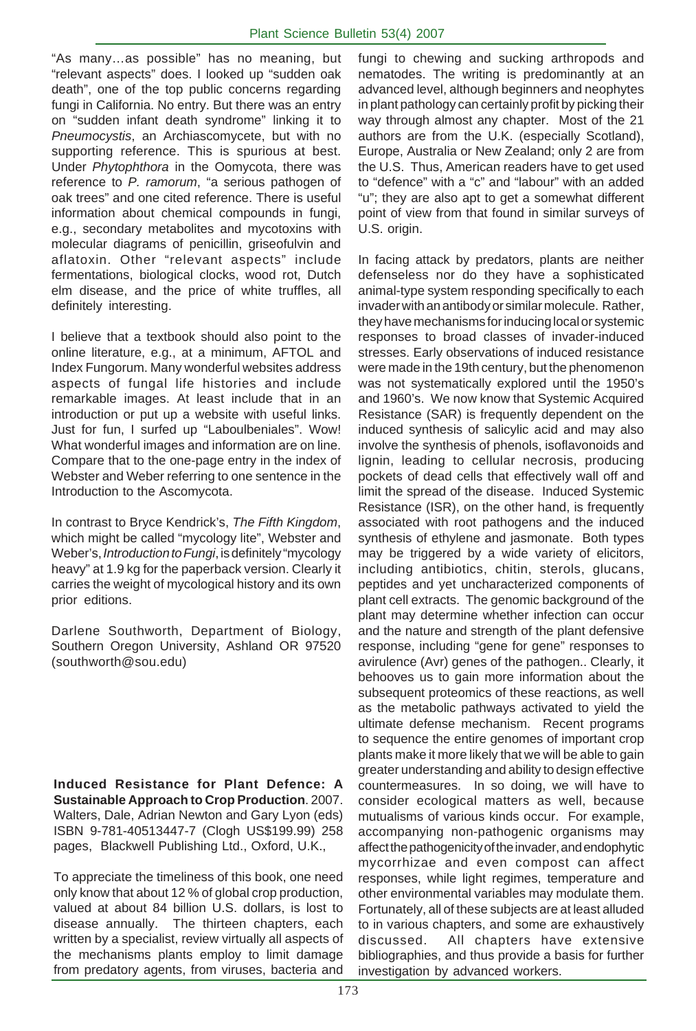"As many…as possible" has no meaning, but "relevant aspects" does. I looked up "sudden oak death", one of the top public concerns regarding fungi in California. No entry. But there was an entry on "sudden infant death syndrome" linking it to *Pneumocystis*, an Archiascomycete, but with no supporting reference. This is spurious at best. Under *Phytophthora* in the Oomycota, there was reference to *P. ramorum*, "a serious pathogen of oak trees" and one cited reference. There is useful information about chemical compounds in fungi, e.g., secondary metabolites and mycotoxins with molecular diagrams of penicillin, griseofulvin and aflatoxin. Other "relevant aspects" include fermentations, biological clocks, wood rot, Dutch elm disease, and the price of white truffles, all definitely interesting.

I believe that a textbook should also point to the online literature, e.g., at a minimum, AFTOL and Index Fungorum. Many wonderful websites address aspects of fungal life histories and include remarkable images. At least include that in an introduction or put up a website with useful links. Just for fun, I surfed up "Laboulbeniales". Wow! What wonderful images and information are on line. Compare that to the one-page entry in the index of Webster and Weber referring to one sentence in the Introduction to the Ascomycota.

In contrast to Bryce Kendrick's, *The Fifth Kingdom*, which might be called "mycology lite", Webster and Weber's, *Introduction to Fungi*, is definitely "mycology heavy" at 1.9 kg for the paperback version. Clearly it carries the weight of mycological history and its own prior editions.

Darlene Southworth, Department of Biology, Southern Oregon University, Ashland OR 97520 (southworth@sou.edu)

**Induced Resistance for Plant Defence: A Sustainable Approach to Crop Production**. 2007. Walters, Dale, Adrian Newton and Gary Lyon (eds) ISBN 9-781-40513447-7 (Clogh US$199.99) 258 pages, Blackwell Publishing Ltd., Oxford, U.K.,

To appreciate the timeliness of this book, one need only know that about 12 % of global crop production, valued at about 84 billion U.S. dollars, is lost to disease annually. The thirteen chapters, each written by a specialist, review virtually all aspects of the mechanisms plants employ to limit damage from predatory agents, from viruses, bacteria and fungi to chewing and sucking arthropods and nematodes. The writing is predominantly at an advanced level, although beginners and neophytes in plant pathology can certainly profit by picking their way through almost any chapter. Most of the 21 authors are from the U.K. (especially Scotland), Europe, Australia or New Zealand; only 2 are from the U.S. Thus, American readers have to get used to "defence" with a "c" and "labour" with an added "u"; they are also apt to get a somewhat different point of view from that found in similar surveys of U.S. origin.

In facing attack by predators, plants are neither defenseless nor do they have a sophisticated animal-type system responding specifically to each invader with an antibody or similar molecule. Rather, they have mechanisms for inducing local or systemic responses to broad classes of invader-induced stresses. Early observations of induced resistance were made in the 19th century, but the phenomenon was not systematically explored until the 1950's and 1960's. We now know that Systemic Acquired Resistance (SAR) is frequently dependent on the induced synthesis of salicylic acid and may also involve the synthesis of phenols, isoflavonoids and lignin, leading to cellular necrosis, producing pockets of dead cells that effectively wall off and limit the spread of the disease. Induced Systemic Resistance (ISR), on the other hand, is frequently associated with root pathogens and the induced synthesis of ethylene and jasmonate. Both types may be triggered by a wide variety of elicitors, including antibiotics, chitin, sterols, glucans, peptides and yet uncharacterized components of plant cell extracts. The genomic background of the plant may determine whether infection can occur and the nature and strength of the plant defensive response, including "gene for gene" responses to avirulence (Avr) genes of the pathogen.. Clearly, it behooves us to gain more information about the subsequent proteomics of these reactions, as well as the metabolic pathways activated to yield the ultimate defense mechanism. Recent programs to sequence the entire genomes of important crop plants make it more likely that we will be able to gain greater understanding and ability to design effective countermeasures. In so doing, we will have to consider ecological matters as well, because mutualisms of various kinds occur. For example, accompanying non-pathogenic organisms may affect the pathogenicity of the invader, and endophytic mycorrhizae and even compost can affect responses, while light regimes, temperature and other environmental variables may modulate them. Fortunately, all of these subjects are at least alluded to in various chapters, and some are exhaustively discussed. All chapters have extensive bibliographies, and thus provide a basis for further investigation by advanced workers.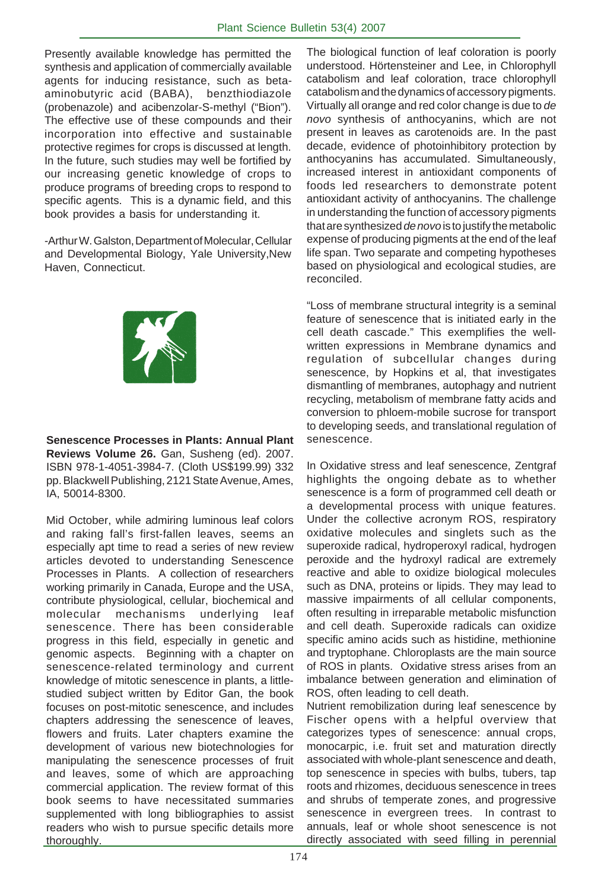Presently available knowledge has permitted the synthesis and application of commercially available agents for inducing resistance, such as beta-aminobutyric acid (BABA), benzthiodiazole (probenazole) and acibenzolar-S-methyl ("Bion"). The effective use of these compounds and their incorporation into effective and sustainable protective regimes for crops is discussed at length. In the future, such studies may well be fortified by our increasing genetic knowledge of crops to produce programs of breeding crops to respond to specific agents. This is a dynamic field, and this book provides a basis for understanding it.

-Arthur W. Galston, Department of Molecular, Cellular and Developmental Biology, Yale University, New Haven, Connecticut.

**Senescence Processes in Plants: Annual Plant Reviews Volume 26.** Gan, Susheng (ed). 2007. ISBN 978-1-4051-3984-7. (Cloth US$199.99) 332 pp. Blackwell Publishing, 2121 State Avenue, Ames, IA, 50014-8300.

Mid October, while admiring luminous leaf colors and raking fall's first-fallen leaves, seems an especially apt time to read a series of new review articles devoted to understanding Senescence Processes in Plants. A collection of researchers working primarily in Canada, Europe and the USA, contribute physiological, cellular, biochemical and molecular mechanisms underlying leaf senescence. There has been considerable progress in this field, especially in genetic and genomic aspects. Beginning with a chapter on senescence-related terminology and current knowledge of mitotic senescence in plants, a little-studied subject written by Editor Gan, the book focuses on post-mitotic senescence, and includes chapters addressing the senescence of leaves, flowers and fruits. Later chapters examine the development of various new biotechnologies for manipulating the senescence processes of fruit and leaves, some of which are approaching commercial application. The review format of this book seems to have necessitated summaries supplemented with long bibliographies to assist readers who wish to pursue specific details more thoroughly.

The biological function of leaf coloration is poorly understood. Hörtensteiner and Lee, in Chlorophyll catabolism and leaf coloration, trace chlorophyll catabolism and the dynamics of accessory pigments. Virtually all orange and red color change is due to *de novo* synthesis of anthocyanins, which are not present in leaves as carotenoids are. In the past decade, evidence of photoinhibitory protection by anthocyanins has accumulated. Simultaneously, increased interest in antioxidant components of foods led researchers to demonstrate potent antioxidant activity of anthocyanins. The challenge in understanding the function of accessory pigments that are synthesized *de novo* is to justify the metabolic expense of producing pigments at the end of the leaf life span. Two separate and competing hypotheses based on physiological and ecological studies, are reconciled.

"Loss of membrane structural integrity is a seminal feature of senescence that is initiated early in the cell death cascade." This exemplifies the well-written expressions in Membrane dynamics and regulation of subcellular changes during senescence, by Hopkins et al, that investigates dismantling of membranes, autophagy and nutrient recycling, metabolism of membrane fatty acids and conversion to phloem-mobile sucrose for transport to developing seeds, and translational regulation of senescence.

In Oxidative stress and leaf senescence, Zentgraf highlights the ongoing debate as to whether senescence is a form of programmed cell death or a developmental process with unique features. Under the collective acronym ROS, respiratory oxidative molecules and singlets such as the superoxide radical, hydroperoxyl radical, hydrogen peroxide and the hydroxyl radical are extremely reactive and able to oxidize biological molecules such as DNA, proteins or lipids. They may lead to massive impairments of all cellular components, often resulting in irreparable metabolic misfunction and cell death. Superoxide radicals can oxidize specific amino acids such as histidine, methionine and tryptophane. Chloroplasts are the main source of ROS in plants. Oxidative stress arises from an imbalance between generation and elimination of ROS, often leading to cell death.

Nutrient remobilization during leaf senescence by Fischer opens with a helpful overview that categorizes types of senescence: annual crops, monocarpic, i.e. fruit set and maturation directly associated with whole-plant senescence and death, top senescence in species with bulbs, tubers, tap roots and rhizomes, deciduous senescence in trees and shrubs of temperate zones, and progressive senescence in evergreen trees. In contrast to annuals, leaf or whole shoot senescence is not directly associated with seed filling in perennial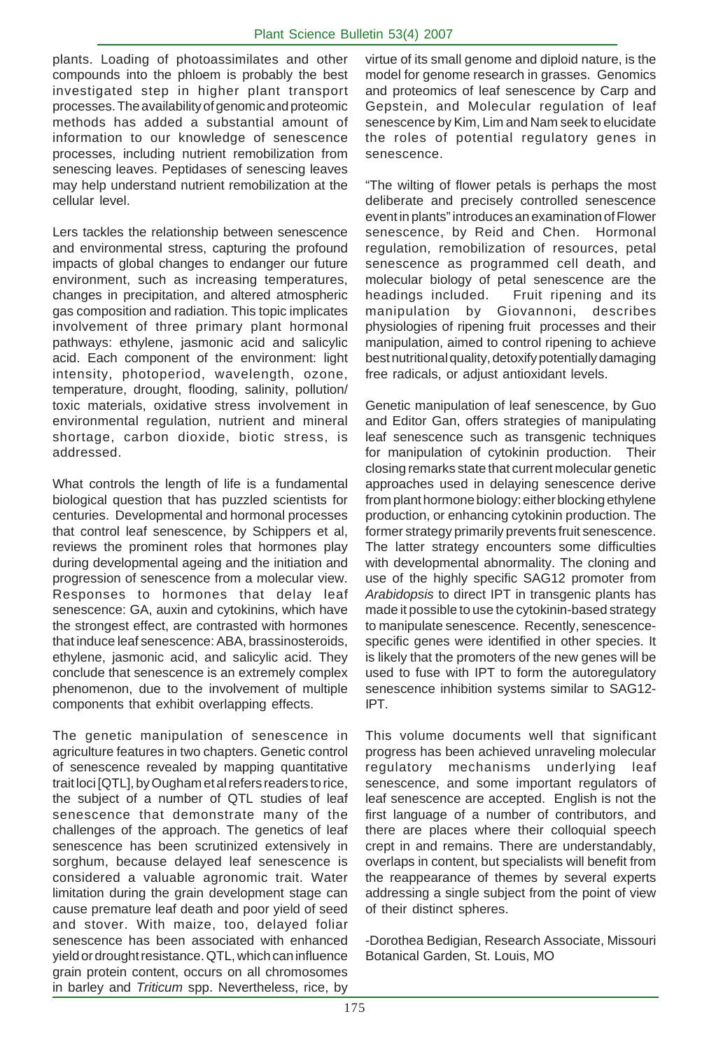plants. Loading of photoassimilates and other compounds into the phloem is probably the best investigated step in higher plant transport processes. The availability of genomic and proteomic methods has added a substantial amount of information to our knowledge of senescence processes, including nutrient remobilization from senescing leaves. Peptidases of senescing leaves may help understand nutrient remobilization at the cellular level.

Lers tackles the relationship between senescence and environmental stress, capturing the profound impacts of global changes to endanger our future environment, such as increasing temperatures, changes in precipitation, and altered atmospheric gas composition and radiation. This topic implicates involvement of three primary plant hormonal pathways: ethylene, jasmonic acid and salicylic acid. Each component of the environment: light intensity, photoperiod, wavelength, ozone, temperature, drought, flooding, salinity, pollution/ toxic materials, oxidative stress involvement in environmental regulation, nutrient and mineral shortage, carbon dioxide, biotic stress, is addressed.

What controls the length of life is a fundamental biological question that has puzzled scientists for centuries. Developmental and hormonal processes that control leaf senescence, by Schippers et al, reviews the prominent roles that hormones play during developmental ageing and the initiation and progression of senescence from a molecular view. Responses to hormones that delay leaf senescence: GA, auxin and cytokinins, which have the strongest effect, are contrasted with hormones that induce leaf senescence: ABA, brassinosteroids, ethylene, jasmonic acid, and salicylic acid. They conclude that senescence is an extremely complex phenomenon, due to the involvement of multiple components that exhibit overlapping effects.

The genetic manipulation of senescence in agriculture features in two chapters. Genetic control of senescence revealed by mapping quantitative trait loci [QTL], by Ougham et al refers readers to rice, the subject of a number of QTL studies of leaf senescence that demonstrate many of the challenges of the approach. The genetics of leaf senescence has been scrutinized extensively in sorghum, because delayed leaf senescence is considered a valuable agronomic trait. Water limitation during the grain development stage can cause premature leaf death and poor yield of seed and stover. With maize, too, delayed foliar senescence has been associated with enhanced yield or drought resistance. QTL, which can influence grain protein content, occurs on all chromosomes in barley and *Triticum* spp. Nevertheless, rice, by virtue of its small genome and diploid nature, is the model for genome research in grasses. Genomics and proteomics of leaf senescence by Carp and Gepstein, and Molecular regulation of leaf senescence by Kim, Lim and Nam seek to elucidate the roles of potential regulatory genes in senescence.

"The wilting of flower petals is perhaps the most deliberate and precisely controlled senescence event in plants" introduces an examination of Flower senescence, by Reid and Chen. Hormonal regulation, remobilization of resources, petal senescence as programmed cell death, and molecular biology of petal senescence are the headings included. Fruit ripening and its manipulation by Giovannoni, describes physiologies of ripening fruit processes and their manipulation, aimed to control ripening to achieve best nutritional quality, detoxify potentially damaging free radicals, or adjust antioxidant levels.

Genetic manipulation of leaf senescence, by Guo and Editor Gan, offers strategies of manipulating leaf senescence such as transgenic techniques for manipulation of cytokinin production. Their closing remarks state that current molecular genetic approaches used in delaying senescence derive from plant hormone biology: either blocking ethylene production, or enhancing cytokinin production. The former strategy primarily prevents fruit senescence. The latter strategy encounters some difficulties with developmental abnormality. The cloning and use of the highly specific SAG12 promoter from *Arabidopsis* to direct IPT in transgenic plants has made it possible to use the cytokinin-based strategy to manipulate senescence. Recently, senescence-specific genes were identified in other species. It is likely that the promoters of the new genes will be used to fuse with IPT to form the autoregulatory senescence inhibition systems similar to SAG12-IPT.

This volume documents well that significant progress has been achieved unraveling molecular regulatory mechanisms underlying leaf senescence, and some important regulators of leaf senescence are accepted. English is not the first language of a number of contributors, and there are places where their colloquial speech crept in and remains. There are understandably, overlaps in content, but specialists will benefit from the reappearance of themes by several experts addressing a single subject from the point of view of their distinct spheres.

-Dorothea Bedigian, Research Associate, Missouri Botanical Garden, St. Louis, MO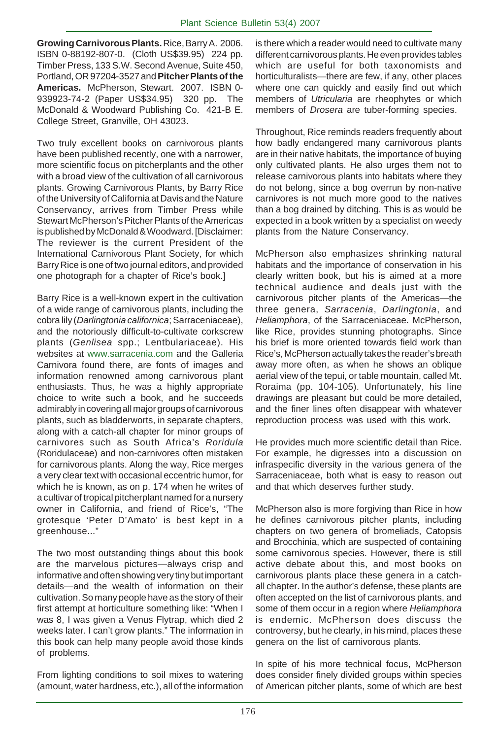**Growing Carnivorous Plants.** Rice, Barry A. 2006. ISBN 0-88192-807-0. (Cloth US$39.95) 224 pp. Timber Press, 133 S.W. Second Avenue, Suite 450, Portland, OR 97204-3527 and **Pitcher Plants of the Americas.** McPherson, Stewart. 2007. ISBN 0-939923-74-2 (Paper US$34.95) 320 pp. The McDonald & Woodward Publishing Co. 421-B E. College Street, Granville, OH 43023.

Two truly excellent books on carnivorous plants have been published recently, one with a narrower, more scientific focus on pitcherplants and the other with a broad view of the cultivation of all carnivorous plants. Growing Carnivorous Plants, by Barry Rice of the University of California at Davis and the Nature Conservancy, arrives from Timber Press while Stewart McPherson's Pitcher Plants of the Americas is published by McDonald & Woodward. [Disclaimer: The reviewer is the current President of the International Carnivorous Plant Society, for which Barry Rice is one of two journal editors, and provided one photograph for a chapter of Rice's book.]

Barry Rice is a well-known expert in the cultivation of a wide range of carnivorous plants, including the cobra lily (*Darlingtonia californica*; Sarraceniaceae), and the notoriously difficult-to-cultivate corkscrew plants (*Genlisea* spp.; Lentbulariaceae). His websites at www.sarracenia.com and the Galleria Carnivora found there, are fonts of images and information renowned among carnivorous plant enthusiasts. Thus, he was a highly appropriate choice to write such a book, and he succeeds admirably in covering all major groups of carnivorous plants, such as bladderworts, in separate chapters, along with a catch-all chapter for minor groups of carnivores such as South Africa's *Roridula* (Roridulaceae) and non-carnivores often mistaken for carnivorous plants. Along the way, Rice merges a very clear text with occasional eccentric humor, for which he is known, as on p. 174 when he writes of a cultivar of tropical pitcherplant named for a nursery owner in California, and friend of Rice's, "The grotesque 'Peter D'Amato' is best kept in a greenhouse..."

The two most outstanding things about this book are the marvelous pictures—always crisp and informative and often showing very tiny but important details—and the wealth of information on their cultivation. So many people have as the story of their first attempt at horticulture something like: "When I was 8, I was given a Venus Flytrap, which died 2 weeks later. I can't grow plants." The information in this book can help many people avoid those kinds of problems.

From lighting conditions to soil mixes to watering (amount, water hardness, etc.), all of the information is there which a reader would need to cultivate many different carnivorous plants. He even provides tables which are useful for both taxonomists and horticulturalists—there are few, if any, other places where one can quickly and easily find out which members of *Utricularia* are rheophytes or which members of *Drosera* are tuber-forming species.

Throughout, Rice reminds readers frequently about how badly endangered many carnivorous plants are in their native habitats, the importance of buying only cultivated plants. He also urges them not to release carnivorous plants into habitats where they do not belong, since a bog overrun by non-native carnivores is not much more good to the natives than a bog drained by ditching. This is as would be expected in a book written by a specialist on weedy plants from the Nature Conservancy.

McPherson also emphasizes shrinking natural habitats and the importance of conservation in his clearly written book, but his is aimed at a more technical audience and deals just with the carnivorous pitcher plants of the Americas—the three genera, *Sarracenia*, *Darlingtonia*, and *Heliamphora*, of the Sarraceniaceae. McPherson, like Rice, provides stunning photographs. Since his brief is more oriented towards field work than Rice's, McPherson actually takes the reader's breath away more often, as when he shows an oblique aerial view of the tepui, or table mountain, called Mt. Roraima (pp. 104-105). Unfortunately, his line drawings are pleasant but could be more detailed, and the finer lines often disappear with whatever reproduction process was used with this work.

He provides much more scientific detail than Rice. For example, he digresses into a discussion on infraspecific diversity in the various genera of the Sarraceniaceae, both what is easy to reason out and that which deserves further study.

McPherson also is more forgiving than Rice in how he defines carnivorous pitcher plants, including chapters on two genera of bromeliads, Catopsis and Brocchinia, which are suspected of containing some carnivorous species. However, there is still active debate about this, and most books on carnivorous plants place these genera in a catch-all chapter. In the author's defense, these plants are often accepted on the list of carnivorous plants, and some of them occur in a region where *Heliamphora* is endemic. McPherson does discuss the controversy, but he clearly, in his mind, places these genera on the list of carnivorous plants.

In spite of his more technical focus, McPherson does consider finely divided groups within species of American pitcher plants, some of which are best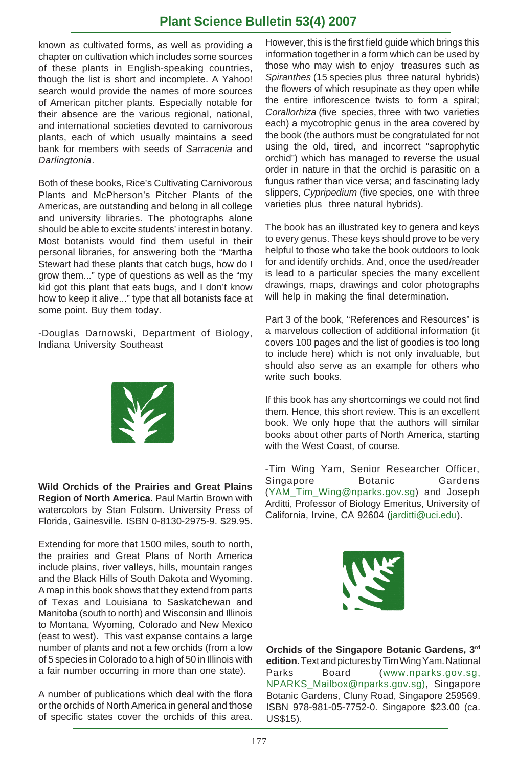known as cultivated forms, as well as providing a chapter on cultivation which includes some sources of these plants in English-speaking countries, though the list is short and incomplete. A Yahoo! search would provide the names of more sources of American pitcher plants. Especially notable for their absence are the various regional, national, and international societies devoted to carnivorous plants, each of which usually maintains a seed bank for members with seeds of *Sarracenia* and *Darlingtonia*.

Both of these books, Rice's Cultivating Carnivorous Plants and McPherson's Pitcher Plants of the Americas, are outstanding and belong in all college and university libraries. The photographs alone should be able to excite students' interest in botany. Most botanists would find them useful in their personal libraries, for answering both the "Martha Stewart had these plants that catch bugs, how do I grow them..." type of questions as well as the "my kid got this plant that eats bugs, and I don't know how to keep it alive..." type that all botanists face at some point. Buy them today.

-Douglas Darnowski, Department of Biology, Indiana University Southeast

**Wild Orchids of the Prairies and Great Plains Region of North America.** Paul Martin Brown with watercolors by Stan Folsom. University Press of Florida, Gainesville. ISBN 0-8130-2975-9. $29.95.

Extending for more that 1500 miles, south to north, the prairies and Great Plans of North America include plains, river valleys, hills, mountain ranges and the Black Hills of South Dakota and Wyoming. A map in this book shows that they extend from parts of Texas and Louisiana to Saskatchewan and Manitoba (south to north) and Wisconsin and Illinois to Montana, Wyoming, Colorado and New Mexico (east to west). This vast expanse contains a large number of plants and not a few orchids (from a low of 5 species in Colorado to a high of 50 in Illinois with a fair number occurring in more than one state).

A number of publications which deal with the flora or the orchids of North America in general and those of specific states cover the orchids of this area. However, this is the first field guide which brings this information together in a form which can be used by those who may wish to enjoy treasures such as *Spiranthes* (15 species plus three natural hybrids) the flowers of which resupinate as they open while the entire inflorescence twists to form a spiral; *Corallorhiza* (five species, three with two varieties each) a mycotrophic genus in the area covered by the book (the authors must be congratulated for not using the old, tired, and incorrect "saprophytic orchid") which has managed to reverse the usual order in nature in that the orchid is parasitic on a fungus rather than vice versa; and fascinating lady slippers, *Cypripedium* (five species, one with three varieties plus three natural hybrids).

The book has an illustrated key to genera and keys to every genus. These keys should prove to be very helpful to those who take the book outdoors to look for and identify orchids. And, once the used/reader is lead to a particular species the many excellent drawings, maps, drawings and color photographs will help in making the final determination.

Part 3 of the book, "References and Resources" is a marvelous collection of additional information (it covers 100 pages and the list of goodies is too long to include here) which is not only invaluable, but should also serve as an example for others who write such books.

If this book has any shortcomings we could not find them. Hence, this short review. This is an excellent book. We only hope that the authors will similar books about other parts of North America, starting with the West Coast, of course.

-Tim Wing Yam, Senior Researcher Officer, Singapore Botanic Gardens (YAM_Tim_Wing@nparks.gov.sg) and Joseph Arditti, Professor of Biology Emeritus, University of California, Irvine, CA 92604 (jarditti@uci.edu).

**Orchids of the Singapore Botanic Gardens, 3rd edition.** Text and pictures by Tim Wing Yam. National Parks Board (www.nparks.gov.sg, NPARKS_Mailbox@nparks.gov.sg), Singapore Botanic Gardens, Cluny Road, Singapore 259569. ISBN 978-981-05-7752-0. Singapore $23.00 (ca. US$15).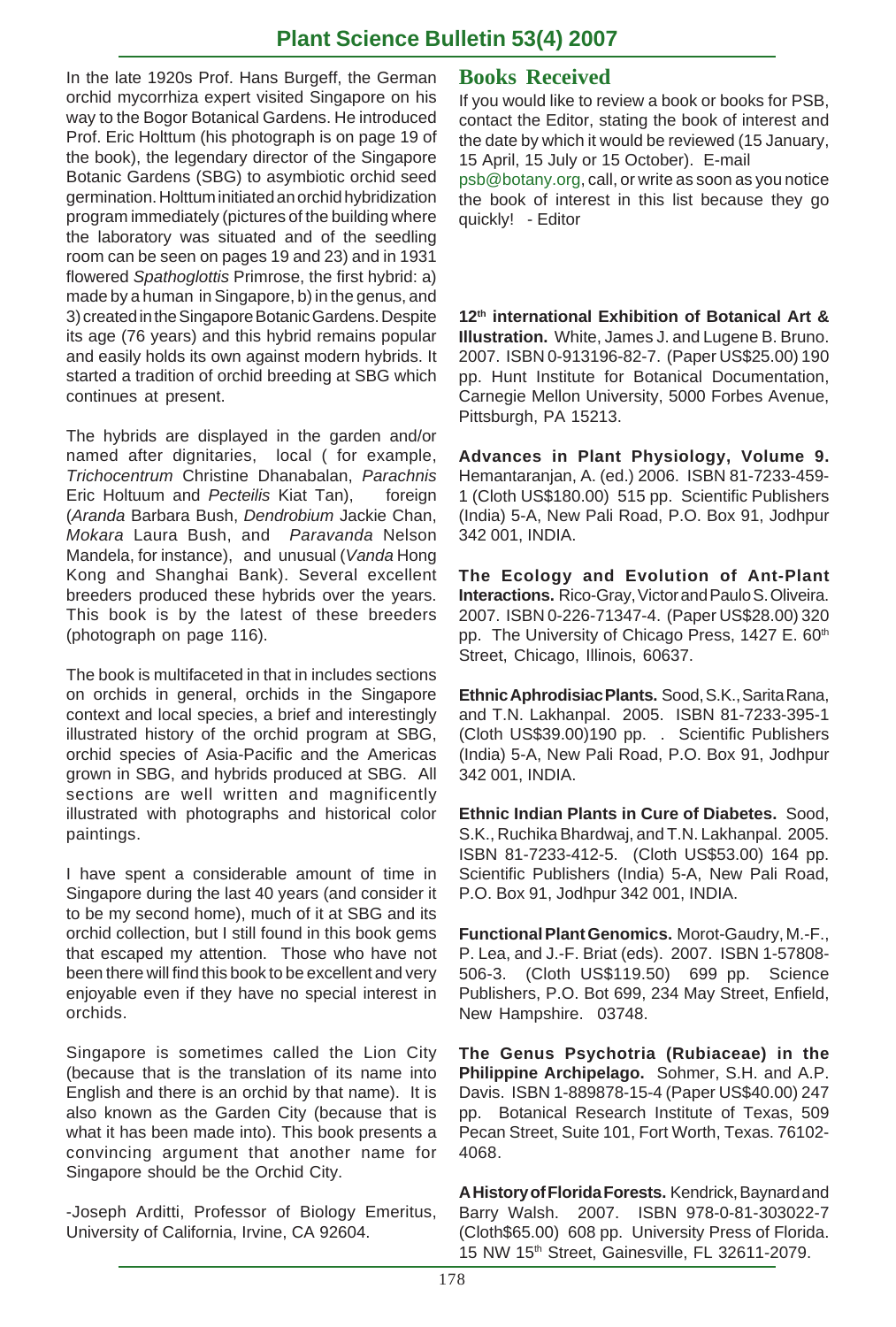In the late 1920s Prof. Hans Burgeff, the German orchid mycorrhiza expert visited Singapore on his way to the Bogor Botanical Gardens. He introduced Prof. Eric Holttum (his photograph is on page 19 of the book), the legendary director of the Singapore Botanic Gardens (SBG) to asymbiotic orchid seed germination. Holttum initiated an orchid hybridization program immediately (pictures of the building where the laboratory was situated and of the seedling room can be seen on pages 19 and 23) and in 1931 flowered *Spathoglottis* Primrose, the first hybrid: a) made by a human in Singapore, b) in the genus, and 3) created in the Singapore Botanic Gardens. Despite its age (76 years) and this hybrid remains popular and easily holds its own against modern hybrids. It started a tradition of orchid breeding at SBG which continues at present.

The hybrids are displayed in the garden and/or named after dignitaries, local ( for example, *Trichocentrum* Christine Dhanabalan, *Parachnis* Eric Holtuum and *Pecteilis* Kiat Tan), foreign (*Aranda* Barbara Bush, *Dendrobium* Jackie Chan, *Mokara* Laura Bush, and *Paravanda* Nelson Mandela, for instance), and unusual (*Vanda* Hong Kong and Shanghai Bank). Several excellent breeders produced these hybrids over the years. This book is by the latest of these breeders (photograph on page 116).

The book is multifaceted in that in includes sections on orchids in general, orchids in the Singapore context and local species, a brief and interestingly illustrated history of the orchid program at SBG, orchid species of Asia-Pacific and the Americas grown in SBG, and hybrids produced at SBG. All sections are well written and magnificently illustrated with photographs and historical color paintings.

I have spent a considerable amount of time in Singapore during the last 40 years (and consider it to be my second home), much of it at SBG and its orchid collection, but I still found in this book gems that escaped my attention. Those who have not been there will find this book to be excellent and very enjoyable even if they have no special interest in orchids.

Singapore is sometimes called the Lion City (because that is the translation of its name into English and there is an orchid by that name). It is also known as the Garden City (because that is what it has been made into). This book presents a convincing argument that another name for Singapore should be the Orchid City.

-Joseph Arditti, Professor of Biology Emeritus, University of California, Irvine, CA 92604.

## Books Received

If you would like to review a book or books for PSB, contact the Editor, stating the book of interest and the date by which it would be reviewed (15 January, 15 April, 15 July or 15 October). E-mail psb@botany.org, call, or write as soon as you notice the book of interest in this list because they go quickly! - Editor

**12th international Exhibition of Botanical Art & Illustration.** White, James J. and Lugene B. Bruno. 2007. ISBN 0-913196-82-7. (Paper US$25.00) 190 pp. Hunt Institute for Botanical Documentation, Carnegie Mellon University, 5000 Forbes Avenue, Pittsburgh, PA 15213.

**Advances in Plant Physiology, Volume 9.** Hemantaranjan, A. (ed.) 2006. ISBN 81-7233-459-1 (Cloth US$180.00) 515 pp. Scientific Publishers (India) 5-A, New Pali Road, P.O. Box 91, Jodhpur 342 001, INDIA.

**The Ecology and Evolution of Ant-Plant Interactions.** Rico-Gray, Victor and Paulo S. Oliveira. 2007. ISBN 0-226-71347-4. (Paper US$28.00) 320 pp. The University of Chicago Press, 1427 E. 60th Street, Chicago, Illinois, 60637.

**Ethnic Aphrodisiac Plants.** Sood, S.K., Sarita Rana, and T.N. Lakhanpal. 2005. ISBN 81-7233-395-1 (Cloth US$39.00)190 pp. . Scientific Publishers (India) 5-A, New Pali Road, P.O. Box 91, Jodhpur 342 001, INDIA.

**Ethnic Indian Plants in Cure of Diabetes.** Sood, S.K., Ruchika Bhardwaj, and T.N. Lakhanpal. 2005. ISBN 81-7233-412-5. (Cloth US$53.00) 164 pp. Scientific Publishers (India) 5-A, New Pali Road, P.O. Box 91, Jodhpur 342 001, INDIA.

**Functional Plant Genomics.** Morot-Gaudry, M.-F., P. Lea, and J.-F. Briat (eds). 2007. ISBN 1-57808-506-3. (Cloth US$119.50) 699 pp. Science Publishers, P.O. Bot 699, 234 May Street, Enfield, New Hampshire. 03748.

**The Genus Psychotria (Rubiaceae) in the Philippine Archipelago.** Sohmer, S.H. and A.P. Davis. ISBN 1-889878-15-4 (Paper US$40.00) 247 pp. Botanical Research Institute of Texas, 509 Pecan Street, Suite 101, Fort Worth, Texas. 76102-4068.

**A History of Florida Forests.** Kendrick, Baynard and Barry Walsh. 2007. ISBN 978-0-81-303022-7 (Cloth$65.00) 608 pp. University Press of Florida. 15 NW 15th Street, Gainesville, FL 32611-2079.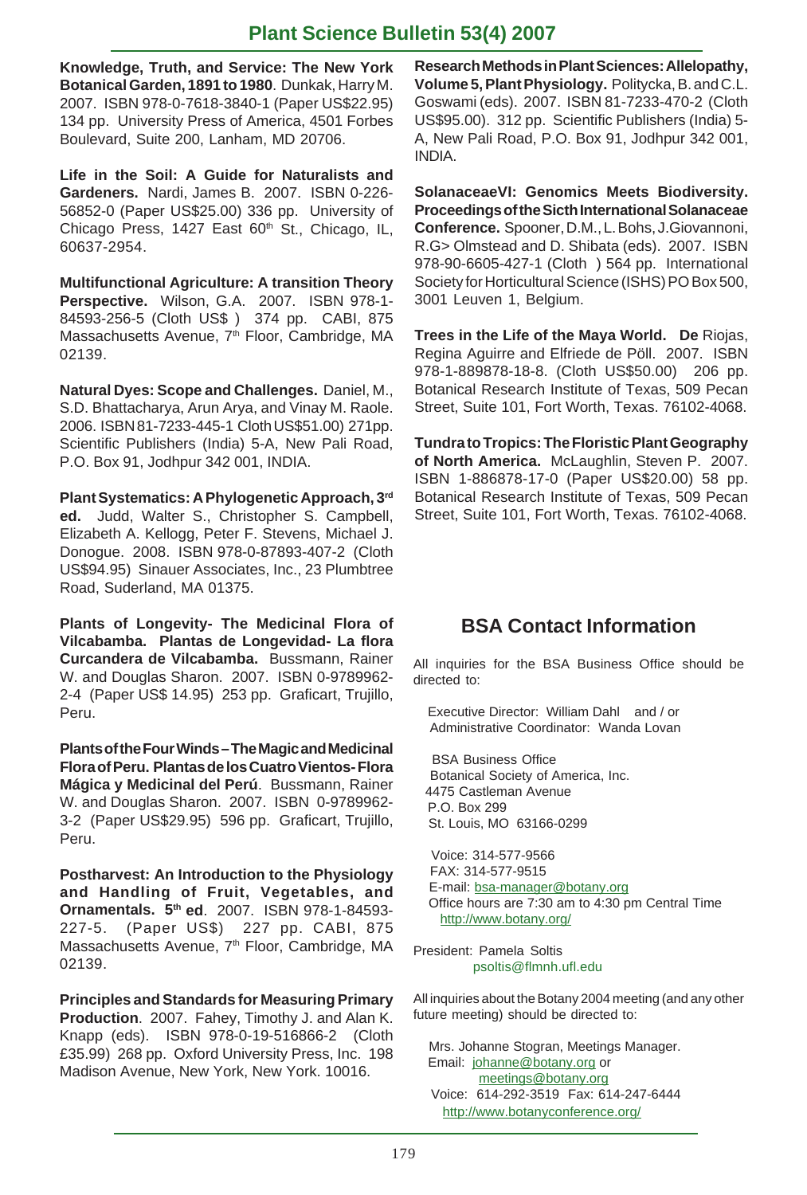**Knowledge, Truth, and Service: The New York Botanical Garden, 1891 to 1980**. Dunkak, Harry M. 2007. ISBN 978-0-7618-3840-1 (Paper US$22.95) 134 pp. University Press of America, 4501 Forbes Boulevard, Suite 200, Lanham, MD 20706.

**Life in the Soil: A Guide for Naturalists and Gardeners.** Nardi, James B. 2007. ISBN 0-226-56852-0 (Paper US$25.00) 336 pp. University of Chicago Press, 1427 East 60th St., Chicago, IL, 60637-2954.

**Multifunctional Agriculture: A transition Theory Perspective.** Wilson, G.A. 2007. ISBN 978-1-84593-256-5 (Cloth US$ ) 374 pp. CABI, 875 Massachusetts Avenue, 7th Floor, Cambridge, MA 02139.

**Natural Dyes: Scope and Challenges.** Daniel, M., S.D. Bhattacharya, Arun Arya, and Vinay M. Raole. 2006. ISBN 81-7233-445-1 Cloth US$51.00) 271pp. Scientific Publishers (India) 5-A, New Pali Road, P.O. Box 91, Jodhpur 342 001, INDIA.

**Plant Systematics: A Phylogenetic Approach, 3rd ed.** Judd, Walter S., Christopher S. Campbell, Elizabeth A. Kellogg, Peter F. Stevens, Michael J. Donogue. 2008. ISBN 978-0-87893-407-2 (Cloth US$94.95) Sinauer Associates, Inc., 23 Plumbtree Road, Suderland, MA 01375.

**Plants of Longevity- The Medicinal Flora of Vilcabamba. Plantas de Longevidad- La flora Curcandera de Vilcabamba.** Bussmann, Rainer W. and Douglas Sharon. 2007. ISBN 0-9789962-2-4 (Paper US$ 14.95) 253 pp. Graficart, Trujillo, Peru.

**Plants of the Four Winds – The Magic and Medicinal Flora of Peru. Plantas de los Cuatro Vientos- Flora Mágica y Medicinal del Perú**. Bussmann, Rainer W. and Douglas Sharon. 2007. ISBN 0-9789962-3-2 (Paper US$29.95) 596 pp. Graficart, Trujillo, Peru.

**Postharvest: An Introduction to the Physiology and Handling of Fruit, Vegetables, and Ornamentals. 5th ed**. 2007. ISBN 978-1-84593-227-5. (Paper US$) 227 pp. CABI, 875 Massachusetts Avenue, 7th Floor, Cambridge, MA 02139.

**Principles and Standards for Measuring Primary Production**. 2007. Fahey, Timothy J. and Alan K. Knapp (eds). ISBN 978-0-19-516866-2 (Cloth £35.99) 268 pp. Oxford University Press, Inc. 198 Madison Avenue, New York, New York. 10016.

**Research Methods in Plant Sciences: Allelopathy, Volume 5, Plant Physiology.** Politycka, B. and C.L. Goswami (eds). 2007. ISBN 81-7233-470-2 (Cloth US$95.00). 312 pp. Scientific Publishers (India) 5-A, New Pali Road, P.O. Box 91, Jodhpur 342 001, INDIA.

**SolanaceaeVI: Genomics Meets Biodiversity. Proceedings of the Sicth International Solanaceae Conference.** Spooner, D.M., L. Bohs, J.Giovannoni, R.G> Olmstead and D. Shibata (eds). 2007. ISBN 978-90-6605-427-1 (Cloth ) 564 pp. International Society for Horticultural Science (ISHS) PO Box 500, 3001 Leuven 1, Belgium.

**Trees in the Life of the Maya World. De** Riojas, Regina Aguirre and Elfriede de Pöll. 2007. ISBN 978-1-889878-18-8. (Cloth US$50.00) 206 pp. Botanical Research Institute of Texas, 509 Pecan Street, Suite 101, Fort Worth, Texas. 76102-4068.

**Tundra to Tropics: The Floristic Plant Geography of North America.** McLaughlin, Steven P. 2007. ISBN 1-886878-17-0 (Paper US$20.00) 58 pp. Botanical Research Institute of Texas, 509 Pecan Street, Suite 101, Fort Worth, Texas. 76102-4068.

## BSA Contact Information

All inquiries for the BSA Business Office should be directed to:

Executive Director: William Dahl and / or
Administrative Coordinator: Wanda Lovan

BSA Business Office
Botanical Society of America, Inc.
4475 Castleman Avenue
P.O. Box 299
St. Louis, MO 63166-0299

Voice: 314-577-9566
FAX: 314-577-9515
E-mail: bsa-manager@botany.org
Office hours are 7:30 am to 4:30 pm Central Time
http://www.botany.org/

President: Pamela Soltis
psoltis@flmnh.ufl.edu

All inquiries about the Botany 2004 meeting (and any other future meeting) should be directed to:

Mrs. Johanne Stogran, Meetings Manager.
Email: johanne@botany.org or
meetings@botany.org
Voice: 614-292-3519 Fax: 614-247-6444
http://www.botanyconference.org/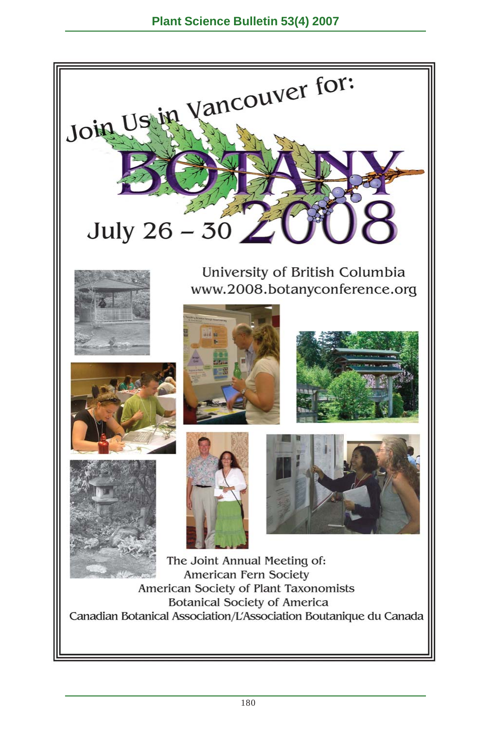Join Us in Vancouver for:

# BOTANY 2008

July 26 – 30

University of British Columbia
www.2008.botanyconference.org

The Joint Annual Meeting of:
American Fern Society
American Society of Plant Taxonomists
Botanical Society of America
Canadian Botanical Association/L'Association Boutanique du Canada